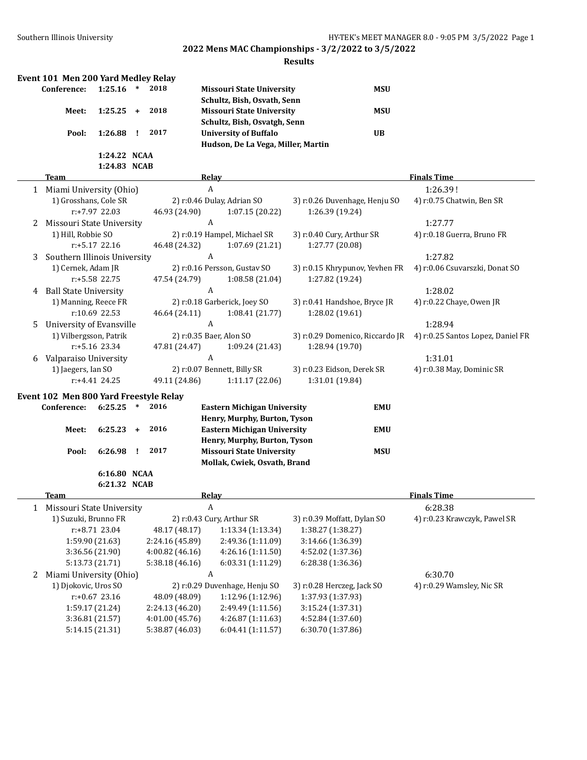## 2022 Mens MAC Championships - 3/2/2022 to 3/5/2022

### Results

#### Event 101 Men 200 Yard Medley Relay

| | | | | | |
|---|---|---|---|---|---|
| Conference: | 1:25.16 | * | 2018 | Missouri State University<br>Schultz, Bish, Osvath, Senn | MSU |
| Meet: | 1:25.25 | + | 2018 | Missouri State University<br>Schultz, Bish, Osvatgh, Senn | MSU |
| Pool: | 1:26.88 | ! | 2017 | University of Buffalo<br>Hudson, De La Vega, Miller, Martin | UB |
| | 1:24.22 | NCAA | | | |
| | 1:24.83 | NCAB | | | |

| | Team | Relay | | | Finals Time |
|---|---|---|---|---|---|
| 1 | Miami University (Ohio) | A | | | 1:26.39 ! |
| | 1) Grosshans, Cole SR | 2) r:0.46 Dulay, Adrian SO | 3) r:0.26 Duvenhage, Henju SO | 4) r:0.75 Chatwin, Ben SR | |
| | r:+7.97 22.03 | 46.93 (24.90) | 1:07.15 (20.22) | 1:26.39 (19.24) | |
| 2 | Missouri State University | A | | | 1:27.77 |
| | 1) Hill, Robbie SO | 2) r:0.19 Hampel, Michael SR | 3) r:0.40 Cury, Arthur SR | 4) r:0.18 Guerra, Bruno FR | |
| | r:+5.17 22.16 | 46.48 (24.32) | 1:07.69 (21.21) | 1:27.77 (20.08) | |
| 3 | Southern Illinois University | A | | | 1:27.82 |
| | 1) Cernek, Adam JR | 2) r:0.16 Persson, Gustav SO | 3) r:0.15 Khrypunov, Yevhen FR | 4) r:0.06 Csuvarszki, Donat SO | |
| | r:+5.58 22.75 | 47.54 (24.79) | 1:08.58 (21.04) | 1:27.82 (19.24) | |
| 4 | Ball State University | A | | | 1:28.02 |
| | 1) Manning, Reece FR | 2) r:0.18 Garberick, Joey SO | 3) r:0.41 Handshoe, Bryce JR | 4) r:0.22 Chaye, Owen JR | |
| | r:10.69 22.53 | 46.64 (24.11) | 1:08.41 (21.77) | 1:28.02 (19.61) | |
| 5 | University of Evansville | A | | | 1:28.94 |
| | 1) Vilbergsson, Patrik | 2) r:0.35 Baer, Alon SO | 3) r:0.29 Domenico, Riccardo JR | 4) r:0.25 Santos Lopez, Daniel FR | |
| | r:+5.16 23.34 | 47.81 (24.47) | 1:09.24 (21.43) | 1:28.94 (19.70) | |
| 6 | Valparaiso University | A | | | 1:31.01 |
| | 1) Jaegers, Ian SO | 2) r:0.07 Bennett, Billy SR | 3) r:0.23 Eidson, Derek SR | 4) r:0.38 May, Dominic SR | |
| | r:+4.41 24.25 | 49.11 (24.86) | 1:11.17 (22.06) | 1:31.01 (19.84) | |

#### Event 102 Men 800 Yard Freestyle Relay

| | | | | | |
|---|---|---|---|---|---|
| Conference: | 6:25.25 | * | 2016 | Eastern Michigan University<br>Henry, Murphy, Burton, Tyson | EMU |
| Meet: | 6:25.23 | + | 2016 | Eastern Michigan University<br>Henry, Murphy, Burton, Tyson | EMU |
| Pool: | 6:26.98 | ! | 2017 | Missouri State University<br>Mollak, Cwiek, Osvath, Brand | MSU |
| | 6:16.80 | NCAA | | | |
| | 6:21.32 | NCAB | | | |

| | Team | Relay | | | Finals Time |
|---|---|---|---|---|---|
| 1 | Missouri State University | A | | | 6:28.38 |
| | 1) Suzuki, Brunno FR | 2) r:0.43 Cury, Arthur SR | 3) r:0.39 Moffatt, Dylan SO | 4) r:0.23 Krawczyk, Pawel SR | |
| | r:+8.71 23.04 | 48.17 (48.17) | 1:13.34 (1:13.34) | 1:38.27 (1:38.27) | |
| | 1:59.90 (21.63) | 2:24.16 (45.89) | 2:49.36 (1:11.09) | 3:14.66 (1:36.39) | |
| | 3:36.56 (21.90) | 4:00.82 (46.16) | 4:26.16 (1:11.50) | 4:52.02 (1:37.36) | |
| | 5:13.73 (21.71) | 5:38.18 (46.16) | 6:03.31 (1:11.29) | 6:28.38 (1:36.36) | |
| 2 | Miami University (Ohio) | A | | | 6:30.70 |
| | 1) Djokovic, Uros SO | 2) r:0.29 Duvenhage, Henju SO | 3) r:0.28 Herczeg, Jack SO | 4) r:0.29 Wamsley, Nic SR | |
| | r:+0.67 23.16 | 48.09 (48.09) | 1:12.96 (1:12.96) | 1:37.93 (1:37.93) | |
| | 1:59.17 (21.24) | 2:24.13 (46.20) | 2:49.49 (1:11.56) | 3:15.24 (1:37.31) | |
| | 3:36.81 (21.57) | 4:01.00 (45.76) | 4:26.87 (1:11.63) | 4:52.84 (1:37.60) | |
| | 5:14.15 (21.31) | 5:38.87 (46.03) | 6:04.41 (1:11.57) | 6:30.70 (1:37.86) | |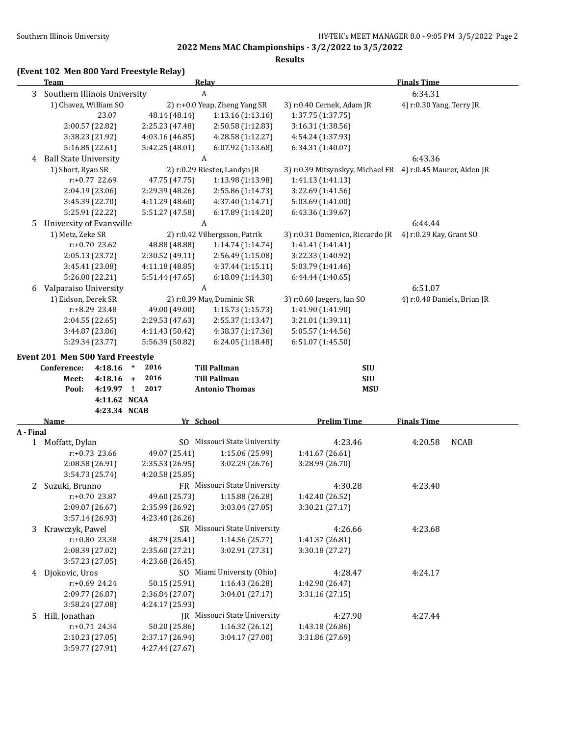2022 Mens MAC Championships - 3/2/2022 to 3/5/2022

Results

**(Event 102 Men 800 Yard Freestyle Relay)**

| | Team | Relay | | Finals Time |
|---|---|---|---|---|
| 3 | Southern Illinois University | A | | 6:34.31 |

1) Chavez, William SO — 2) r:+0.0 Yeap, Zheng Yang SR — 3) r:0.40 Cernek, Adam JR — 4) r:0.30 Yang, Terry JR

| | | | |
|---|---|---|---|
| 23.07 | 48.14 (48.14) | 1:13.16 (1:13.16) | 1:37.75 (1:37.75) |
| 2:00.57 (22.82) | 2:25.23 (47.48) | 2:50.58 (1:12.83) | 3:16.31 (1:38.56) |
| 3:38.23 (21.92) | 4:03.16 (46.85) | 4:28.58 (1:12.27) | 4:54.24 (1:37.93) |
| 5:16.85 (22.61) | 5:42.25 (48.01) | 6:07.92 (1:13.68) | 6:34.31 (1:40.07) |

| | Team | Relay | | Finals Time |
|---|---|---|---|---|
| 4 | Ball State University | A | | 6:43.36 |

1) Short, Ryan SR — 2) r:0.29 Riester, Landyn JR — 3) r:0.39 Mitsynskyy, Michael FR — 4) r:0.45 Maurer, Aiden JR

| | | | |
|---|---|---|---|
| r:+0.77 22.69 | 47.75 (47.75) | 1:13.98 (1:13.98) | 1:41.13 (1:41.13) |
| 2:04.19 (23.06) | 2:29.39 (48.26) | 2:55.86 (1:14.73) | 3:22.69 (1:41.56) |
| 3:45.39 (22.70) | 4:11.29 (48.60) | 4:37.40 (1:14.71) | 5:03.69 (1:41.00) |
| 5:25.91 (22.22) | 5:51.27 (47.58) | 6:17.89 (1:14.20) | 6:43.36 (1:39.67) |

| | Team | Relay | | Finals Time |
|---|---|---|---|---|
| 5 | University of Evansville | A | | 6:44.44 |

1) Metz, Zeke SR — 2) r:0.42 Vilbergsson, Patrik — 3) r:0.31 Domenico, Riccardo JR — 4) r:0.29 Kay, Grant SO

| | | | |
|---|---|---|---|
| r:+0.70 23.62 | 48.88 (48.88) | 1:14.74 (1:14.74) | 1:41.41 (1:41.41) |
| 2:05.13 (23.72) | 2:30.52 (49.11) | 2:56.49 (1:15.08) | 3:22.33 (1:40.92) |
| 3:45.41 (23.08) | 4:11.18 (48.85) | 4:37.44 (1:15.11) | 5:03.79 (1:41.46) |
| 5:26.00 (22.21) | 5:51.44 (47.65) | 6:18.09 (1:14.30) | 6:44.44 (1:40.65) |

| | Team | Relay | | Finals Time |
|---|---|---|---|---|
| 6 | Valparaiso University | A | | 6:51.07 |

1) Eidson, Derek SR — 2) r:0.39 May, Dominic SR — 3) r:0.60 Jaegers, Ian SO — 4) r:0.40 Daniels, Brian JR

| | | | |
|---|---|---|---|
| r:+8.29 23.48 | 49.00 (49.00) | 1:15.73 (1:15.73) | 1:41.90 (1:41.90) |
| 2:04.55 (22.65) | 2:29.53 (47.63) | 2:55.37 (1:13.47) | 3:21.01 (1:39.11) |
| 3:44.87 (23.86) | 4:11.43 (50.42) | 4:38.37 (1:17.36) | 5:05.57 (1:44.56) |
| 5:29.34 (23.77) | 5:56.39 (50.82) | 6:24.05 (1:18.48) | 6:51.07 (1:45.50) |

**Event 201 Men 500 Yard Freestyle**

| | | | | | |
|---|---|---|---|---|---|
| **Conference:** | **4:18.16** | * | **2016** | **Till Pallman** | **SIU** |
| **Meet:** | **4:18.16** | + | **2016** | **Till Pallman** | **SIU** |
| **Pool:** | **4:19.97** | ! | **2017** | **Antonio Thomas** | **MSU** |
| | **4:11.62** | **NCAA** | | | |
| | **4:23.34** | **NCAB** | | | |

**A - Final**

| | Name | Yr | School | Prelim Time | Finals Time | |
|---|---|---|---|---|---|---|
| 1 | Moffatt, Dylan | SO | Missouri State University | 4:23.46 | 4:20.58 | NCAB |

| | | | |
|---|---|---|---|
| r:+0.73 23.66 | 49.07 (25.41) | 1:15.06 (25.99) | 1:41.67 (26.61) |
| 2:08.58 (26.91) | 2:35.53 (26.95) | 3:02.29 (26.76) | 3:28.99 (26.70) |
| 3:54.73 (25.74) | 4:20.58 (25.85) | | |

| | Name | Yr | School | Prelim Time | Finals Time |
|---|---|---|---|---|---|
| 2 | Suzuki, Brunno | FR | Missouri State University | 4:30.28 | 4:23.40 |

| | | | |
|---|---|---|---|
| r:+0.70 23.87 | 49.60 (25.73) | 1:15.88 (26.28) | 1:42.40 (26.52) |
| 2:09.07 (26.67) | 2:35.99 (26.92) | 3:03.04 (27.05) | 3:30.21 (27.17) |
| 3:57.14 (26.93) | 4:23.40 (26.26) | | |

| | Name | Yr | School | Prelim Time | Finals Time |
|---|---|---|---|---|---|
| 3 | Krawczyk, Pawel | SR | Missouri State University | 4:26.66 | 4:23.68 |

| | | | |
|---|---|---|---|
| r:+0.80 23.38 | 48.79 (25.41) | 1:14.56 (25.77) | 1:41.37 (26.81) |
| 2:08.39 (27.02) | 2:35.60 (27.21) | 3:02.91 (27.31) | 3:30.18 (27.27) |
| 3:57.23 (27.05) | 4:23.68 (26.45) | | |

| | Name | Yr | School | Prelim Time | Finals Time |
|---|---|---|---|---|---|
| 4 | Djokovic, Uros | SO | Miami University (Ohio) | 4:28.47 | 4:24.17 |

| | | | |
|---|---|---|---|
| r:+0.69 24.24 | 50.15 (25.91) | 1:16.43 (26.28) | 1:42.90 (26.47) |
| 2:09.77 (26.87) | 2:36.84 (27.07) | 3:04.01 (27.17) | 3:31.16 (27.15) |
| 3:58.24 (27.08) | 4:24.17 (25.93) | | |

| | Name | Yr | School | Prelim Time | Finals Time |
|---|---|---|---|---|---|
| 5 | Hill, Jonathan | JR | Missouri State University | 4:27.90 | 4:27.44 |

| | | | |
|---|---|---|---|
| r:+0.71 24.34 | 50.20 (25.86) | 1:16.32 (26.12) | 1:43.18 (26.86) |
| 2:10.23 (27.05) | 2:37.17 (26.94) | 3:04.17 (27.00) | 3:31.86 (27.69) |
| 3:59.77 (27.91) | 4:27.44 (27.67) | | |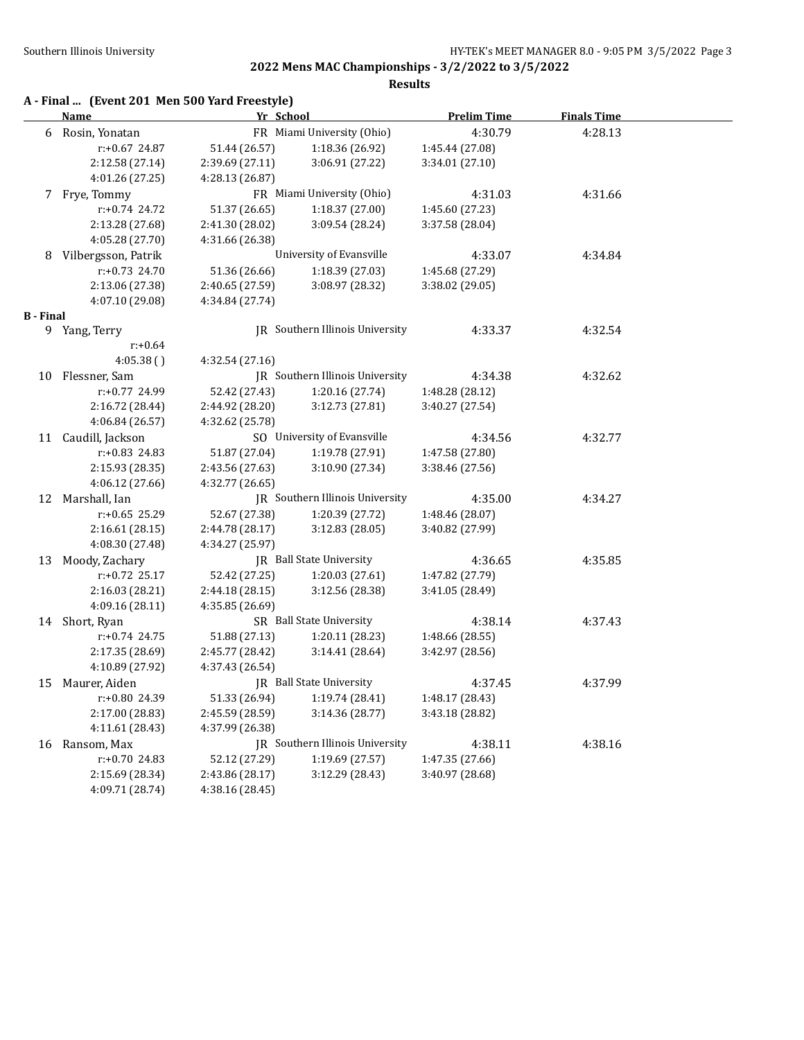## 2022 Mens MAC Championships - 3/2/2022 to 3/5/2022

### Results

**A - Final ... (Event 201 Men 500 Yard Freestyle)**

| | Name | Yr | School | Prelim Time | Finals Time |
|---|---|---|---|---|---|
| 6 | Rosin, Yonatan | FR | Miami University (Ohio) | 4:30.79 | 4:28.13 |
| | r:+0.67 24.87 | 51.44 (26.57) | 1:18.36 (26.92) | 1:45.44 (27.08) | |
| | 2:12.58 (27.14) | 2:39.69 (27.11) | 3:06.91 (27.22) | 3:34.01 (27.10) | |
| | 4:01.26 (27.25) | 4:28.13 (26.87) | | | |
| 7 | Frye, Tommy | FR | Miami University (Ohio) | 4:31.03 | 4:31.66 |
| | r:+0.74 24.72 | 51.37 (26.65) | 1:18.37 (27.00) | 1:45.60 (27.23) | |
| | 2:13.28 (27.68) | 2:41.30 (28.02) | 3:09.54 (28.24) | 3:37.58 (28.04) | |
| | 4:05.28 (27.70) | 4:31.66 (26.38) | | | |
| 8 | Vilbergsson, Patrik | | University of Evansville | 4:33.07 | 4:34.84 |
| | r:+0.73 24.70 | 51.36 (26.66) | 1:18.39 (27.03) | 1:45.68 (27.29) | |
| | 2:13.06 (27.38) | 2:40.65 (27.59) | 3:08.97 (28.32) | 3:38.02 (29.05) | |
| | 4:07.10 (29.08) | 4:34.84 (27.74) | | | |

**B - Final**

| | Name | Yr | School | Prelim Time | Finals Time |
|---|---|---|---|---|---|
| 9 | Yang, Terry | JR | Southern Illinois University | 4:33.37 | 4:32.54 |
| | r:+0.64 | | | | |
| | 4:05.38 ( ) | 4:32.54 (27.16) | | | |
| 10 | Flessner, Sam | JR | Southern Illinois University | 4:34.38 | 4:32.62 |
| | r:+0.77 24.99 | 52.42 (27.43) | 1:20.16 (27.74) | 1:48.28 (28.12) | |
| | 2:16.72 (28.44) | 2:44.92 (28.20) | 3:12.73 (27.81) | 3:40.27 (27.54) | |
| | 4:06.84 (26.57) | 4:32.62 (25.78) | | | |
| 11 | Caudill, Jackson | SO | University of Evansville | 4:34.56 | 4:32.77 |
| | r:+0.83 24.83 | 51.87 (27.04) | 1:19.78 (27.91) | 1:47.58 (27.80) | |
| | 2:15.93 (28.35) | 2:43.56 (27.63) | 3:10.90 (27.34) | 3:38.46 (27.56) | |
| | 4:06.12 (27.66) | 4:32.77 (26.65) | | | |
| 12 | Marshall, Ian | JR | Southern Illinois University | 4:35.00 | 4:34.27 |
| | r:+0.65 25.29 | 52.67 (27.38) | 1:20.39 (27.72) | 1:48.46 (28.07) | |
| | 2:16.61 (28.15) | 2:44.78 (28.17) | 3:12.83 (28.05) | 3:40.82 (27.99) | |
| | 4:08.30 (27.48) | 4:34.27 (25.97) | | | |
| 13 | Moody, Zachary | JR | Ball State University | 4:36.65 | 4:35.85 |
| | r:+0.72 25.17 | 52.42 (27.25) | 1:20.03 (27.61) | 1:47.82 (27.79) | |
| | 2:16.03 (28.21) | 2:44.18 (28.15) | 3:12.56 (28.38) | 3:41.05 (28.49) | |
| | 4:09.16 (28.11) | 4:35.85 (26.69) | | | |
| 14 | Short, Ryan | SR | Ball State University | 4:38.14 | 4:37.43 |
| | r:+0.74 24.75 | 51.88 (27.13) | 1:20.11 (28.23) | 1:48.66 (28.55) | |
| | 2:17.35 (28.69) | 2:45.77 (28.42) | 3:14.41 (28.64) | 3:42.97 (28.56) | |
| | 4:10.89 (27.92) | 4:37.43 (26.54) | | | |
| 15 | Maurer, Aiden | JR | Ball State University | 4:37.45 | 4:37.99 |
| | r:+0.80 24.39 | 51.33 (26.94) | 1:19.74 (28.41) | 1:48.17 (28.43) | |
| | 2:17.00 (28.83) | 2:45.59 (28.59) | 3:14.36 (28.77) | 3:43.18 (28.82) | |
| | 4:11.61 (28.43) | 4:37.99 (26.38) | | | |
| 16 | Ransom, Max | JR | Southern Illinois University | 4:38.11 | 4:38.16 |
| | r:+0.70 24.83 | 52.12 (27.29) | 1:19.69 (27.57) | 1:47.35 (27.66) | |
| | 2:15.69 (28.34) | 2:43.86 (28.17) | 3:12.29 (28.43) | 3:40.97 (28.68) | |
| | 4:09.71 (28.74) | 4:38.16 (28.45) | | | |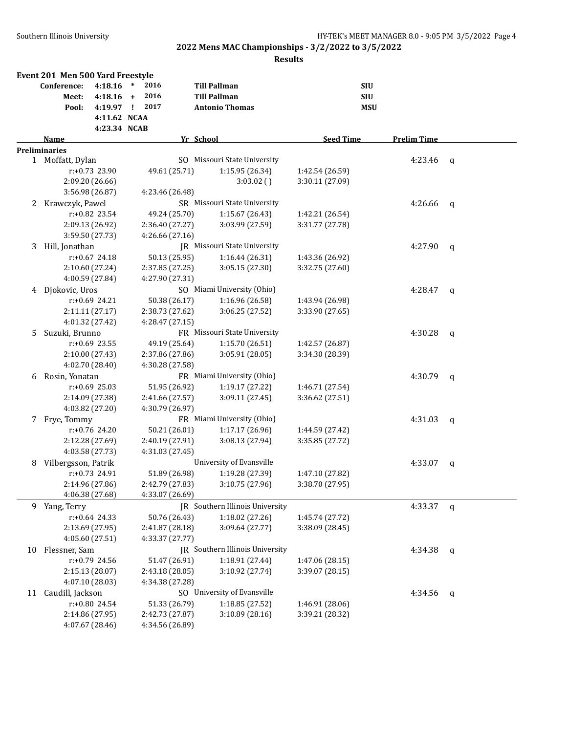## 2022 Mens MAC Championships - 3/2/2022 to 3/5/2022

### Results

**Event 201 Men 500 Yard Freestyle**

| | Time | | Year | Name | School |
|---|---|---|---|---|---|
| **Conference:** | 4:18.16 | * | 2016 | **Till Pallman** | **SIU** |
| **Meet:** | 4:18.16 | + | 2016 | **Till Pallman** | **SIU** |
| **Pool:** | 4:19.97 | ! | 2017 | **Antonio Thomas** | **MSU** |
| | 4:11.62 | NCAA | | | |
| | 4:23.34 | NCAB | | | |

| | Name | Yr | School | Seed Time | Prelim Time | |
|---|---|---|---|---|---|---|
| **Preliminaries** | | | | | | |
| 1 | Moffatt, Dylan | SO | Missouri State University | | 4:23.46 | q |
| | r:+0.73 23.90 | 49.61 (25.71) | 1:15.95 (26.34) | 1:42.54 (26.59) | | |
| | 2:09.20 (26.66) | | 3:03.02 ( ) | 3:30.11 (27.09) | | |
| | 3:56.98 (26.87) | 4:23.46 (26.48) | | | | |
| 2 | Krawczyk, Pawel | SR | Missouri State University | | 4:26.66 | q |
| | r:+0.82 23.54 | 49.24 (25.70) | 1:15.67 (26.43) | 1:42.21 (26.54) | | |
| | 2:09.13 (26.92) | 2:36.40 (27.27) | 3:03.99 (27.59) | 3:31.77 (27.78) | | |
| | 3:59.50 (27.73) | 4:26.66 (27.16) | | | | |
| 3 | Hill, Jonathan | JR | Missouri State University | | 4:27.90 | q |
| | r:+0.67 24.18 | 50.13 (25.95) | 1:16.44 (26.31) | 1:43.36 (26.92) | | |
| | 2:10.60 (27.24) | 2:37.85 (27.25) | 3:05.15 (27.30) | 3:32.75 (27.60) | | |
| | 4:00.59 (27.84) | 4:27.90 (27.31) | | | | |
| 4 | Djokovic, Uros | SO | Miami University (Ohio) | | 4:28.47 | q |
| | r:+0.69 24.21 | 50.38 (26.17) | 1:16.96 (26.58) | 1:43.94 (26.98) | | |
| | 2:11.11 (27.17) | 2:38.73 (27.62) | 3:06.25 (27.52) | 3:33.90 (27.65) | | |
| | 4:01.32 (27.42) | 4:28.47 (27.15) | | | | |
| 5 | Suzuki, Brunno | FR | Missouri State University | | 4:30.28 | q |
| | r:+0.69 23.55 | 49.19 (25.64) | 1:15.70 (26.51) | 1:42.57 (26.87) | | |
| | 2:10.00 (27.43) | 2:37.86 (27.86) | 3:05.91 (28.05) | 3:34.30 (28.39) | | |
| | 4:02.70 (28.40) | 4:30.28 (27.58) | | | | |
| 6 | Rosin, Yonatan | FR | Miami University (Ohio) | | 4:30.79 | q |
| | r:+0.69 25.03 | 51.95 (26.92) | 1:19.17 (27.22) | 1:46.71 (27.54) | | |
| | 2:14.09 (27.38) | 2:41.66 (27.57) | 3:09.11 (27.45) | 3:36.62 (27.51) | | |
| | 4:03.82 (27.20) | 4:30.79 (26.97) | | | | |
| 7 | Frye, Tommy | FR | Miami University (Ohio) | | 4:31.03 | q |
| | r:+0.76 24.20 | 50.21 (26.01) | 1:17.17 (26.96) | 1:44.59 (27.42) | | |
| | 2:12.28 (27.69) | 2:40.19 (27.91) | 3:08.13 (27.94) | 3:35.85 (27.72) | | |
| | 4:03.58 (27.73) | 4:31.03 (27.45) | | | | |
| 8 | Vilbergsson, Patrik | | University of Evansville | | 4:33.07 | q |
| | r:+0.73 24.91 | 51.89 (26.98) | 1:19.28 (27.39) | 1:47.10 (27.82) | | |
| | 2:14.96 (27.86) | 2:42.79 (27.83) | 3:10.75 (27.96) | 3:38.70 (27.95) | | |
| | 4:06.38 (27.68) | 4:33.07 (26.69) | | | | |
| 9 | Yang, Terry | JR | Southern Illinois University | | 4:33.37 | q |
| | r:+0.64 24.33 | 50.76 (26.43) | 1:18.02 (27.26) | 1:45.74 (27.72) | | |
| | 2:13.69 (27.95) | 2:41.87 (28.18) | 3:09.64 (27.77) | 3:38.09 (28.45) | | |
| | 4:05.60 (27.51) | 4:33.37 (27.77) | | | | |
| 10 | Flessner, Sam | JR | Southern Illinois University | | 4:34.38 | q |
| | r:+0.79 24.56 | 51.47 (26.91) | 1:18.91 (27.44) | 1:47.06 (28.15) | | |
| | 2:15.13 (28.07) | 2:43.18 (28.05) | 3:10.92 (27.74) | 3:39.07 (28.15) | | |
| | 4:07.10 (28.03) | 4:34.38 (27.28) | | | | |
| 11 | Caudill, Jackson | SO | University of Evansville | | 4:34.56 | q |
| | r:+0.80 24.54 | 51.33 (26.79) | 1:18.85 (27.52) | 1:46.91 (28.06) | | |
| | 2:14.86 (27.95) | 2:42.73 (27.87) | 3:10.89 (28.16) | 3:39.21 (28.32) | | |
| | 4:07.67 (28.46) | 4:34.56 (26.89) | | | | |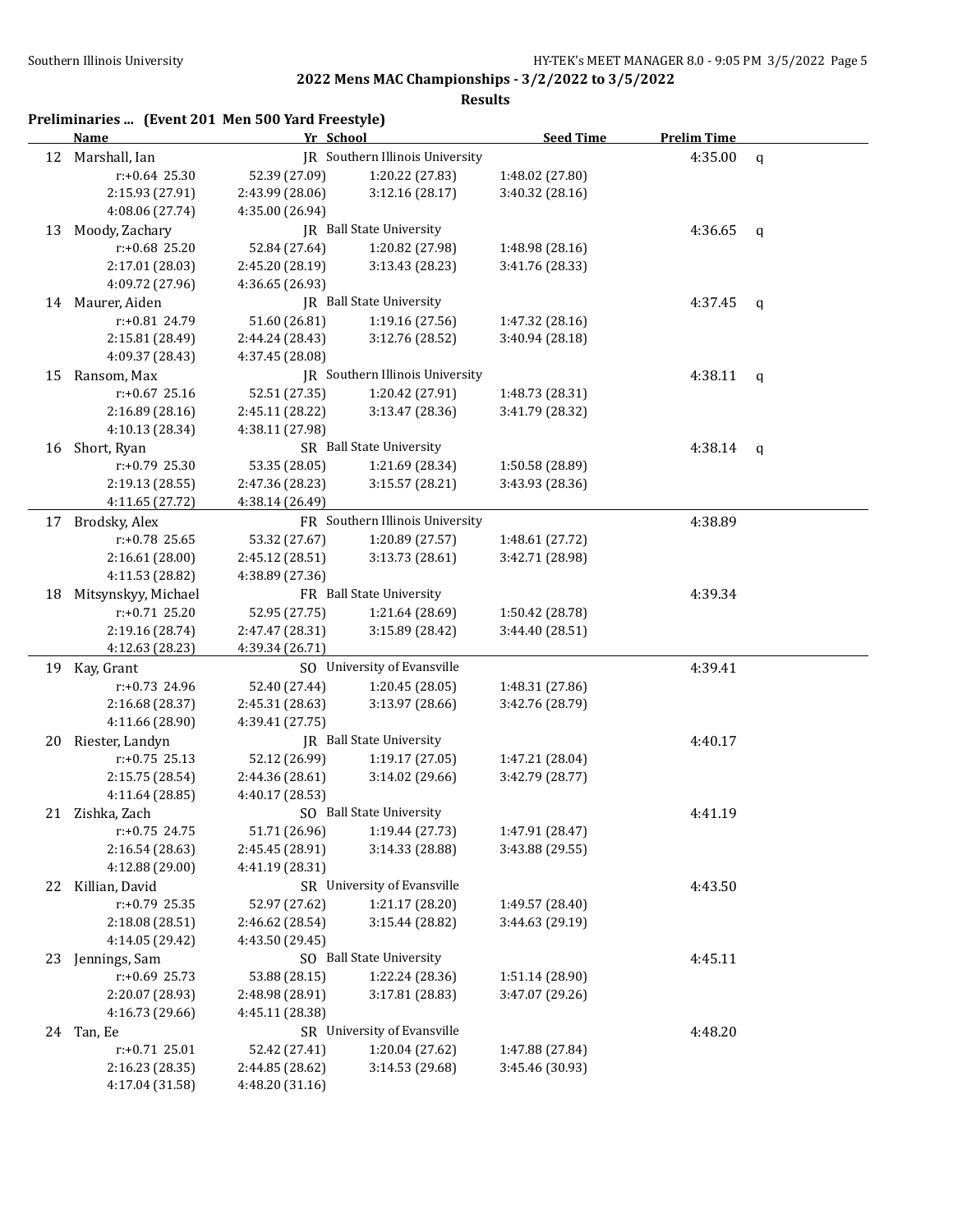## 2022 Mens MAC Championships - 3/2/2022 to 3/5/2022

**Results**

### Preliminaries ... (Event 201 Men 500 Yard Freestyle)

| | Name | Yr | School | Seed Time | Prelim Time | |
|---|---|---|---|---|---|---|
| 12 | Marshall, Ian | JR | Southern Illinois University | | 4:35.00 | q |
| | r:+0.64 25.30 | 52.39 (27.09) | 1:20.22 (27.83) | 1:48.02 (27.80) | | |
| | 2:15.93 (27.91) | 2:43.99 (28.06) | 3:12.16 (28.17) | 3:40.32 (28.16) | | |
| | 4:08.06 (27.74) | 4:35.00 (26.94) | | | | |
| 13 | Moody, Zachary | JR | Ball State University | | 4:36.65 | q |
| | r:+0.68 25.20 | 52.84 (27.64) | 1:20.82 (27.98) | 1:48.98 (28.16) | | |
| | 2:17.01 (28.03) | 2:45.20 (28.19) | 3:13.43 (28.23) | 3:41.76 (28.33) | | |
| | 4:09.72 (27.96) | 4:36.65 (26.93) | | | | |
| 14 | Maurer, Aiden | JR | Ball State University | | 4:37.45 | q |
| | r:+0.81 24.79 | 51.60 (26.81) | 1:19.16 (27.56) | 1:47.32 (28.16) | | |
| | 2:15.81 (28.49) | 2:44.24 (28.43) | 3:12.76 (28.52) | 3:40.94 (28.18) | | |
| | 4:09.37 (28.43) | 4:37.45 (28.08) | | | | |
| 15 | Ransom, Max | JR | Southern Illinois University | | 4:38.11 | q |
| | r:+0.67 25.16 | 52.51 (27.35) | 1:20.42 (27.91) | 1:48.73 (28.31) | | |
| | 2:16.89 (28.16) | 2:45.11 (28.22) | 3:13.47 (28.36) | 3:41.79 (28.32) | | |
| | 4:10.13 (28.34) | 4:38.11 (27.98) | | | | |
| 16 | Short, Ryan | SR | Ball State University | | 4:38.14 | q |
| | r:+0.79 25.30 | 53.35 (28.05) | 1:21.69 (28.34) | 1:50.58 (28.89) | | |
| | 2:19.13 (28.55) | 2:47.36 (28.23) | 3:15.57 (28.21) | 3:43.93 (28.36) | | |
| | 4:11.65 (27.72) | 4:38.14 (26.49) | | | | |
| 17 | Brodsky, Alex | FR | Southern Illinois University | | 4:38.89 | |
| | r:+0.78 25.65 | 53.32 (27.67) | 1:20.89 (27.57) | 1:48.61 (27.72) | | |
| | 2:16.61 (28.00) | 2:45.12 (28.51) | 3:13.73 (28.61) | 3:42.71 (28.98) | | |
| | 4:11.53 (28.82) | 4:38.89 (27.36) | | | | |
| 18 | Mitsynskyy, Michael | FR | Ball State University | | 4:39.34 | |
| | r:+0.71 25.20 | 52.95 (27.75) | 1:21.64 (28.69) | 1:50.42 (28.78) | | |
| | 2:19.16 (28.74) | 2:47.47 (28.31) | 3:15.89 (28.42) | 3:44.40 (28.51) | | |
| | 4:12.63 (28.23) | 4:39.34 (26.71) | | | | |
| 19 | Kay, Grant | SO | University of Evansville | | 4:39.41 | |
| | r:+0.73 24.96 | 52.40 (27.44) | 1:20.45 (28.05) | 1:48.31 (27.86) | | |
| | 2:16.68 (28.37) | 2:45.31 (28.63) | 3:13.97 (28.66) | 3:42.76 (28.79) | | |
| | 4:11.66 (28.90) | 4:39.41 (27.75) | | | | |
| 20 | Riester, Landyn | JR | Ball State University | | 4:40.17 | |
| | r:+0.75 25.13 | 52.12 (26.99) | 1:19.17 (27.05) | 1:47.21 (28.04) | | |
| | 2:15.75 (28.54) | 2:44.36 (28.61) | 3:14.02 (29.66) | 3:42.79 (28.77) | | |
| | 4:11.64 (28.85) | 4:40.17 (28.53) | | | | |
| 21 | Zishka, Zach | SO | Ball State University | | 4:41.19 | |
| | r:+0.75 24.75 | 51.71 (26.96) | 1:19.44 (27.73) | 1:47.91 (28.47) | | |
| | 2:16.54 (28.63) | 2:45.45 (28.91) | 3:14.33 (28.88) | 3:43.88 (29.55) | | |
| | 4:12.88 (29.00) | 4:41.19 (28.31) | | | | |
| 22 | Killian, David | SR | University of Evansville | | 4:43.50 | |
| | r:+0.79 25.35 | 52.97 (27.62) | 1:21.17 (28.20) | 1:49.57 (28.40) | | |
| | 2:18.08 (28.51) | 2:46.62 (28.54) | 3:15.44 (28.82) | 3:44.63 (29.19) | | |
| | 4:14.05 (29.42) | 4:43.50 (29.45) | | | | |
| 23 | Jennings, Sam | SO | Ball State University | | 4:45.11 | |
| | r:+0.69 25.73 | 53.88 (28.15) | 1:22.24 (28.36) | 1:51.14 (28.90) | | |
| | 2:20.07 (28.93) | 2:48.98 (28.91) | 3:17.81 (28.83) | 3:47.07 (29.26) | | |
| | 4:16.73 (29.66) | 4:45.11 (28.38) | | | | |
| 24 | Tan, Ee | SR | University of Evansville | | 4:48.20 | |
| | r:+0.71 25.01 | 52.42 (27.41) | 1:20.04 (27.62) | 1:47.88 (27.84) | | |
| | 2:16.23 (28.35) | 2:44.85 (28.62) | 3:14.53 (29.68) | 3:45.46 (30.93) | | |
| | 4:17.04 (31.58) | 4:48.20 (31.16) | | | | |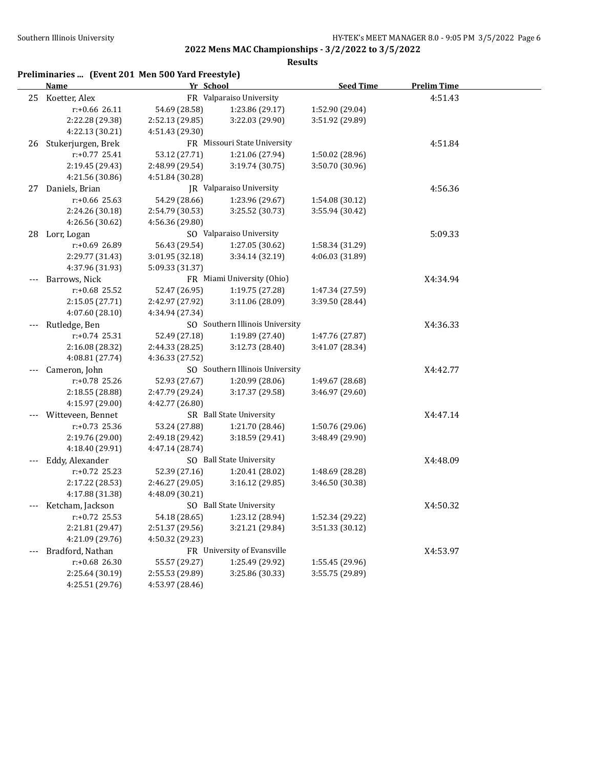## 2022 Mens MAC Championships - 3/2/2022 to 3/5/2022

### Results

**Preliminaries ... (Event 201 Men 500 Yard Freestyle)**

| | Name | Yr | School | Seed Time | Prelim Time |
|---|---|---|---|---|---|
| 25 | Koetter, Alex | FR | Valparaiso University | | 4:51.43 |
| | r:+0.66 26.11 | 54.69 (28.58) | 1:23.86 (29.17) | 1:52.90 (29.04) | |
| | 2:22.28 (29.38) | 2:52.13 (29.85) | 3:22.03 (29.90) | 3:51.92 (29.89) | |
| | 4:22.13 (30.21) | 4:51.43 (29.30) | | | |
| 26 | Stukerjurgen, Brek | FR | Missouri State University | | 4:51.84 |
| | r:+0.77 25.41 | 53.12 (27.71) | 1:21.06 (27.94) | 1:50.02 (28.96) | |
| | 2:19.45 (29.43) | 2:48.99 (29.54) | 3:19.74 (30.75) | 3:50.70 (30.96) | |
| | 4:21.56 (30.86) | 4:51.84 (30.28) | | | |
| 27 | Daniels, Brian | JR | Valparaiso University | | 4:56.36 |
| | r:+0.66 25.63 | 54.29 (28.66) | 1:23.96 (29.67) | 1:54.08 (30.12) | |
| | 2:24.26 (30.18) | 2:54.79 (30.53) | 3:25.52 (30.73) | 3:55.94 (30.42) | |
| | 4:26.56 (30.62) | 4:56.36 (29.80) | | | |
| 28 | Lorr, Logan | SO | Valparaiso University | | 5:09.33 |
| | r:+0.69 26.89 | 56.43 (29.54) | 1:27.05 (30.62) | 1:58.34 (31.29) | |
| | 2:29.77 (31.43) | 3:01.95 (32.18) | 3:34.14 (32.19) | 4:06.03 (31.89) | |
| | 4:37.96 (31.93) | 5:09.33 (31.37) | | | |
| --- | Barrows, Nick | FR | Miami University (Ohio) | | X4:34.94 |
| | r:+0.68 25.52 | 52.47 (26.95) | 1:19.75 (27.28) | 1:47.34 (27.59) | |
| | 2:15.05 (27.71) | 2:42.97 (27.92) | 3:11.06 (28.09) | 3:39.50 (28.44) | |
| | 4:07.60 (28.10) | 4:34.94 (27.34) | | | |
| --- | Rutledge, Ben | SO | Southern Illinois University | | X4:36.33 |
| | r:+0.74 25.31 | 52.49 (27.18) | 1:19.89 (27.40) | 1:47.76 (27.87) | |
| | 2:16.08 (28.32) | 2:44.33 (28.25) | 3:12.73 (28.40) | 3:41.07 (28.34) | |
| | 4:08.81 (27.74) | 4:36.33 (27.52) | | | |
| --- | Cameron, John | SO | Southern Illinois University | | X4:42.77 |
| | r:+0.78 25.26 | 52.93 (27.67) | 1:20.99 (28.06) | 1:49.67 (28.68) | |
| | 2:18.55 (28.88) | 2:47.79 (29.24) | 3:17.37 (29.58) | 3:46.97 (29.60) | |
| | 4:15.97 (29.00) | 4:42.77 (26.80) | | | |
| --- | Witteveen, Bennet | SR | Ball State University | | X4:47.14 |
| | r:+0.73 25.36 | 53.24 (27.88) | 1:21.70 (28.46) | 1:50.76 (29.06) | |
| | 2:19.76 (29.00) | 2:49.18 (29.42) | 3:18.59 (29.41) | 3:48.49 (29.90) | |
| | 4:18.40 (29.91) | 4:47.14 (28.74) | | | |
| --- | Eddy, Alexander | SO | Ball State University | | X4:48.09 |
| | r:+0.72 25.23 | 52.39 (27.16) | 1:20.41 (28.02) | 1:48.69 (28.28) | |
| | 2:17.22 (28.53) | 2:46.27 (29.05) | 3:16.12 (29.85) | 3:46.50 (30.38) | |
| | 4:17.88 (31.38) | 4:48.09 (30.21) | | | |
| --- | Ketcham, Jackson | SO | Ball State University | | X4:50.32 |
| | r:+0.72 25.53 | 54.18 (28.65) | 1:23.12 (28.94) | 1:52.34 (29.22) | |
| | 2:21.81 (29.47) | 2:51.37 (29.56) | 3:21.21 (29.84) | 3:51.33 (30.12) | |
| | 4:21.09 (29.76) | 4:50.32 (29.23) | | | |
| --- | Bradford, Nathan | FR | University of Evansville | | X4:53.97 |
| | r:+0.68 26.30 | 55.57 (29.27) | 1:25.49 (29.92) | 1:55.45 (29.96) | |
| | 2:25.64 (30.19) | 2:55.53 (29.89) | 3:25.86 (30.33) | 3:55.75 (29.89) | |
| | 4:25.51 (29.76) | 4:53.97 (28.46) | | | |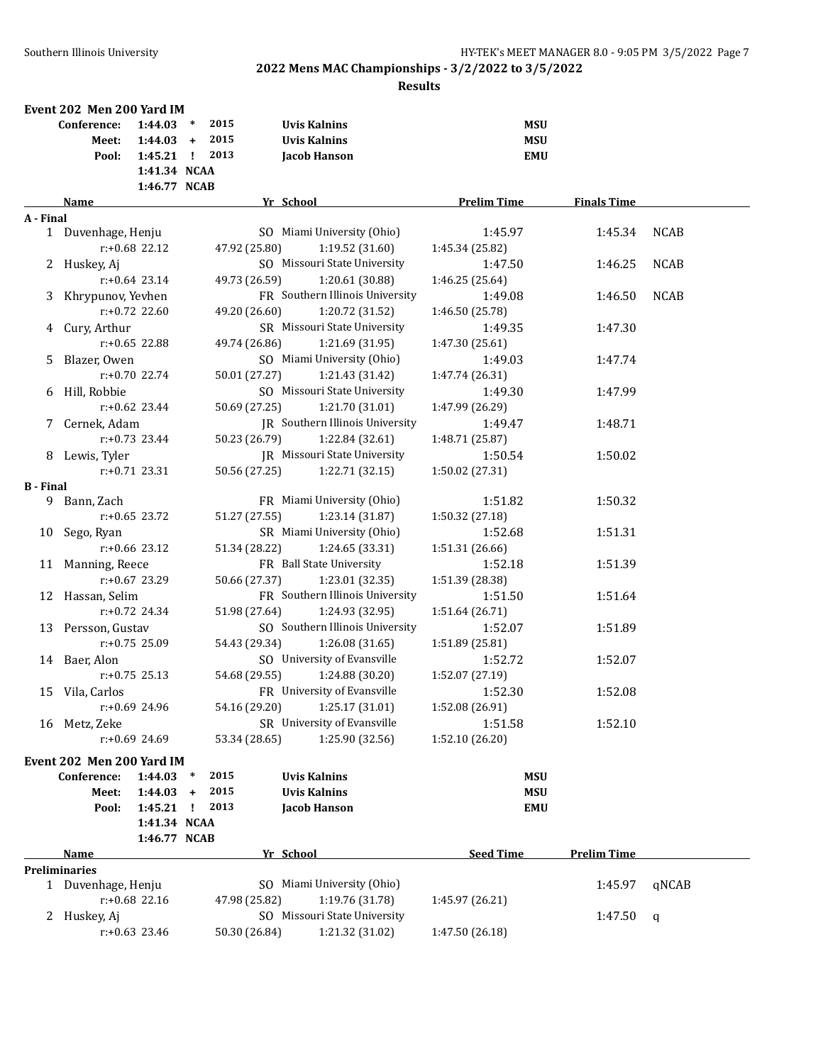## 2022 Mens MAC Championships - 3/2/2022 to 3/5/2022

### Results

### Event 202 Men 200 Yard IM

| | | | | | |
|---|---|---|---|---|---|
| **Conference:** | **1:44.03** | * | 2015 | **Uvis Kalnins** | **MSU** |
| **Meet:** | **1:44.03** | + | 2015 | **Uvis Kalnins** | **MSU** |
| **Pool:** | **1:45.21** | ! | 2013 | **Jacob Hanson** | **EMU** |
| | **1:41.34** | **NCAA** | | | |
| | **1:46.77** | **NCAB** | | | |

| | Name | Yr | School | Prelim Time | Finals Time | |
|---|---|---|---|---|---|---|
| **A - Final** | | | | | | |
| 1 | Duvenhage, Henju | SO | Miami University (Ohio) | 1:45.97 | 1:45.34 | NCAB |
| | r:+0.68 22.12 | 47.92 (25.80) | 1:19.52 (31.60) | 1:45.34 (25.82) | | |
| 2 | Huskey, Aj | SO | Missouri State University | 1:47.50 | 1:46.25 | NCAB |
| | r:+0.64 23.14 | 49.73 (26.59) | 1:20.61 (30.88) | 1:46.25 (25.64) | | |
| 3 | Khrypunov, Yevhen | FR | Southern Illinois University | 1:49.08 | 1:46.50 | NCAB |
| | r:+0.72 22.60 | 49.20 (26.60) | 1:20.72 (31.52) | 1:46.50 (25.78) | | |
| 4 | Cury, Arthur | SR | Missouri State University | 1:49.35 | 1:47.30 | |
| | r:+0.65 22.88 | 49.74 (26.86) | 1:21.69 (31.95) | 1:47.30 (25.61) | | |
| 5 | Blazer, Owen | SO | Miami University (Ohio) | 1:49.03 | 1:47.74 | |
| | r:+0.70 22.74 | 50.01 (27.27) | 1:21.43 (31.42) | 1:47.74 (26.31) | | |
| 6 | Hill, Robbie | SO | Missouri State University | 1:49.30 | 1:47.99 | |
| | r:+0.62 23.44 | 50.69 (27.25) | 1:21.70 (31.01) | 1:47.99 (26.29) | | |
| 7 | Cernek, Adam | JR | Southern Illinois University | 1:49.47 | 1:48.71 | |
| | r:+0.73 23.44 | 50.23 (26.79) | 1:22.84 (32.61) | 1:48.71 (25.87) | | |
| 8 | Lewis, Tyler | JR | Missouri State University | 1:50.54 | 1:50.02 | |
| | r:+0.71 23.31 | 50.56 (27.25) | 1:22.71 (32.15) | 1:50.02 (27.31) | | |
| **B - Final** | | | | | | |
| 9 | Bann, Zach | FR | Miami University (Ohio) | 1:51.82 | 1:50.32 | |
| | r:+0.65 23.72 | 51.27 (27.55) | 1:23.14 (31.87) | 1:50.32 (27.18) | | |
| 10 | Sego, Ryan | SR | Miami University (Ohio) | 1:52.68 | 1:51.31 | |
| | r:+0.66 23.12 | 51.34 (28.22) | 1:24.65 (33.31) | 1:51.31 (26.66) | | |
| 11 | Manning, Reece | FR | Ball State University | 1:52.18 | 1:51.39 | |
| | r:+0.67 23.29 | 50.66 (27.37) | 1:23.01 (32.35) | 1:51.39 (28.38) | | |
| 12 | Hassan, Selim | FR | Southern Illinois University | 1:51.50 | 1:51.64 | |
| | r:+0.72 24.34 | 51.98 (27.64) | 1:24.93 (32.95) | 1:51.64 (26.71) | | |
| 13 | Persson, Gustav | SO | Southern Illinois University | 1:52.07 | 1:51.89 | |
| | r:+0.75 25.09 | 54.43 (29.34) | 1:26.08 (31.65) | 1:51.89 (25.81) | | |
| 14 | Baer, Alon | SO | University of Evansville | 1:52.72 | 1:52.07 | |
| | r:+0.75 25.13 | 54.68 (29.55) | 1:24.88 (30.20) | 1:52.07 (27.19) | | |
| 15 | Vila, Carlos | FR | University of Evansville | 1:52.30 | 1:52.08 | |
| | r:+0.69 24.96 | 54.16 (29.20) | 1:25.17 (31.01) | 1:52.08 (26.91) | | |
| 16 | Metz, Zeke | SR | University of Evansville | 1:51.58 | 1:52.10 | |
| | r:+0.69 24.69 | 53.34 (28.65) | 1:25.90 (32.56) | 1:52.10 (26.20) | | |

### Event 202 Men 200 Yard IM

| | | | | | |
|---|---|---|---|---|---|
| **Conference:** | **1:44.03** | * | 2015 | **Uvis Kalnins** | **MSU** |
| **Meet:** | **1:44.03** | + | 2015 | **Uvis Kalnins** | **MSU** |
| **Pool:** | **1:45.21** | ! | 2013 | **Jacob Hanson** | **EMU** |
| | **1:41.34** | **NCAA** | | | |
| | **1:46.77** | **NCAB** | | | |

| | Name | Yr | School | Seed Time | Prelim Time | |
|---|---|---|---|---|---|---|
| **Preliminaries** | | | | | | |
| 1 | Duvenhage, Henju | SO | Miami University (Ohio) | | 1:45.97 | qNCAB |
| | r:+0.68 22.16 | 47.98 (25.82) | 1:19.76 (31.78) | 1:45.97 (26.21) | | |
| 2 | Huskey, Aj | SO | Missouri State University | | 1:47.50 | q |
| | r:+0.63 23.46 | 50.30 (26.84) | 1:21.32 (31.02) | 1:47.50 (26.18) | | |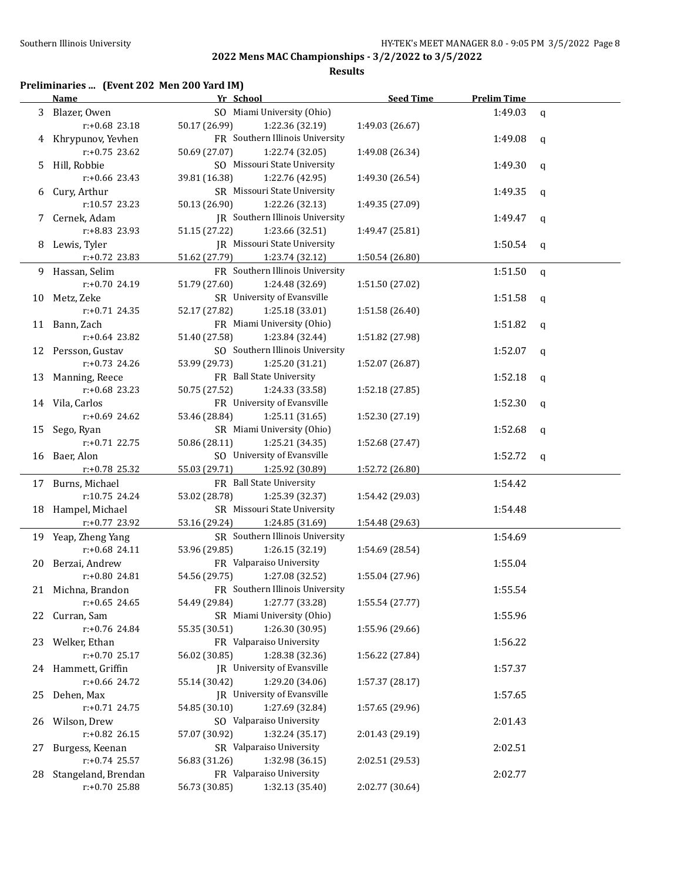## 2022 Mens MAC Championships - 3/2/2022 to 3/5/2022

### Results

**Preliminaries ... (Event 202 Men 200 Yard IM)**

| | Name | Yr | School | Seed Time | Prelim Time | |
|---|---|---|---|---|---|---|
| 3 | Blazer, Owen | SO | Miami University (Ohio) | | 1:49.03 | q |
| | r:+0.68 23.18 | 50.17 (26.99) | 1:22.36 (32.19) | 1:49.03 (26.67) | | |
| 4 | Khrypunov, Yevhen | FR | Southern Illinois University | | 1:49.08 | q |
| | r:+0.75 23.62 | 50.69 (27.07) | 1:22.74 (32.05) | 1:49.08 (26.34) | | |
| 5 | Hill, Robbie | SO | Missouri State University | | 1:49.30 | q |
| | r:+0.66 23.43 | 39.81 (16.38) | 1:22.76 (42.95) | 1:49.30 (26.54) | | |
| 6 | Cury, Arthur | SR | Missouri State University | | 1:49.35 | q |
| | r:10.57 23.23 | 50.13 (26.90) | 1:22.26 (32.13) | 1:49.35 (27.09) | | |
| 7 | Cernek, Adam | JR | Southern Illinois University | | 1:49.47 | q |
| | r:+8.83 23.93 | 51.15 (27.22) | 1:23.66 (32.51) | 1:49.47 (25.81) | | |
| 8 | Lewis, Tyler | JR | Missouri State University | | 1:50.54 | q |
| | r:+0.72 23.83 | 51.62 (27.79) | 1:23.74 (32.12) | 1:50.54 (26.80) | | |
| 9 | Hassan, Selim | FR | Southern Illinois University | | 1:51.50 | q |
| | r:+0.70 24.19 | 51.79 (27.60) | 1:24.48 (32.69) | 1:51.50 (27.02) | | |
| 10 | Metz, Zeke | SR | University of Evansville | | 1:51.58 | q |
| | r:+0.71 24.35 | 52.17 (27.82) | 1:25.18 (33.01) | 1:51.58 (26.40) | | |
| 11 | Bann, Zach | FR | Miami University (Ohio) | | 1:51.82 | q |
| | r:+0.64 23.82 | 51.40 (27.58) | 1:23.84 (32.44) | 1:51.82 (27.98) | | |
| 12 | Persson, Gustav | SO | Southern Illinois University | | 1:52.07 | q |
| | r:+0.73 24.26 | 53.99 (29.73) | 1:25.20 (31.21) | 1:52.07 (26.87) | | |
| 13 | Manning, Reece | FR | Ball State University | | 1:52.18 | q |
| | r:+0.68 23.23 | 50.75 (27.52) | 1:24.33 (33.58) | 1:52.18 (27.85) | | |
| 14 | Vila, Carlos | FR | University of Evansville | | 1:52.30 | q |
| | r:+0.69 24.62 | 53.46 (28.84) | 1:25.11 (31.65) | 1:52.30 (27.19) | | |
| 15 | Sego, Ryan | SR | Miami University (Ohio) | | 1:52.68 | q |
| | r:+0.71 22.75 | 50.86 (28.11) | 1:25.21 (34.35) | 1:52.68 (27.47) | | |
| 16 | Baer, Alon | SO | University of Evansville | | 1:52.72 | q |
| | r:+0.78 25.32 | 55.03 (29.71) | 1:25.92 (30.89) | 1:52.72 (26.80) | | |
| 17 | Burns, Michael | FR | Ball State University | | 1:54.42 | |
| | r:10.75 24.24 | 53.02 (28.78) | 1:25.39 (32.37) | 1:54.42 (29.03) | | |
| 18 | Hampel, Michael | SR | Missouri State University | | 1:54.48 | |
| | r:+0.77 23.92 | 53.16 (29.24) | 1:24.85 (31.69) | 1:54.48 (29.63) | | |
| 19 | Yeap, Zheng Yang | SR | Southern Illinois University | | 1:54.69 | |
| | r:+0.68 24.11 | 53.96 (29.85) | 1:26.15 (32.19) | 1:54.69 (28.54) | | |
| 20 | Berzai, Andrew | FR | Valparaiso University | | 1:55.04 | |
| | r:+0.80 24.81 | 54.56 (29.75) | 1:27.08 (32.52) | 1:55.04 (27.96) | | |
| 21 | Michna, Brandon | FR | Southern Illinois University | | 1:55.54 | |
| | r:+0.65 24.65 | 54.49 (29.84) | 1:27.77 (33.28) | 1:55.54 (27.77) | | |
| 22 | Curran, Sam | SR | Miami University (Ohio) | | 1:55.96 | |
| | r:+0.76 24.84 | 55.35 (30.51) | 1:26.30 (30.95) | 1:55.96 (29.66) | | |
| 23 | Welker, Ethan | FR | Valparaiso University | | 1:56.22 | |
| | r:+0.70 25.17 | 56.02 (30.85) | 1:28.38 (32.36) | 1:56.22 (27.84) | | |
| 24 | Hammett, Griffin | JR | University of Evansville | | 1:57.37 | |
| | r:+0.66 24.72 | 55.14 (30.42) | 1:29.20 (34.06) | 1:57.37 (28.17) | | |
| 25 | Dehen, Max | JR | University of Evansville | | 1:57.65 | |
| | r:+0.71 24.75 | 54.85 (30.10) | 1:27.69 (32.84) | 1:57.65 (29.96) | | |
| 26 | Wilson, Drew | SO | Valparaiso University | | 2:01.43 | |
| | r:+0.82 26.15 | 57.07 (30.92) | 1:32.24 (35.17) | 2:01.43 (29.19) | | |
| 27 | Burgess, Keenan | SR | Valparaiso University | | 2:02.51 | |
| | r:+0.74 25.57 | 56.83 (31.26) | 1:32.98 (36.15) | 2:02.51 (29.53) | | |
| 28 | Stangeland, Brendan | FR | Valparaiso University | | 2:02.77 | |
| | r:+0.70 25.88 | 56.73 (30.85) | 1:32.13 (35.40) | 2:02.77 (30.64) | | |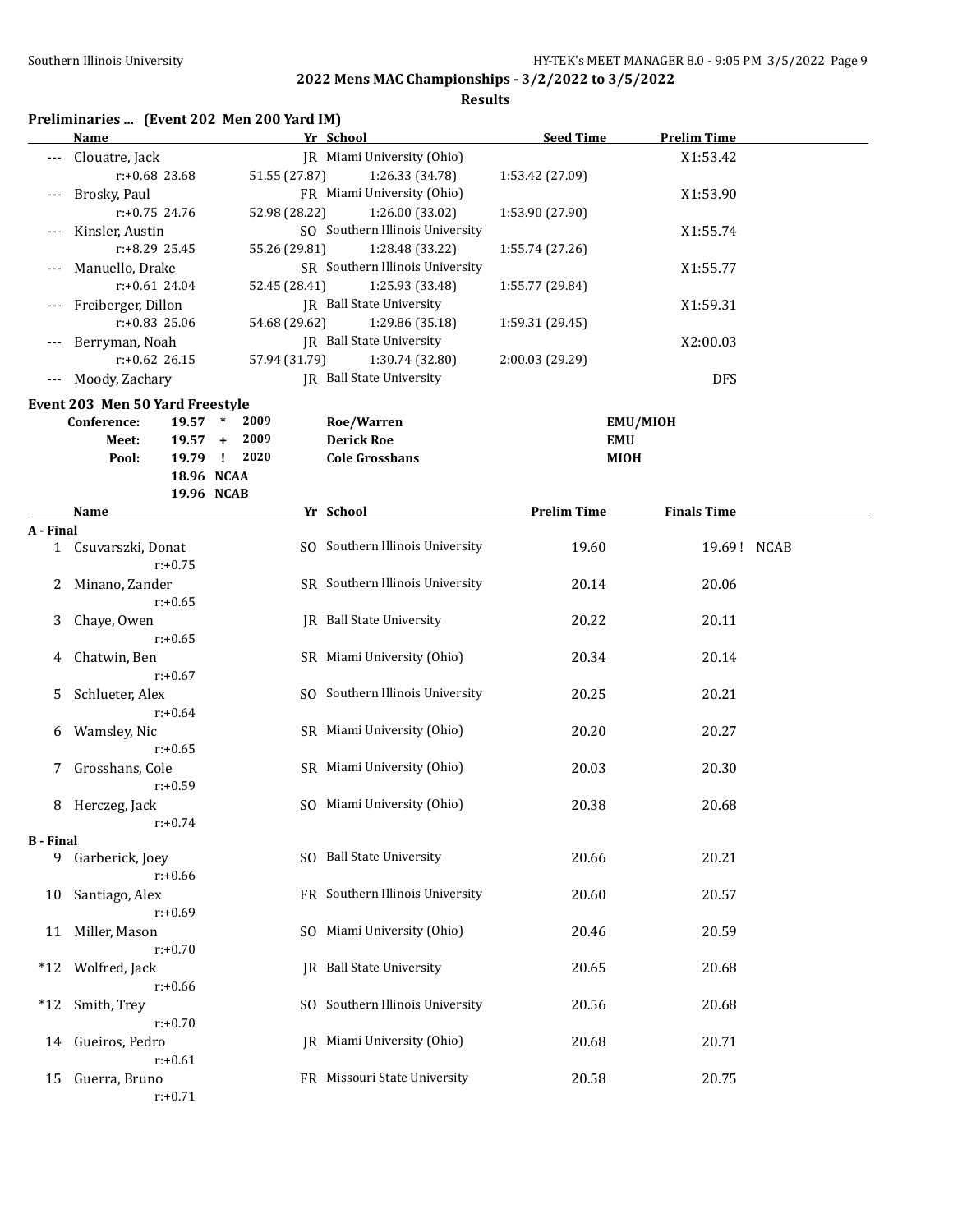## 2022 Mens MAC Championships - 3/2/2022 to 3/5/2022

**Results**

### Preliminaries ... (Event 202 Men 200 Yard IM)

| | Name | Yr | School | Seed Time | Prelim Time |
|---|---|---|---|---|---|
| --- | Clouatre, Jack | JR | Miami University (Ohio) | | X1:53.42 |
| | r:+0.68 23.68 | 51.55 (27.87) | 1:26.33 (34.78) | 1:53.42 (27.09) | |
| --- | Brosky, Paul | FR | Miami University (Ohio) | | X1:53.90 |
| | r:+0.75 24.76 | 52.98 (28.22) | 1:26.00 (33.02) | 1:53.90 (27.90) | |
| --- | Kinsler, Austin | SO | Southern Illinois University | | X1:55.74 |
| | r:+8.29 25.45 | 55.26 (29.81) | 1:28.48 (33.22) | 1:55.74 (27.26) | |
| --- | Manuello, Drake | SR | Southern Illinois University | | X1:55.77 |
| | r:+0.61 24.04 | 52.45 (28.41) | 1:25.93 (33.48) | 1:55.77 (29.84) | |
| --- | Freiberger, Dillon | JR | Ball State University | | X1:59.31 |
| | r:+0.83 25.06 | 54.68 (29.62) | 1:29.86 (35.18) | 1:59.31 (29.45) | |
| --- | Berryman, Noah | JR | Ball State University | | X2:00.03 |
| | r:+0.62 26.15 | 57.94 (31.79) | 1:30.74 (32.80) | 2:00.03 (29.29) | |
| --- | Moody, Zachary | JR | Ball State University | | DFS |

### Event 203 Men 50 Yard Freestyle

| | | | | | |
|---|---|---|---|---|---|
| Conference: | 19.57 | * | 2009 | Roe/Warren | EMU/MIOH |
| Meet: | 19.57 | + | 2009 | Derick Roe | EMU |
| Pool: | 19.79 | ! | 2020 | Cole Grosshans | MIOH |
| | 18.96 | NCAA | | | |
| | 19.96 | NCAB | | | |

| | Name | Yr | School | Prelim Time | Finals Time | |
|---|---|---|---|---|---|---|
| **A - Final** | | | | | | |
| 1 | Csuvarszki, Donat r:+0.75 | SO | Southern Illinois University | 19.60 | 19.69 ! | NCAB |
| 2 | Minano, Zander r:+0.65 | SR | Southern Illinois University | 20.14 | 20.06 | |
| 3 | Chaye, Owen r:+0.65 | JR | Ball State University | 20.22 | 20.11 | |
| 4 | Chatwin, Ben r:+0.67 | SR | Miami University (Ohio) | 20.34 | 20.14 | |
| 5 | Schlueter, Alex r:+0.64 | SO | Southern Illinois University | 20.25 | 20.21 | |
| 6 | Wamsley, Nic r:+0.65 | SR | Miami University (Ohio) | 20.20 | 20.27 | |
| 7 | Grosshans, Cole r:+0.59 | SR | Miami University (Ohio) | 20.03 | 20.30 | |
| 8 | Herczeg, Jack r:+0.74 | SO | Miami University (Ohio) | 20.38 | 20.68 | |
| **B - Final** | | | | | | |
| 9 | Garberick, Joey r:+0.66 | SO | Ball State University | 20.66 | 20.21 | |
| 10 | Santiago, Alex r:+0.69 | FR | Southern Illinois University | 20.60 | 20.57 | |
| 11 | Miller, Mason r:+0.70 | SO | Miami University (Ohio) | 20.46 | 20.59 | |
| *12 | Wolfred, Jack r:+0.66 | JR | Ball State University | 20.65 | 20.68 | |
| *12 | Smith, Trey r:+0.70 | SO | Southern Illinois University | 20.56 | 20.68 | |
| 14 | Gueiros, Pedro r:+0.61 | JR | Miami University (Ohio) | 20.68 | 20.71 | |
| 15 | Guerra, Bruno r:+0.71 | FR | Missouri State University | 20.58 | 20.75 | |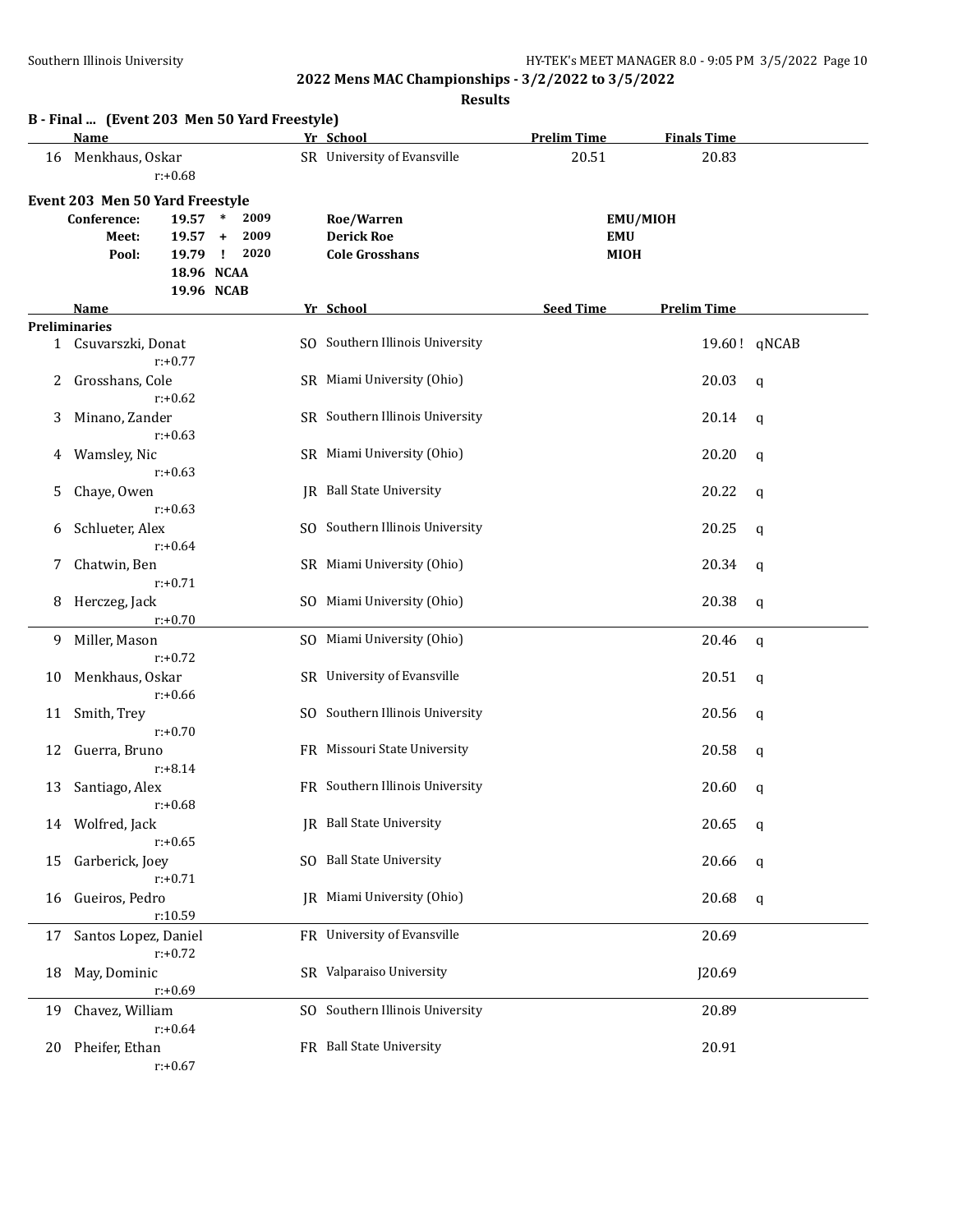**2022 Mens MAC Championships - 3/2/2022 to 3/5/2022**

**Results**

### B - Final ... (Event 203 Men 50 Yard Freestyle)

| | Name | Yr | School | Prelim Time | Finals Time |
|---|---|---|---|---|---|
| 16 | Menkhaus, Oskar<br>r:+0.68 | SR | University of Evansville | 20.51 | 20.83 |

### Event 203 Men 50 Yard Freestyle

| | | | | |
|---|---|---|---|---|
| Conference: | 19.57 * | 2009 | Roe/Warren | EMU/MIOH |
| Meet: | 19.57 + | 2009 | Derick Roe | EMU |
| Pool: | 19.79 ! | 2020 | Cole Grosshans | MIOH |
| | 18.96 NCAA | | | |
| | 19.96 NCAB | | | |

| | Name | Yr | School | Seed Time | Prelim Time | |
|---|---|---|---|---|---|---|
| **Preliminaries** | | | | | | |
| 1 | Csuvarszki, Donat<br>r:+0.77 | SO | Southern Illinois University | | 19.60 ! | qNCAB |
| 2 | Grosshans, Cole<br>r:+0.62 | SR | Miami University (Ohio) | | 20.03 | q |
| 3 | Minano, Zander<br>r:+0.63 | SR | Southern Illinois University | | 20.14 | q |
| 4 | Wamsley, Nic<br>r:+0.63 | SR | Miami University (Ohio) | | 20.20 | q |
| 5 | Chaye, Owen<br>r:+0.63 | JR | Ball State University | | 20.22 | q |
| 6 | Schlueter, Alex<br>r:+0.64 | SO | Southern Illinois University | | 20.25 | q |
| 7 | Chatwin, Ben<br>r:+0.71 | SR | Miami University (Ohio) | | 20.34 | q |
| 8 | Herczeg, Jack<br>r:+0.70 | SO | Miami University (Ohio) | | 20.38 | q |
| 9 | Miller, Mason<br>r:+0.72 | SO | Miami University (Ohio) | | 20.46 | q |
| 10 | Menkhaus, Oskar<br>r:+0.66 | SR | University of Evansville | | 20.51 | q |
| 11 | Smith, Trey<br>r:+0.70 | SO | Southern Illinois University | | 20.56 | q |
| 12 | Guerra, Bruno<br>r:+8.14 | FR | Missouri State University | | 20.58 | q |
| 13 | Santiago, Alex<br>r:+0.68 | FR | Southern Illinois University | | 20.60 | q |
| 14 | Wolfred, Jack<br>r:+0.65 | JR | Ball State University | | 20.65 | q |
| 15 | Garberick, Joey<br>r:+0.71 | SO | Ball State University | | 20.66 | q |
| 16 | Gueiros, Pedro<br>r:10.59 | JR | Miami University (Ohio) | | 20.68 | q |
| 17 | Santos Lopez, Daniel<br>r:+0.72 | FR | University of Evansville | | 20.69 | |
| 18 | May, Dominic<br>r:+0.69 | SR | Valparaiso University | | J20.69 | |
| 19 | Chavez, William<br>r:+0.64 | SO | Southern Illinois University | | 20.89 | |
| 20 | Pheifer, Ethan<br>r:+0.67 | FR | Ball State University | | 20.91 | |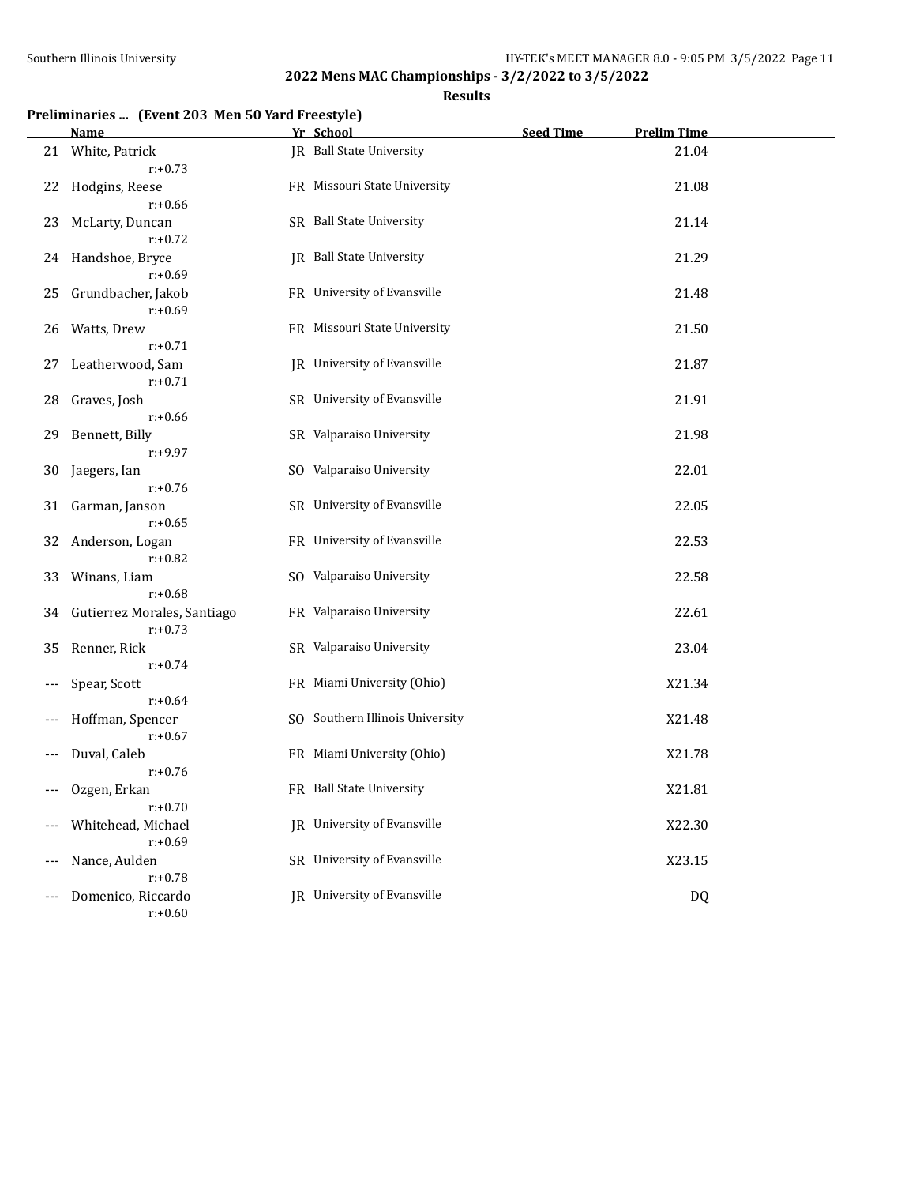**2022 Mens MAC Championships - 3/2/2022 to 3/5/2022**

**Results**

### Preliminaries ... (Event 203 Men 50 Yard Freestyle)

| | Name | Yr | School | Seed Time | Prelim Time |
|---|---|---|---|---|---|
| 21 | White, Patrick<br>r:+0.73 | JR | Ball State University | | 21.04 |
| 22 | Hodgins, Reese<br>r:+0.66 | FR | Missouri State University | | 21.08 |
| 23 | McLarty, Duncan<br>r:+0.72 | SR | Ball State University | | 21.14 |
| 24 | Handshoe, Bryce<br>r:+0.69 | JR | Ball State University | | 21.29 |
| 25 | Grundbacher, Jakob<br>r:+0.69 | FR | University of Evansville | | 21.48 |
| 26 | Watts, Drew<br>r:+0.71 | FR | Missouri State University | | 21.50 |
| 27 | Leatherwood, Sam<br>r:+0.71 | JR | University of Evansville | | 21.87 |
| 28 | Graves, Josh<br>r:+0.66 | SR | University of Evansville | | 21.91 |
| 29 | Bennett, Billy<br>r:+9.97 | SR | Valparaiso University | | 21.98 |
| 30 | Jaegers, Ian<br>r:+0.76 | SO | Valparaiso University | | 22.01 |
| 31 | Garman, Janson<br>r:+0.65 | SR | University of Evansville | | 22.05 |
| 32 | Anderson, Logan<br>r:+0.82 | FR | University of Evansville | | 22.53 |
| 33 | Winans, Liam<br>r:+0.68 | SO | Valparaiso University | | 22.58 |
| 34 | Gutierrez Morales, Santiago<br>r:+0.73 | FR | Valparaiso University | | 22.61 |
| 35 | Renner, Rick<br>r:+0.74 | SR | Valparaiso University | | 23.04 |
| --- | Spear, Scott<br>r:+0.64 | FR | Miami University (Ohio) | | X21.34 |
| --- | Hoffman, Spencer<br>r:+0.67 | SO | Southern Illinois University | | X21.48 |
| --- | Duval, Caleb<br>r:+0.76 | FR | Miami University (Ohio) | | X21.78 |
| --- | Ozgen, Erkan<br>r:+0.70 | FR | Ball State University | | X21.81 |
| --- | Whitehead, Michael<br>r:+0.69 | JR | University of Evansville | | X22.30 |
| --- | Nance, Aulden<br>r:+0.78 | SR | University of Evansville | | X23.15 |
| --- | Domenico, Riccardo<br>r:+0.60 | JR | University of Evansville | | DQ |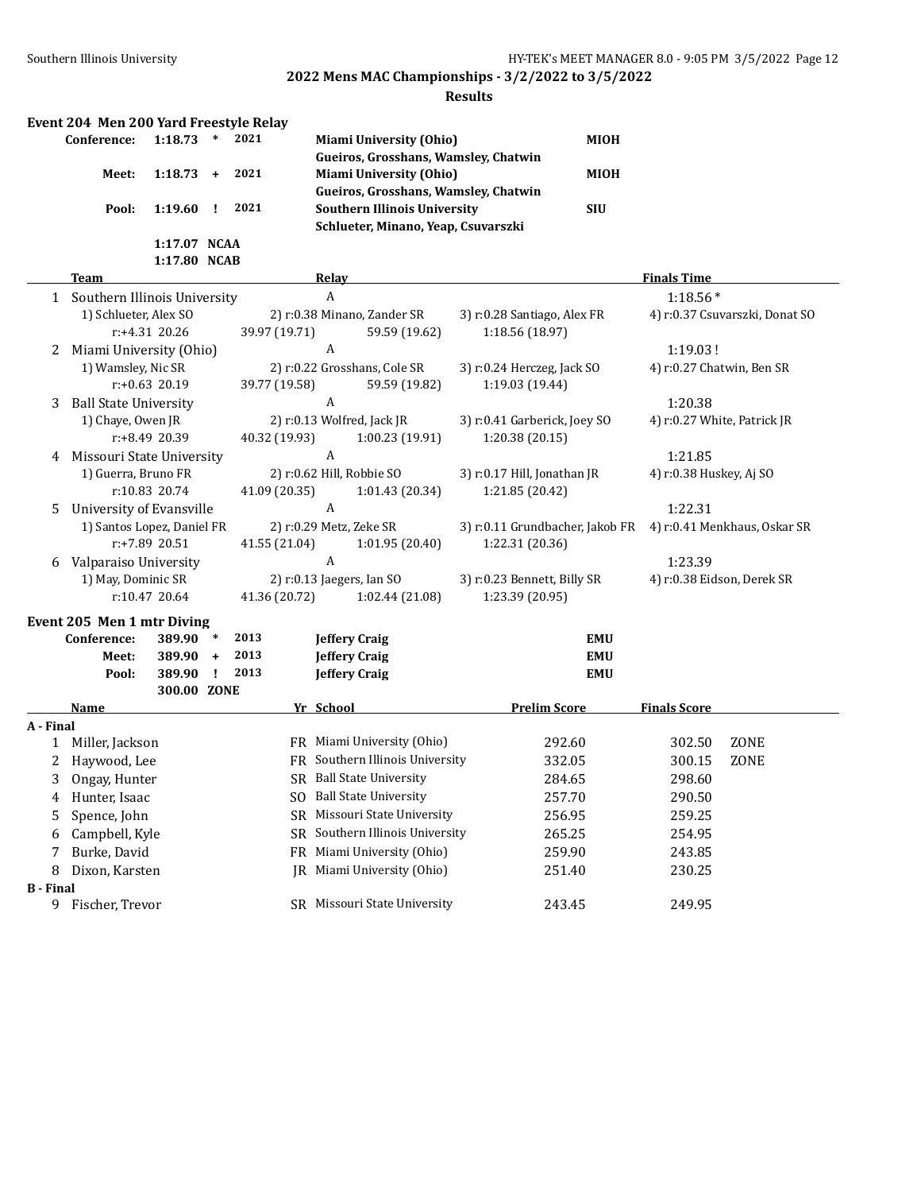## 2022 Mens MAC Championships - 3/2/2022 to 3/5/2022

### Results

### Event 204 Men 200 Yard Freestyle Relay

| | | | | | |
|---|---|---|---|---|---|
| Conference: | 1:18.73 | * | 2021 | Miami University (Ohio) | MIOH |
| | | | | Gueiros, Grosshans, Wamsley, Chatwin | |
| Meet: | 1:18.73 | + | 2021 | Miami University (Ohio) | MIOH |
| | | | | Gueiros, Grosshans, Wamsley, Chatwin | |
| Pool: | 1:19.60 | ! | 2021 | Southern Illinois University | SIU |
| | | | | Schlueter, Minano, Yeap, Csuvarszki | |
| | 1:17.07 | NCAA | | | |
| | 1:17.80 | NCAB | | | |

| | Team | Relay | | | Finals Time |
|---|---|---|---|---|---|
| 1 | Southern Illinois University | A | | | 1:18.56 * |
| | 1) Schlueter, Alex SO | 2) r:0.38 Minano, Zander SR | 3) r:0.28 Santiago, Alex FR | 4) r:0.37 Csuvarszki, Donat SO | |
| | r:+4.31 20.26 | 39.97 (19.71) | 59.59 (19.62) | 1:18.56 (18.97) | |
| 2 | Miami University (Ohio) | A | | | 1:19.03 ! |
| | 1) Wamsley, Nic SR | 2) r:0.22 Grosshans, Cole SR | 3) r:0.24 Herczeg, Jack SO | 4) r:0.27 Chatwin, Ben SR | |
| | r:+0.63 20.19 | 39.77 (19.58) | 59.59 (19.82) | 1:19.03 (19.44) | |
| 3 | Ball State University | A | | | 1:20.38 |
| | 1) Chaye, Owen JR | 2) r:0.13 Wolfred, Jack JR | 3) r:0.41 Garberick, Joey SO | 4) r:0.27 White, Patrick JR | |
| | r:+8.49 20.39 | 40.32 (19.93) | 1:00.23 (19.91) | 1:20.38 (20.15) | |
| 4 | Missouri State University | A | | | 1:21.85 |
| | 1) Guerra, Bruno FR | 2) r:0.62 Hill, Robbie SO | 3) r:0.17 Hill, Jonathan JR | 4) r:0.38 Huskey, Aj SO | |
| | r:10.83 20.74 | 41.09 (20.35) | 1:01.43 (20.34) | 1:21.85 (20.42) | |
| 5 | University of Evansville | A | | | 1:22.31 |
| | 1) Santos Lopez, Daniel FR | 2) r:0.29 Metz, Zeke SR | 3) r:0.11 Grundbacher, Jakob FR | 4) r:0.41 Menkhaus, Oskar SR | |
| | r:+7.89 20.51 | 41.55 (21.04) | 1:01.95 (20.40) | 1:22.31 (20.36) | |
| 6 | Valparaiso University | A | | | 1:23.39 |
| | 1) May, Dominic SR | 2) r:0.13 Jaegers, Ian SO | 3) r:0.23 Bennett, Billy SR | 4) r:0.38 Eidson, Derek SR | |
| | r:10.47 20.64 | 41.36 (20.72) | 1:02.44 (21.08) | 1:23.39 (20.95) | |

### Event 205 Men 1 mtr Diving

| | | | | | |
|---|---|---|---|---|---|
| Conference: | 389.90 | * | 2013 | Jeffery Craig | EMU |
| Meet: | 389.90 | + | 2013 | Jeffery Craig | EMU |
| Pool: | 389.90 | ! | 2013 | Jeffery Craig | EMU |
| | 300.00 | ZONE | | | |

| | Name | Yr | School | Prelim Score | Finals Score | |
|---|---|---|---|---|---|---|
| **A - Final** | | | | | | |
| 1 | Miller, Jackson | FR | Miami University (Ohio) | 292.60 | 302.50 | ZONE |
| 2 | Haywood, Lee | FR | Southern Illinois University | 332.05 | 300.15 | ZONE |
| 3 | Ongay, Hunter | SR | Ball State University | 284.65 | 298.60 | |
| 4 | Hunter, Isaac | SO | Ball State University | 257.70 | 290.50 | |
| 5 | Spence, John | SR | Missouri State University | 256.95 | 259.25 | |
| 6 | Campbell, Kyle | SR | Southern Illinois University | 265.25 | 254.95 | |
| 7 | Burke, David | FR | Miami University (Ohio) | 259.90 | 243.85 | |
| 8 | Dixon, Karsten | JR | Miami University (Ohio) | 251.40 | 230.25 | |
| **B - Final** | | | | | | |
| 9 | Fischer, Trevor | SR | Missouri State University | 243.45 | 249.95 | |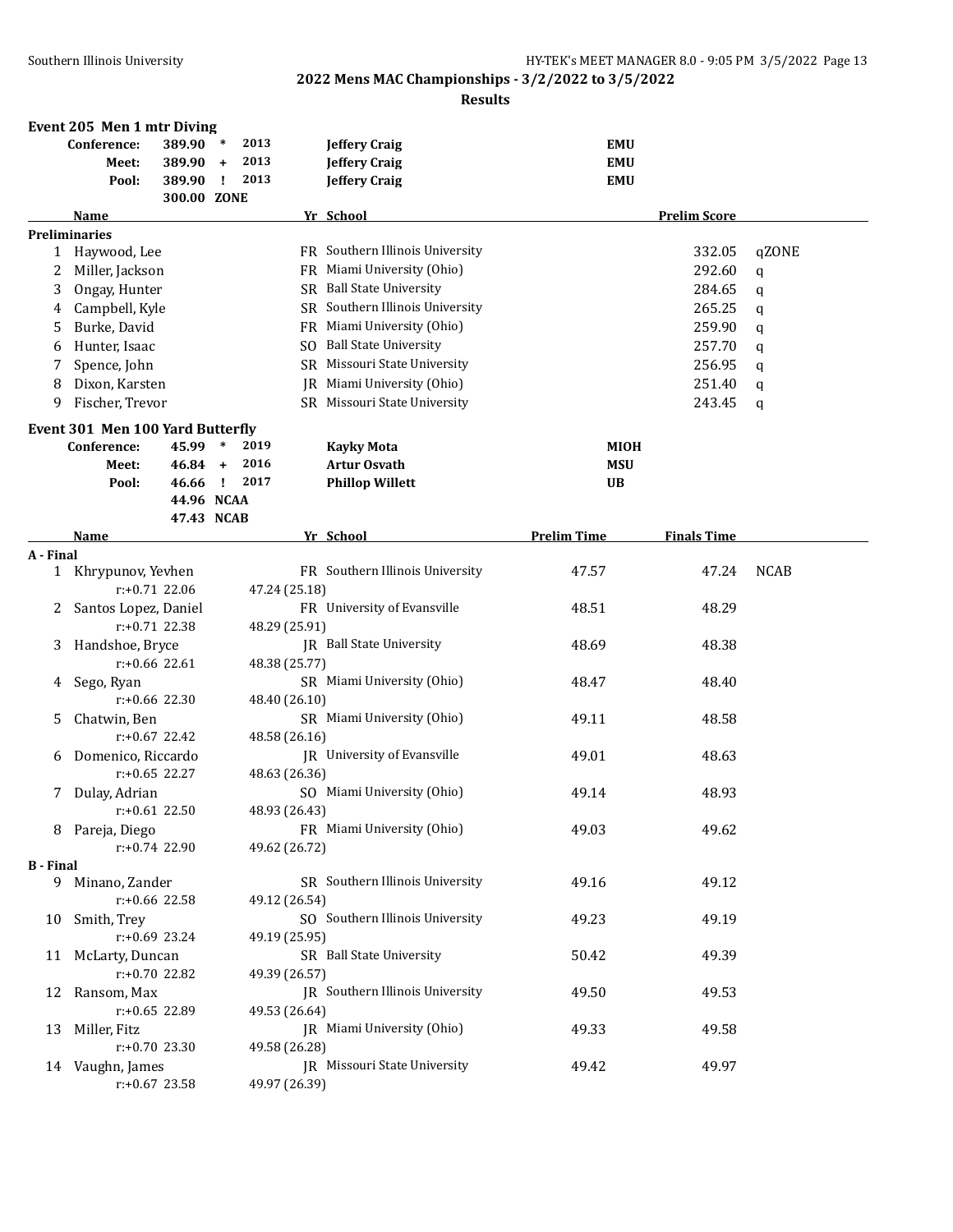## 2022 Mens MAC Championships - 3/2/2022 to 3/5/2022

### Results

### Event 205 Men 1 mtr Diving

| | Score | Mark | Year | Name | School |
|---|---|---|---|---|---|
| Conference: | 389.90 | * | 2013 | Jeffery Craig | EMU |
| Meet: | 389.90 | + | 2013 | Jeffery Craig | EMU |
| Pool: | 389.90 | ! | 2013 | Jeffery Craig | EMU |
| | 300.00 | ZONE | | | |

**Preliminaries**

| | Name | Yr | School | Prelim Score | |
|---|---|---|---|---|---|
| 1 | Haywood, Lee | FR | Southern Illinois University | 332.05 | qZONE |
| 2 | Miller, Jackson | FR | Miami University (Ohio) | 292.60 | q |
| 3 | Ongay, Hunter | SR | Ball State University | 284.65 | q |
| 4 | Campbell, Kyle | SR | Southern Illinois University | 265.25 | q |
| 5 | Burke, David | FR | Miami University (Ohio) | 259.90 | q |
| 6 | Hunter, Isaac | SO | Ball State University | 257.70 | q |
| 7 | Spence, John | SR | Missouri State University | 256.95 | q |
| 8 | Dixon, Karsten | JR | Miami University (Ohio) | 251.40 | q |
| 9 | Fischer, Trevor | SR | Missouri State University | 243.45 | q |

### Event 301 Men 100 Yard Butterfly

| | Time | Mark | Year | Name | School |
|---|---|---|---|---|---|
| Conference: | 45.99 | * | 2019 | Kayky Mota | MIOH |
| Meet: | 46.84 | + | 2016 | Artur Osvath | MSU |
| Pool: | 46.66 | ! | 2017 | Phillop Willett | UB |
| | 44.96 | NCAA | | | |
| | 47.43 | NCAB | | | |

**A - Final**

| | Name | Yr | School | Prelim Time | Finals Time | |
|---|---|---|---|---|---|---|
| 1 | Khrypunov, Yevhen | FR | Southern Illinois University | 47.57 | 47.24 | NCAB |
| | r:+0.71 22.06 | 47.24 (25.18) | | | | |
| 2 | Santos Lopez, Daniel | FR | University of Evansville | 48.51 | 48.29 | |
| | r:+0.71 22.38 | 48.29 (25.91) | | | | |
| 3 | Handshoe, Bryce | JR | Ball State University | 48.69 | 48.38 | |
| | r:+0.66 22.61 | 48.38 (25.77) | | | | |
| 4 | Sego, Ryan | SR | Miami University (Ohio) | 48.47 | 48.40 | |
| | r:+0.66 22.30 | 48.40 (26.10) | | | | |
| 5 | Chatwin, Ben | SR | Miami University (Ohio) | 49.11 | 48.58 | |
| | r:+0.67 22.42 | 48.58 (26.16) | | | | |
| 6 | Domenico, Riccardo | JR | University of Evansville | 49.01 | 48.63 | |
| | r:+0.65 22.27 | 48.63 (26.36) | | | | |
| 7 | Dulay, Adrian | SO | Miami University (Ohio) | 49.14 | 48.93 | |
| | r:+0.61 22.50 | 48.93 (26.43) | | | | |
| 8 | Pareja, Diego | FR | Miami University (Ohio) | 49.03 | 49.62 | |
| | r:+0.74 22.90 | 49.62 (26.72) | | | | |

**B - Final**

| | Name | Yr | School | Prelim Time | Finals Time | |
|---|---|---|---|---|---|---|
| 9 | Minano, Zander | SR | Southern Illinois University | 49.16 | 49.12 | |
| | r:+0.66 22.58 | 49.12 (26.54) | | | | |
| 10 | Smith, Trey | SO | Southern Illinois University | 49.23 | 49.19 | |
| | r:+0.69 23.24 | 49.19 (25.95) | | | | |
| 11 | McLarty, Duncan | SR | Ball State University | 50.42 | 49.39 | |
| | r:+0.70 22.82 | 49.39 (26.57) | | | | |
| 12 | Ransom, Max | JR | Southern Illinois University | 49.50 | 49.53 | |
| | r:+0.65 22.89 | 49.53 (26.64) | | | | |
| 13 | Miller, Fitz | JR | Miami University (Ohio) | 49.33 | 49.58 | |
| | r:+0.70 23.30 | 49.58 (26.28) | | | | |
| 14 | Vaughn, James | JR | Missouri State University | 49.42 | 49.97 | |
| | r:+0.67 23.58 | 49.97 (26.39) | | | | |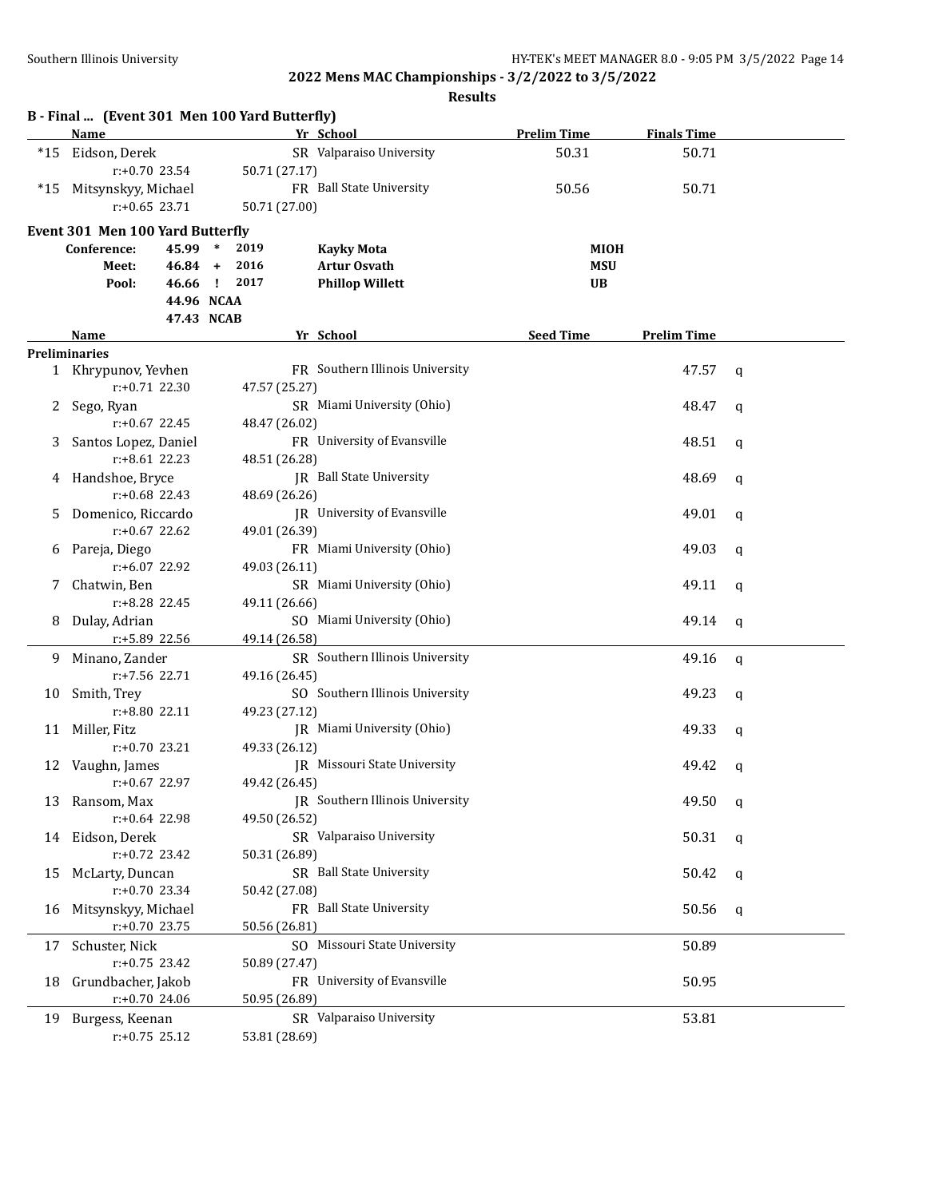2022 Mens MAC Championships - 3/2/2022 to 3/5/2022

**Results**

## B - Final ... (Event 301 Men 100 Yard Butterfly)

| | Name | Yr | School | Prelim Time | Finals Time |
|---|---|---|---|---|---|
| *15 | Eidson, Derek | SR | Valparaiso University | 50.31 | 50.71 |
| | r:+0.70 23.54 | 50.71 (27.17) | | | |
| *15 | Mitsynskyy, Michael | FR | Ball State University | 50.56 | 50.71 |
| | r:+0.65 23.71 | 50.71 (27.00) | | | |

## Event 301 Men 100 Yard Butterfly

| | | | | | |
|---|---|---|---|---|---|
| Conference: | 45.99 | * | 2019 | Kayky Mota | MIOH |
| Meet: | 46.84 | + | 2016 | Artur Osvath | MSU |
| Pool: | 46.66 | ! | 2017 | Phillop Willett | UB |
| | 44.96 | NCAA | | | |
| | 47.43 | NCAB | | | |

**Preliminaries**

| | Name | Yr | School | Seed Time | Prelim Time | |
|---|---|---|---|---|---|---|
| 1 | Khrypunov, Yevhen | FR | Southern Illinois University | | 47.57 | q |
| | r:+0.71 22.30 | 47.57 (25.27) | | | | |
| 2 | Sego, Ryan | SR | Miami University (Ohio) | | 48.47 | q |
| | r:+0.67 22.45 | 48.47 (26.02) | | | | |
| 3 | Santos Lopez, Daniel | FR | University of Evansville | | 48.51 | q |
| | r:+8.61 22.23 | 48.51 (26.28) | | | | |
| 4 | Handshoe, Bryce | JR | Ball State University | | 48.69 | q |
| | r:+0.68 22.43 | 48.69 (26.26) | | | | |
| 5 | Domenico, Riccardo | JR | University of Evansville | | 49.01 | q |
| | r:+0.67 22.62 | 49.01 (26.39) | | | | |
| 6 | Pareja, Diego | FR | Miami University (Ohio) | | 49.03 | q |
| | r:+6.07 22.92 | 49.03 (26.11) | | | | |
| 7 | Chatwin, Ben | SR | Miami University (Ohio) | | 49.11 | q |
| | r:+8.28 22.45 | 49.11 (26.66) | | | | |
| 8 | Dulay, Adrian | SO | Miami University (Ohio) | | 49.14 | q |
| | r:+5.89 22.56 | 49.14 (26.58) | | | | |
| 9 | Minano, Zander | SR | Southern Illinois University | | 49.16 | q |
| | r:+7.56 22.71 | 49.16 (26.45) | | | | |
| 10 | Smith, Trey | SO | Southern Illinois University | | 49.23 | q |
| | r:+8.80 22.11 | 49.23 (27.12) | | | | |
| 11 | Miller, Fitz | JR | Miami University (Ohio) | | 49.33 | q |
| | r:+0.70 23.21 | 49.33 (26.12) | | | | |
| 12 | Vaughn, James | JR | Missouri State University | | 49.42 | q |
| | r:+0.67 22.97 | 49.42 (26.45) | | | | |
| 13 | Ransom, Max | JR | Southern Illinois University | | 49.50 | q |
| | r:+0.64 22.98 | 49.50 (26.52) | | | | |
| 14 | Eidson, Derek | SR | Valparaiso University | | 50.31 | q |
| | r:+0.72 23.42 | 50.31 (26.89) | | | | |
| 15 | McLarty, Duncan | SR | Ball State University | | 50.42 | q |
| | r:+0.70 23.34 | 50.42 (27.08) | | | | |
| 16 | Mitsynskyy, Michael | FR | Ball State University | | 50.56 | q |
| | r:+0.70 23.75 | 50.56 (26.81) | | | | |
| 17 | Schuster, Nick | SO | Missouri State University | | 50.89 | |
| | r:+0.75 23.42 | 50.89 (27.47) | | | | |
| 18 | Grundbacher, Jakob | FR | University of Evansville | | 50.95 | |
| | r:+0.70 24.06 | 50.95 (26.89) | | | | |
| 19 | Burgess, Keenan | SR | Valparaiso University | | 53.81 | |
| | r:+0.75 25.12 | 53.81 (28.69) | | | | |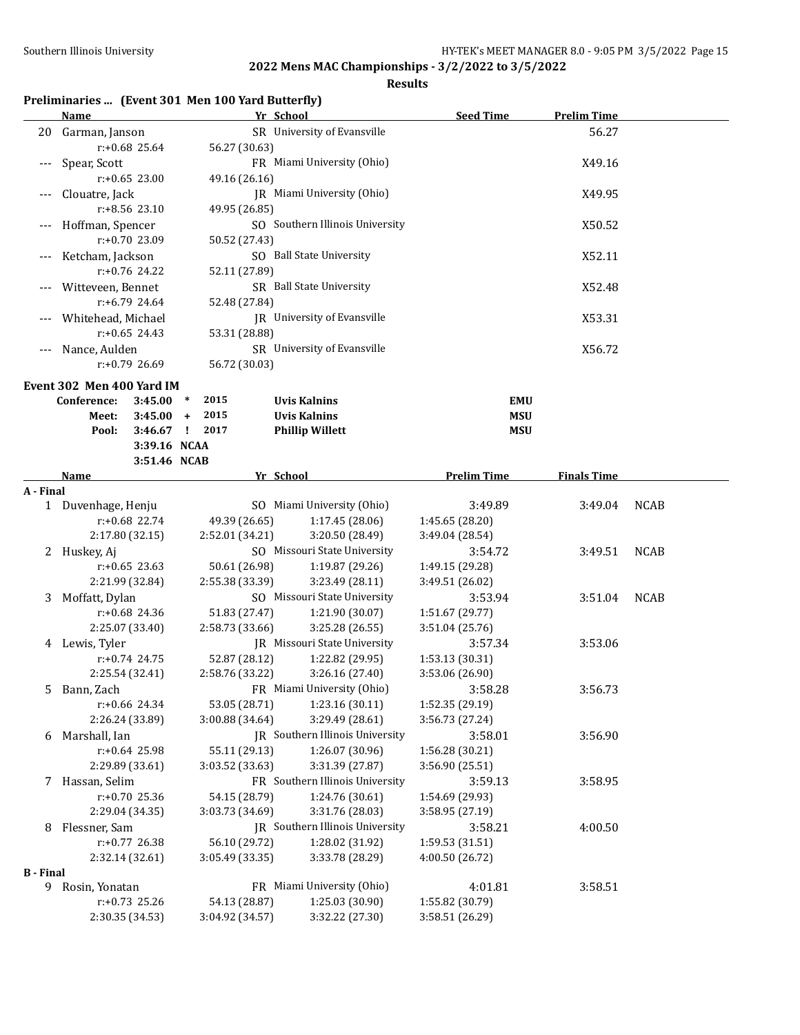## 2022 Mens MAC Championships - 3/2/2022 to 3/5/2022

### Results

**Preliminaries ... (Event 301 Men 100 Yard Butterfly)**

| | Name | Yr | School | Seed Time | Prelim Time |
|---|---|---|---|---|---|
| 20 | Garman, Janson | SR | University of Evansville | | 56.27 |
| | r:+0.68 25.64 | 56.27 (30.63) | | | |
| --- | Spear, Scott | FR | Miami University (Ohio) | | X49.16 |
| | r:+0.65 23.00 | 49.16 (26.16) | | | |
| --- | Clouatre, Jack | JR | Miami University (Ohio) | | X49.95 |
| | r:+8.56 23.10 | 49.95 (26.85) | | | |
| --- | Hoffman, Spencer | SO | Southern Illinois University | | X50.52 |
| | r:+0.70 23.09 | 50.52 (27.43) | | | |
| --- | Ketcham, Jackson | SO | Ball State University | | X52.11 |
| | r:+0.76 24.22 | 52.11 (27.89) | | | |
| --- | Witteveen, Bennet | SR | Ball State University | | X52.48 |
| | r:+6.79 24.64 | 52.48 (27.84) | | | |
| --- | Whitehead, Michael | JR | University of Evansville | | X53.31 |
| | r:+0.65 24.43 | 53.31 (28.88) | | | |
| --- | Nance, Aulden | SR | University of Evansville | | X56.72 |
| | r:+0.79 26.69 | 56.72 (30.03) | | | |

**Event 302 Men 400 Yard IM**

| | Time | | Year | Name | School |
|---|---|---|---|---|---|
| Conference: | 3:45.00 | * | 2015 | Uvis Kalnins | EMU |
| Meet: | 3:45.00 | + | 2015 | Uvis Kalnins | MSU |
| Pool: | 3:46.67 | ! | 2017 | Phillip Willett | MSU |
| | 3:39.16 | NCAA | | | |
| | 3:51.46 | NCAB | | | |

| | Name | Yr | School | Prelim Time | Finals Time | |
|---|---|---|---|---|---|---|
| **A - Final** | | | | | | |
| 1 | Duvenhage, Henju | SO | Miami University (Ohio) | 3:49.89 | 3:49.04 | NCAB |
| | r:+0.68 22.74 | 49.39 (26.65) | 1:17.45 (28.06) | 1:45.65 (28.20) | | |
| | 2:17.80 (32.15) | 2:52.01 (34.21) | 3:20.50 (28.49) | 3:49.04 (28.54) | | |
| 2 | Huskey, Aj | SO | Missouri State University | 3:54.72 | 3:49.51 | NCAB |
| | r:+0.65 23.63 | 50.61 (26.98) | 1:19.87 (29.26) | 1:49.15 (29.28) | | |
| | 2:21.99 (32.84) | 2:55.38 (33.39) | 3:23.49 (28.11) | 3:49.51 (26.02) | | |
| 3 | Moffatt, Dylan | SO | Missouri State University | 3:53.94 | 3:51.04 | NCAB |
| | r:+0.68 24.36 | 51.83 (27.47) | 1:21.90 (30.07) | 1:51.67 (29.77) | | |
| | 2:25.07 (33.40) | 2:58.73 (33.66) | 3:25.28 (26.55) | 3:51.04 (25.76) | | |
| 4 | Lewis, Tyler | JR | Missouri State University | 3:57.34 | 3:53.06 | |
| | r:+0.74 24.75 | 52.87 (28.12) | 1:22.82 (29.95) | 1:53.13 (30.31) | | |
| | 2:25.54 (32.41) | 2:58.76 (33.22) | 3:26.16 (27.40) | 3:53.06 (26.90) | | |
| 5 | Bann, Zach | FR | Miami University (Ohio) | 3:58.28 | 3:56.73 | |
| | r:+0.66 24.34 | 53.05 (28.71) | 1:23.16 (30.11) | 1:52.35 (29.19) | | |
| | 2:26.24 (33.89) | 3:00.88 (34.64) | 3:29.49 (28.61) | 3:56.73 (27.24) | | |
| 6 | Marshall, Ian | JR | Southern Illinois University | 3:58.01 | 3:56.90 | |
| | r:+0.64 25.98 | 55.11 (29.13) | 1:26.07 (30.96) | 1:56.28 (30.21) | | |
| | 2:29.89 (33.61) | 3:03.52 (33.63) | 3:31.39 (27.87) | 3:56.90 (25.51) | | |
| 7 | Hassan, Selim | FR | Southern Illinois University | 3:59.13 | 3:58.95 | |
| | r:+0.70 25.36 | 54.15 (28.79) | 1:24.76 (30.61) | 1:54.69 (29.93) | | |
| | 2:29.04 (34.35) | 3:03.73 (34.69) | 3:31.76 (28.03) | 3:58.95 (27.19) | | |
| 8 | Flessner, Sam | JR | Southern Illinois University | 3:58.21 | 4:00.50 | |
| | r:+0.77 26.38 | 56.10 (29.72) | 1:28.02 (31.92) | 1:59.53 (31.51) | | |
| | 2:32.14 (32.61) | 3:05.49 (33.35) | 3:33.78 (28.29) | 4:00.50 (26.72) | | |
| **B - Final** | | | | | | |
| 9 | Rosin, Yonatan | FR | Miami University (Ohio) | 4:01.81 | 3:58.51 | |
| | r:+0.73 25.26 | 54.13 (28.87) | 1:25.03 (30.90) | 1:55.82 (30.79) | | |
| | 2:30.35 (34.53) | 3:04.92 (34.57) | 3:32.22 (27.30) | 3:58.51 (26.29) | | |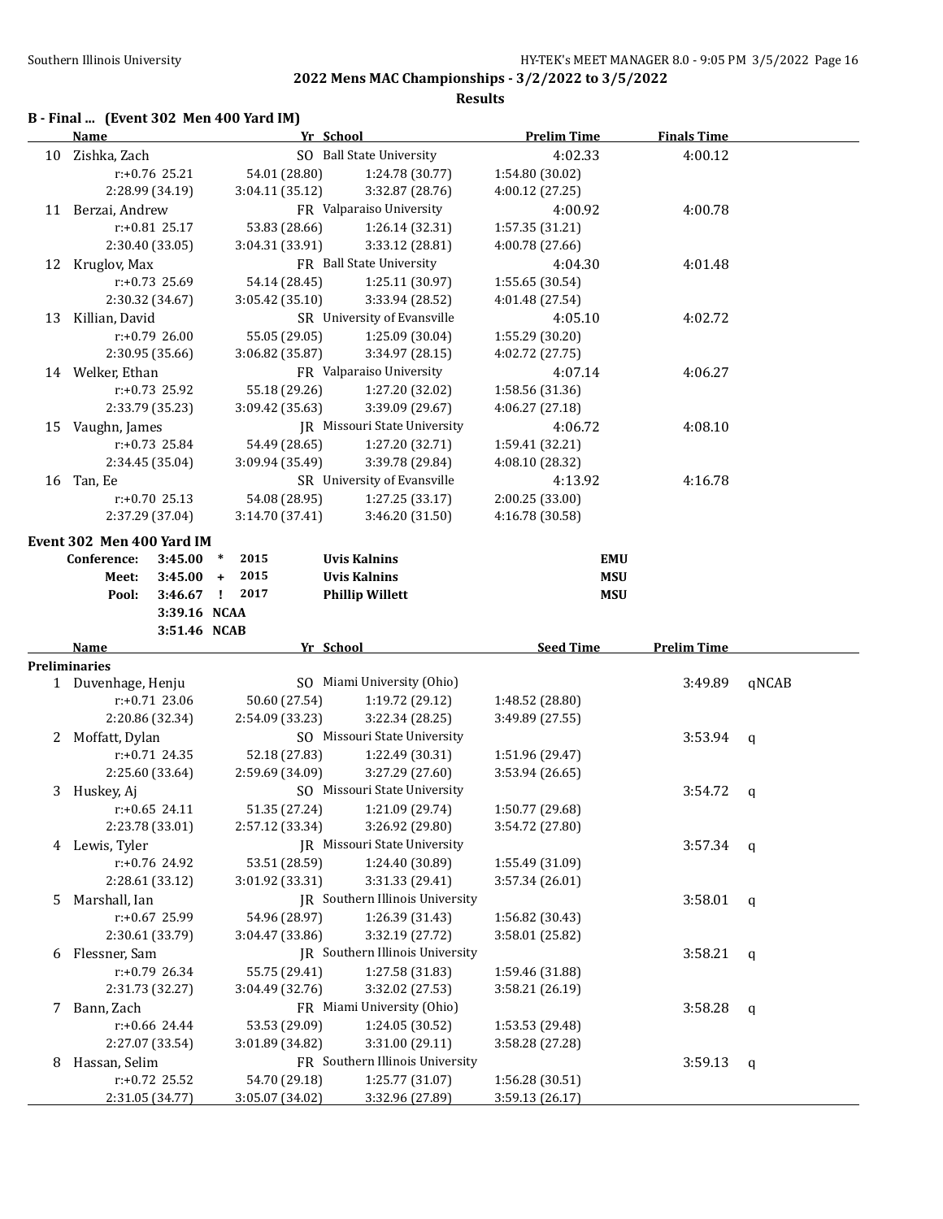## 2022 Mens MAC Championships - 3/2/2022 to 3/5/2022

**Results**

### B - Final ... (Event 302 Men 400 Yard IM)

| | Name | Yr | School | Prelim Time | Finals Time |
|---|---|---|---|---|---|
| 10 | Zishka, Zach | SO | Ball State University | 4:02.33 | 4:00.12 |
| | r:+0.76 25.21 | 54.01 (28.80) | 1:24.78 (30.77) | 1:54.80 (30.02) | |
| | 2:28.99 (34.19) | 3:04.11 (35.12) | 3:32.87 (28.76) | 4:00.12 (27.25) | |
| 11 | Berzai, Andrew | FR | Valparaiso University | 4:00.92 | 4:00.78 |
| | r:+0.81 25.17 | 53.83 (28.66) | 1:26.14 (32.31) | 1:57.35 (31.21) | |
| | 2:30.40 (33.05) | 3:04.31 (33.91) | 3:33.12 (28.81) | 4:00.78 (27.66) | |
| 12 | Kruglov, Max | FR | Ball State University | 4:04.30 | 4:01.48 |
| | r:+0.73 25.69 | 54.14 (28.45) | 1:25.11 (30.97) | 1:55.65 (30.54) | |
| | 2:30.32 (34.67) | 3:05.42 (35.10) | 3:33.94 (28.52) | 4:01.48 (27.54) | |
| 13 | Killian, David | SR | University of Evansville | 4:05.10 | 4:02.72 |
| | r:+0.79 26.00 | 55.05 (29.05) | 1:25.09 (30.04) | 1:55.29 (30.20) | |
| | 2:30.95 (35.66) | 3:06.82 (35.87) | 3:34.97 (28.15) | 4:02.72 (27.75) | |
| 14 | Welker, Ethan | FR | Valparaiso University | 4:07.14 | 4:06.27 |
| | r:+0.73 25.92 | 55.18 (29.26) | 1:27.20 (32.02) | 1:58.56 (31.36) | |
| | 2:33.79 (35.23) | 3:09.42 (35.63) | 3:39.09 (29.67) | 4:06.27 (27.18) | |
| 15 | Vaughn, James | JR | Missouri State University | 4:06.72 | 4:08.10 |
| | r:+0.73 25.84 | 54.49 (28.65) | 1:27.20 (32.71) | 1:59.41 (32.21) | |
| | 2:34.45 (35.04) | 3:09.94 (35.49) | 3:39.78 (29.84) | 4:08.10 (28.32) | |
| 16 | Tan, Ee | SR | University of Evansville | 4:13.92 | 4:16.78 |
| | r:+0.70 25.13 | 54.08 (28.95) | 1:27.25 (33.17) | 2:00.25 (33.00) | |
| | 2:37.29 (37.04) | 3:14.70 (37.41) | 3:46.20 (31.50) | 4:16.78 (30.58) | |

### Event 302 Men 400 Yard IM

| | | | | | |
|---|---|---|---|---|---|
| Conference: | 3:45.00 | * | 2015 | Uvis Kalnins | EMU |
| Meet: | 3:45.00 | + | 2015 | Uvis Kalnins | MSU |
| Pool: | 3:46.67 | ! | 2017 | Phillip Willett | MSU |
| | 3:39.16 | NCAA | | | |
| | 3:51.46 | NCAB | | | |

**Preliminaries**

| | Name | Yr | School | Seed Time | Prelim Time | |
|---|---|---|---|---|---|---|
| 1 | Duvenhage, Henju | SO | Miami University (Ohio) | | 3:49.89 | qNCAB |
| | r:+0.71 23.06 | 50.60 (27.54) | 1:19.72 (29.12) | 1:48.52 (28.80) | | |
| | 2:20.86 (32.34) | 2:54.09 (33.23) | 3:22.34 (28.25) | 3:49.89 (27.55) | | |
| 2 | Moffatt, Dylan | SO | Missouri State University | | 3:53.94 | q |
| | r:+0.71 24.35 | 52.18 (27.83) | 1:22.49 (30.31) | 1:51.96 (29.47) | | |
| | 2:25.60 (33.64) | 2:59.69 (34.09) | 3:27.29 (27.60) | 3:53.94 (26.65) | | |
| 3 | Huskey, Aj | SO | Missouri State University | | 3:54.72 | q |
| | r:+0.65 24.11 | 51.35 (27.24) | 1:21.09 (29.74) | 1:50.77 (29.68) | | |
| | 2:23.78 (33.01) | 2:57.12 (33.34) | 3:26.92 (29.80) | 3:54.72 (27.80) | | |
| 4 | Lewis, Tyler | JR | Missouri State University | | 3:57.34 | q |
| | r:+0.76 24.92 | 53.51 (28.59) | 1:24.40 (30.89) | 1:55.49 (31.09) | | |
| | 2:28.61 (33.12) | 3:01.92 (33.31) | 3:31.33 (29.41) | 3:57.34 (26.01) | | |
| 5 | Marshall, Ian | JR | Southern Illinois University | | 3:58.01 | q |
| | r:+0.67 25.99 | 54.96 (28.97) | 1:26.39 (31.43) | 1:56.82 (30.43) | | |
| | 2:30.61 (33.79) | 3:04.47 (33.86) | 3:32.19 (27.72) | 3:58.01 (25.82) | | |
| 6 | Flessner, Sam | JR | Southern Illinois University | | 3:58.21 | q |
| | r:+0.79 26.34 | 55.75 (29.41) | 1:27.58 (31.83) | 1:59.46 (31.88) | | |
| | 2:31.73 (32.27) | 3:04.49 (32.76) | 3:32.02 (27.53) | 3:58.21 (26.19) | | |
| 7 | Bann, Zach | FR | Miami University (Ohio) | | 3:58.28 | q |
| | r:+0.66 24.44 | 53.53 (29.09) | 1:24.05 (30.52) | 1:53.53 (29.48) | | |
| | 2:27.07 (33.54) | 3:01.89 (34.82) | 3:31.00 (29.11) | 3:58.28 (27.28) | | |
| 8 | Hassan, Selim | FR | Southern Illinois University | | 3:59.13 | q |
| | r:+0.72 25.52 | 54.70 (29.18) | 1:25.77 (31.07) | 1:56.28 (30.51) | | |
| | 2:31.05 (34.77) | 3:05.07 (34.02) | 3:32.96 (27.89) | 3:59.13 (26.17) | | |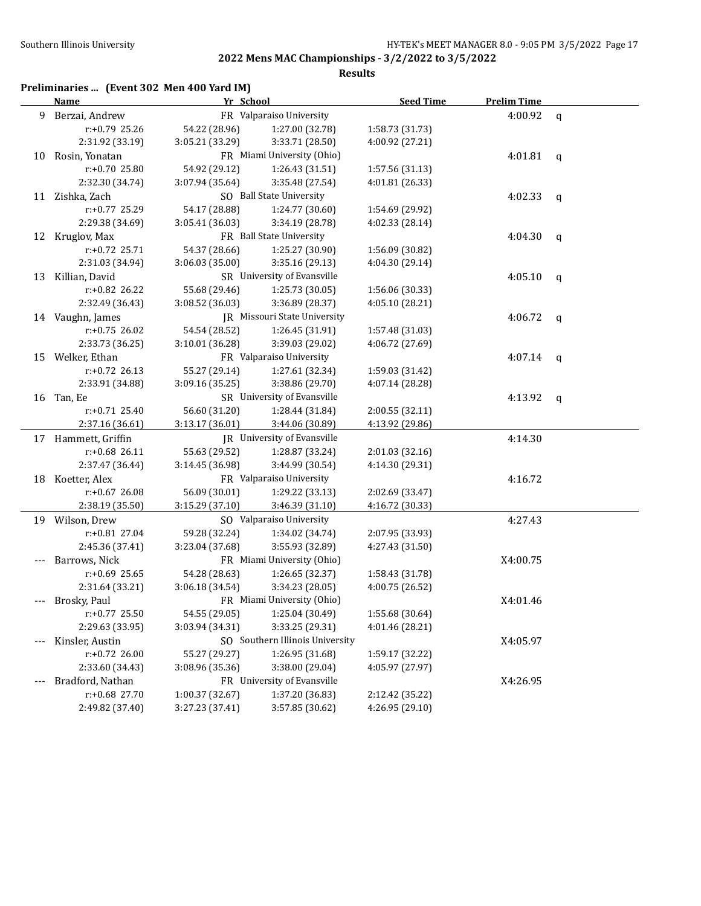## 2022 Mens MAC Championships - 3/2/2022 to 3/5/2022

### Results

**Preliminaries ... (Event 302 Men 400 Yard IM)**

| | Name | Yr | School | Seed Time | Prelim Time | |
|---|---|---|---|---|---|---|
| 9 | Berzai, Andrew | FR | Valparaiso University | | 4:00.92 | q |
| | r:+0.79 25.26 | 54.22 (28.96) | 1:27.00 (32.78) | 1:58.73 (31.73) | | |
| | 2:31.92 (33.19) | 3:05.21 (33.29) | 3:33.71 (28.50) | 4:00.92 (27.21) | | |
| 10 | Rosin, Yonatan | FR | Miami University (Ohio) | | 4:01.81 | q |
| | r:+0.70 25.80 | 54.92 (29.12) | 1:26.43 (31.51) | 1:57.56 (31.13) | | |
| | 2:32.30 (34.74) | 3:07.94 (35.64) | 3:35.48 (27.54) | 4:01.81 (26.33) | | |
| 11 | Zishka, Zach | SO | Ball State University | | 4:02.33 | q |
| | r:+0.77 25.29 | 54.17 (28.88) | 1:24.77 (30.60) | 1:54.69 (29.92) | | |
| | 2:29.38 (34.69) | 3:05.41 (36.03) | 3:34.19 (28.78) | 4:02.33 (28.14) | | |
| 12 | Kruglov, Max | FR | Ball State University | | 4:04.30 | q |
| | r:+0.72 25.71 | 54.37 (28.66) | 1:25.27 (30.90) | 1:56.09 (30.82) | | |
| | 2:31.03 (34.94) | 3:06.03 (35.00) | 3:35.16 (29.13) | 4:04.30 (29.14) | | |
| 13 | Killian, David | SR | University of Evansville | | 4:05.10 | q |
| | r:+0.82 26.22 | 55.68 (29.46) | 1:25.73 (30.05) | 1:56.06 (30.33) | | |
| | 2:32.49 (36.43) | 3:08.52 (36.03) | 3:36.89 (28.37) | 4:05.10 (28.21) | | |
| 14 | Vaughn, James | JR | Missouri State University | | 4:06.72 | q |
| | r:+0.75 26.02 | 54.54 (28.52) | 1:26.45 (31.91) | 1:57.48 (31.03) | | |
| | 2:33.73 (36.25) | 3:10.01 (36.28) | 3:39.03 (29.02) | 4:06.72 (27.69) | | |
| 15 | Welker, Ethan | FR | Valparaiso University | | 4:07.14 | q |
| | r:+0.72 26.13 | 55.27 (29.14) | 1:27.61 (32.34) | 1:59.03 (31.42) | | |
| | 2:33.91 (34.88) | 3:09.16 (35.25) | 3:38.86 (29.70) | 4:07.14 (28.28) | | |
| 16 | Tan, Ee | SR | University of Evansville | | 4:13.92 | q |
| | r:+0.71 25.40 | 56.60 (31.20) | 1:28.44 (31.84) | 2:00.55 (32.11) | | |
| | 2:37.16 (36.61) | 3:13.17 (36.01) | 3:44.06 (30.89) | 4:13.92 (29.86) | | |
| 17 | Hammett, Griffin | JR | University of Evansville | | 4:14.30 | |
| | r:+0.68 26.11 | 55.63 (29.52) | 1:28.87 (33.24) | 2:01.03 (32.16) | | |
| | 2:37.47 (36.44) | 3:14.45 (36.98) | 3:44.99 (30.54) | 4:14.30 (29.31) | | |
| 18 | Koetter, Alex | FR | Valparaiso University | | 4:16.72 | |
| | r:+0.67 26.08 | 56.09 (30.01) | 1:29.22 (33.13) | 2:02.69 (33.47) | | |
| | 2:38.19 (35.50) | 3:15.29 (37.10) | 3:46.39 (31.10) | 4:16.72 (30.33) | | |
| 19 | Wilson, Drew | SO | Valparaiso University | | 4:27.43 | |
| | r:+0.81 27.04 | 59.28 (32.24) | 1:34.02 (34.74) | 2:07.95 (33.93) | | |
| | 2:45.36 (37.41) | 3:23.04 (37.68) | 3:55.93 (32.89) | 4:27.43 (31.50) | | |
| --- | Barrows, Nick | FR | Miami University (Ohio) | | X4:00.75 | |
| | r:+0.69 25.65 | 54.28 (28.63) | 1:26.65 (32.37) | 1:58.43 (31.78) | | |
| | 2:31.64 (33.21) | 3:06.18 (34.54) | 3:34.23 (28.05) | 4:00.75 (26.52) | | |
| --- | Brosky, Paul | FR | Miami University (Ohio) | | X4:01.46 | |
| | r:+0.77 25.50 | 54.55 (29.05) | 1:25.04 (30.49) | 1:55.68 (30.64) | | |
| | 2:29.63 (33.95) | 3:03.94 (34.31) | 3:33.25 (29.31) | 4:01.46 (28.21) | | |
| --- | Kinsler, Austin | SO | Southern Illinois University | | X4:05.97 | |
| | r:+0.72 26.00 | 55.27 (29.27) | 1:26.95 (31.68) | 1:59.17 (32.22) | | |
| | 2:33.60 (34.43) | 3:08.96 (35.36) | 3:38.00 (29.04) | 4:05.97 (27.97) | | |
| --- | Bradford, Nathan | FR | University of Evansville | | X4:26.95 | |
| | r:+0.68 27.70 | 1:00.37 (32.67) | 1:37.20 (36.83) | 2:12.42 (35.22) | | |
| | 2:49.82 (37.40) | 3:27.23 (37.41) | 3:57.85 (30.62) | 4:26.95 (29.10) | | |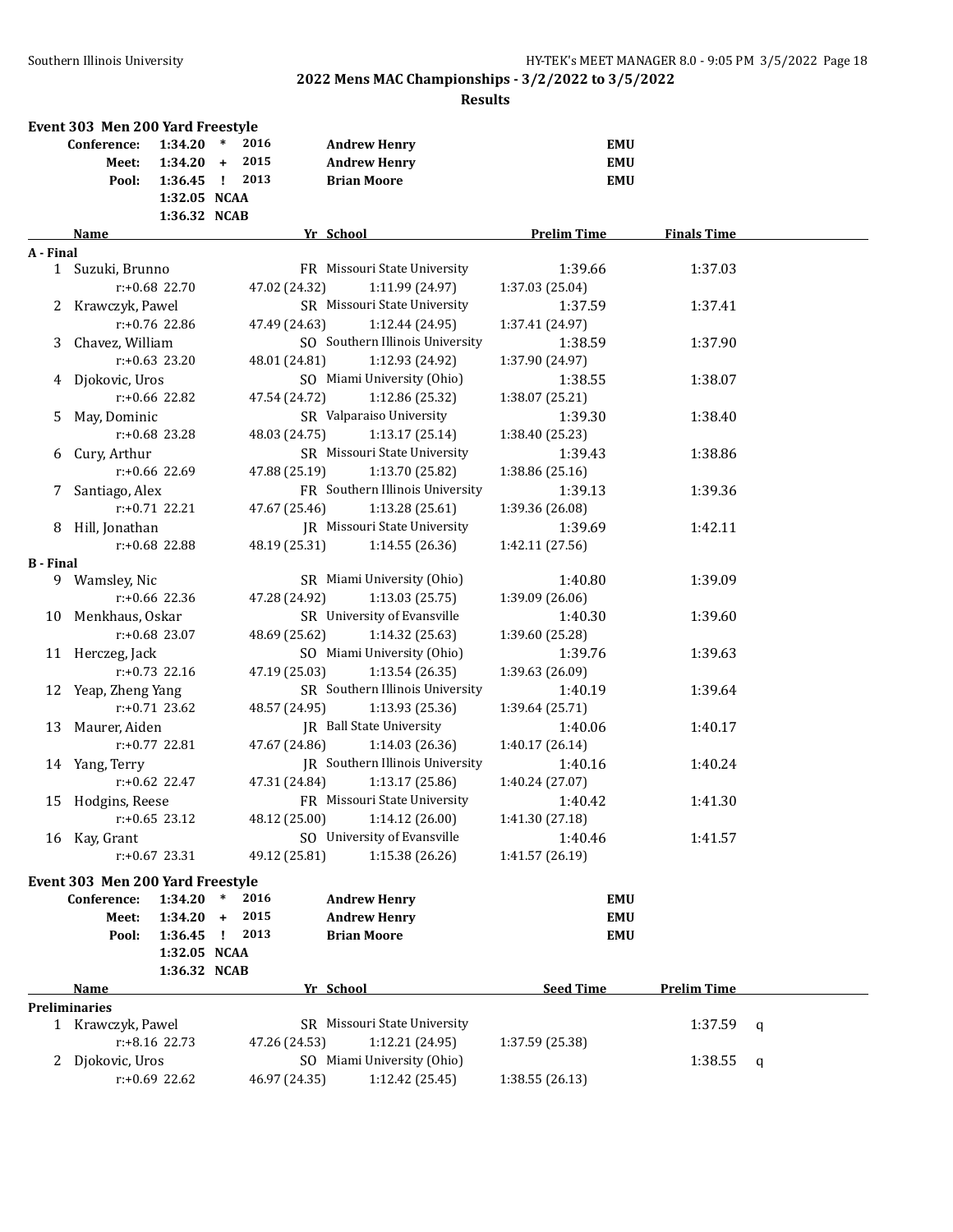## 2022 Mens MAC Championships - 3/2/2022 to 3/5/2022

**Results**

### Event 303 Men 200 Yard Freestyle

| | | | | | |
|---|---|---|---|---|---|
| **Conference:** | **1:34.20** | * | 2016 | **Andrew Henry** | **EMU** |
| **Meet:** | **1:34.20** | + | 2015 | **Andrew Henry** | **EMU** |
| **Pool:** | **1:36.45** | ! | 2013 | **Brian Moore** | **EMU** |
| | **1:32.05** | **NCAA** | | | |
| | **1:36.32** | **NCAB** | | | |

| | Name | Yr | School | Prelim Time | Finals Time |
|---|---|---|---|---|---|
| **A - Final** | | | | | |
| 1 | Suzuki, Brunno | FR | Missouri State University | 1:39.66 | 1:37.03 |
| | r:+0.68 22.70 | 47.02 (24.32) | 1:11.99 (24.97) | 1:37.03 (25.04) | |
| 2 | Krawczyk, Pawel | SR | Missouri State University | 1:37.59 | 1:37.41 |
| | r:+0.76 22.86 | 47.49 (24.63) | 1:12.44 (24.95) | 1:37.41 (24.97) | |
| 3 | Chavez, William | SO | Southern Illinois University | 1:38.59 | 1:37.90 |
| | r:+0.63 23.20 | 48.01 (24.81) | 1:12.93 (24.92) | 1:37.90 (24.97) | |
| 4 | Djokovic, Uros | SO | Miami University (Ohio) | 1:38.55 | 1:38.07 |
| | r:+0.66 22.82 | 47.54 (24.72) | 1:12.86 (25.32) | 1:38.07 (25.21) | |
| 5 | May, Dominic | SR | Valparaiso University | 1:39.30 | 1:38.40 |
| | r:+0.68 23.28 | 48.03 (24.75) | 1:13.17 (25.14) | 1:38.40 (25.23) | |
| 6 | Cury, Arthur | SR | Missouri State University | 1:39.43 | 1:38.86 |
| | r:+0.66 22.69 | 47.88 (25.19) | 1:13.70 (25.82) | 1:38.86 (25.16) | |
| 7 | Santiago, Alex | FR | Southern Illinois University | 1:39.13 | 1:39.36 |
| | r:+0.71 22.21 | 47.67 (25.46) | 1:13.28 (25.61) | 1:39.36 (26.08) | |
| 8 | Hill, Jonathan | JR | Missouri State University | 1:39.69 | 1:42.11 |
| | r:+0.68 22.88 | 48.19 (25.31) | 1:14.55 (26.36) | 1:42.11 (27.56) | |
| **B - Final** | | | | | |
| 9 | Wamsley, Nic | SR | Miami University (Ohio) | 1:40.80 | 1:39.09 |
| | r:+0.66 22.36 | 47.28 (24.92) | 1:13.03 (25.75) | 1:39.09 (26.06) | |
| 10 | Menkhaus, Oskar | SR | University of Evansville | 1:40.30 | 1:39.60 |
| | r:+0.68 23.07 | 48.69 (25.62) | 1:14.32 (25.63) | 1:39.60 (25.28) | |
| 11 | Herczeg, Jack | SO | Miami University (Ohio) | 1:39.76 | 1:39.63 |
| | r:+0.73 22.16 | 47.19 (25.03) | 1:13.54 (26.35) | 1:39.63 (26.09) | |
| 12 | Yeap, Zheng Yang | SR | Southern Illinois University | 1:40.19 | 1:39.64 |
| | r:+0.71 23.62 | 48.57 (24.95) | 1:13.93 (25.36) | 1:39.64 (25.71) | |
| 13 | Maurer, Aiden | JR | Ball State University | 1:40.06 | 1:40.17 |
| | r:+0.77 22.81 | 47.67 (24.86) | 1:14.03 (26.36) | 1:40.17 (26.14) | |
| 14 | Yang, Terry | JR | Southern Illinois University | 1:40.16 | 1:40.24 |
| | r:+0.62 22.47 | 47.31 (24.84) | 1:13.17 (25.86) | 1:40.24 (27.07) | |
| 15 | Hodgins, Reese | FR | Missouri State University | 1:40.42 | 1:41.30 |
| | r:+0.65 23.12 | 48.12 (25.00) | 1:14.12 (26.00) | 1:41.30 (27.18) | |
| 16 | Kay, Grant | SO | University of Evansville | 1:40.46 | 1:41.57 |
| | r:+0.67 23.31 | 49.12 (25.81) | 1:15.38 (26.26) | 1:41.57 (26.19) | |

### Event 303 Men 200 Yard Freestyle

| | | | | | |
|---|---|---|---|---|---|
| **Conference:** | **1:34.20** | * | 2016 | **Andrew Henry** | **EMU** |
| **Meet:** | **1:34.20** | + | 2015 | **Andrew Henry** | **EMU** |
| **Pool:** | **1:36.45** | ! | 2013 | **Brian Moore** | **EMU** |
| | **1:32.05** | **NCAA** | | | |
| | **1:36.32** | **NCAB** | | | |

| | Name | Yr | School | Seed Time | Prelim Time | |
|---|---|---|---|---|---|---|
| **Preliminaries** | | | | | | |
| 1 | Krawczyk, Pawel | SR | Missouri State University | | 1:37.59 | q |
| | r:+8.16 22.73 | 47.26 (24.53) | 1:12.21 (24.95) | 1:37.59 (25.38) | | |
| 2 | Djokovic, Uros | SO | Miami University (Ohio) | | 1:38.55 | q |
| | r:+0.69 22.62 | 46.97 (24.35) | 1:12.42 (25.45) | 1:38.55 (26.13) | | |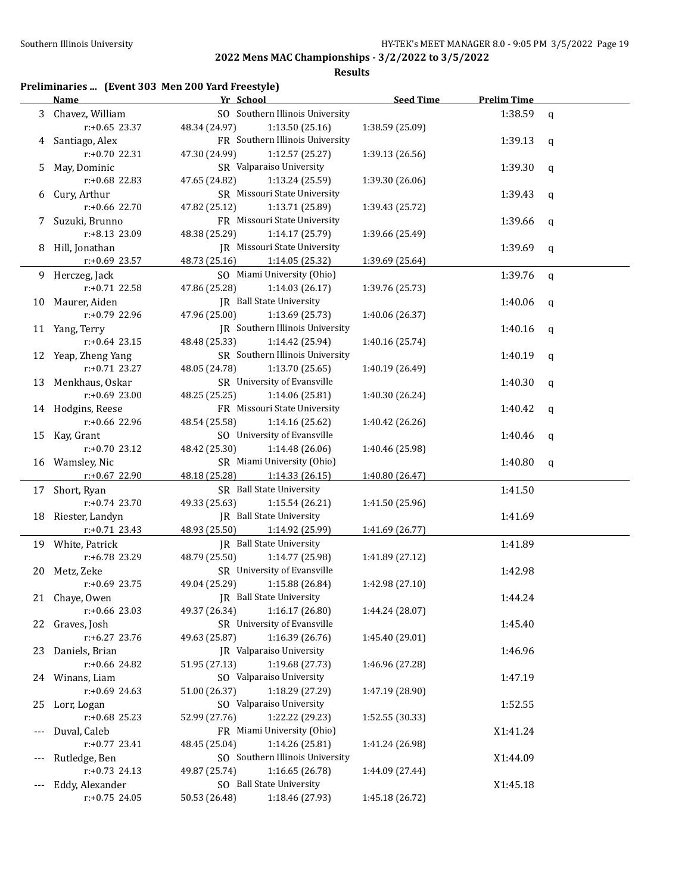## 2022 Mens MAC Championships - 3/2/2022 to 3/5/2022

### Results

**Preliminaries ... (Event 303 Men 200 Yard Freestyle)**

| | Name | Yr | School | Seed Time | Prelim Time | |
|---|---|---|---|---|---|---|
| 3 | Chavez, William | SO | Southern Illinois University | | 1:38.59 | q |
| | r:+0.65 23.37 | 48.34 (24.97) | 1:13.50 (25.16) | 1:38.59 (25.09) | | |
| 4 | Santiago, Alex | FR | Southern Illinois University | | 1:39.13 | q |
| | r:+0.70 22.31 | 47.30 (24.99) | 1:12.57 (25.27) | 1:39.13 (26.56) | | |
| 5 | May, Dominic | SR | Valparaiso University | | 1:39.30 | q |
| | r:+0.68 22.83 | 47.65 (24.82) | 1:13.24 (25.59) | 1:39.30 (26.06) | | |
| 6 | Cury, Arthur | SR | Missouri State University | | 1:39.43 | q |
| | r:+0.66 22.70 | 47.82 (25.12) | 1:13.71 (25.89) | 1:39.43 (25.72) | | |
| 7 | Suzuki, Brunno | FR | Missouri State University | | 1:39.66 | q |
| | r:+8.13 23.09 | 48.38 (25.29) | 1:14.17 (25.79) | 1:39.66 (25.49) | | |
| 8 | Hill, Jonathan | JR | Missouri State University | | 1:39.69 | q |
| | r:+0.69 23.57 | 48.73 (25.16) | 1:14.05 (25.32) | 1:39.69 (25.64) | | |
| 9 | Herczeg, Jack | SO | Miami University (Ohio) | | 1:39.76 | q |
| | r:+0.71 22.58 | 47.86 (25.28) | 1:14.03 (26.17) | 1:39.76 (25.73) | | |
| 10 | Maurer, Aiden | JR | Ball State University | | 1:40.06 | q |
| | r:+0.79 22.96 | 47.96 (25.00) | 1:13.69 (25.73) | 1:40.06 (26.37) | | |
| 11 | Yang, Terry | JR | Southern Illinois University | | 1:40.16 | q |
| | r:+0.64 23.15 | 48.48 (25.33) | 1:14.42 (25.94) | 1:40.16 (25.74) | | |
| 12 | Yeap, Zheng Yang | SR | Southern Illinois University | | 1:40.19 | q |
| | r:+0.71 23.27 | 48.05 (24.78) | 1:13.70 (25.65) | 1:40.19 (26.49) | | |
| 13 | Menkhaus, Oskar | SR | University of Evansville | | 1:40.30 | q |
| | r:+0.69 23.00 | 48.25 (25.25) | 1:14.06 (25.81) | 1:40.30 (26.24) | | |
| 14 | Hodgins, Reese | FR | Missouri State University | | 1:40.42 | q |
| | r:+0.66 22.96 | 48.54 (25.58) | 1:14.16 (25.62) | 1:40.42 (26.26) | | |
| 15 | Kay, Grant | SO | University of Evansville | | 1:40.46 | q |
| | r:+0.70 23.12 | 48.42 (25.30) | 1:14.48 (26.06) | 1:40.46 (25.98) | | |
| 16 | Wamsley, Nic | SR | Miami University (Ohio) | | 1:40.80 | q |
| | r:+0.67 22.90 | 48.18 (25.28) | 1:14.33 (26.15) | 1:40.80 (26.47) | | |
| 17 | Short, Ryan | SR | Ball State University | | 1:41.50 | |
| | r:+0.74 23.70 | 49.33 (25.63) | 1:15.54 (26.21) | 1:41.50 (25.96) | | |
| 18 | Riester, Landyn | JR | Ball State University | | 1:41.69 | |
| | r:+0.71 23.43 | 48.93 (25.50) | 1:14.92 (25.99) | 1:41.69 (26.77) | | |
| 19 | White, Patrick | JR | Ball State University | | 1:41.89 | |
| | r:+6.78 23.29 | 48.79 (25.50) | 1:14.77 (25.98) | 1:41.89 (27.12) | | |
| 20 | Metz, Zeke | SR | University of Evansville | | 1:42.98 | |
| | r:+0.69 23.75 | 49.04 (25.29) | 1:15.88 (26.84) | 1:42.98 (27.10) | | |
| 21 | Chaye, Owen | JR | Ball State University | | 1:44.24 | |
| | r:+0.66 23.03 | 49.37 (26.34) | 1:16.17 (26.80) | 1:44.24 (28.07) | | |
| 22 | Graves, Josh | SR | University of Evansville | | 1:45.40 | |
| | r:+6.27 23.76 | 49.63 (25.87) | 1:16.39 (26.76) | 1:45.40 (29.01) | | |
| 23 | Daniels, Brian | JR | Valparaiso University | | 1:46.96 | |
| | r:+0.66 24.82 | 51.95 (27.13) | 1:19.68 (27.73) | 1:46.96 (27.28) | | |
| 24 | Winans, Liam | SO | Valparaiso University | | 1:47.19 | |
| | r:+0.69 24.63 | 51.00 (26.37) | 1:18.29 (27.29) | 1:47.19 (28.90) | | |
| 25 | Lorr, Logan | SO | Valparaiso University | | 1:52.55 | |
| | r:+0.68 25.23 | 52.99 (27.76) | 1:22.22 (29.23) | 1:52.55 (30.33) | | |
| --- | Duval, Caleb | FR | Miami University (Ohio) | | X1:41.24 | |
| | r:+0.77 23.41 | 48.45 (25.04) | 1:14.26 (25.81) | 1:41.24 (26.98) | | |
| --- | Rutledge, Ben | SO | Southern Illinois University | | X1:44.09 | |
| | r:+0.73 24.13 | 49.87 (25.74) | 1:16.65 (26.78) | 1:44.09 (27.44) | | |
| --- | Eddy, Alexander | SO | Ball State University | | X1:45.18 | |
| | r:+0.75 24.05 | 50.53 (26.48) | 1:18.46 (27.93) | 1:45.18 (26.72) | | |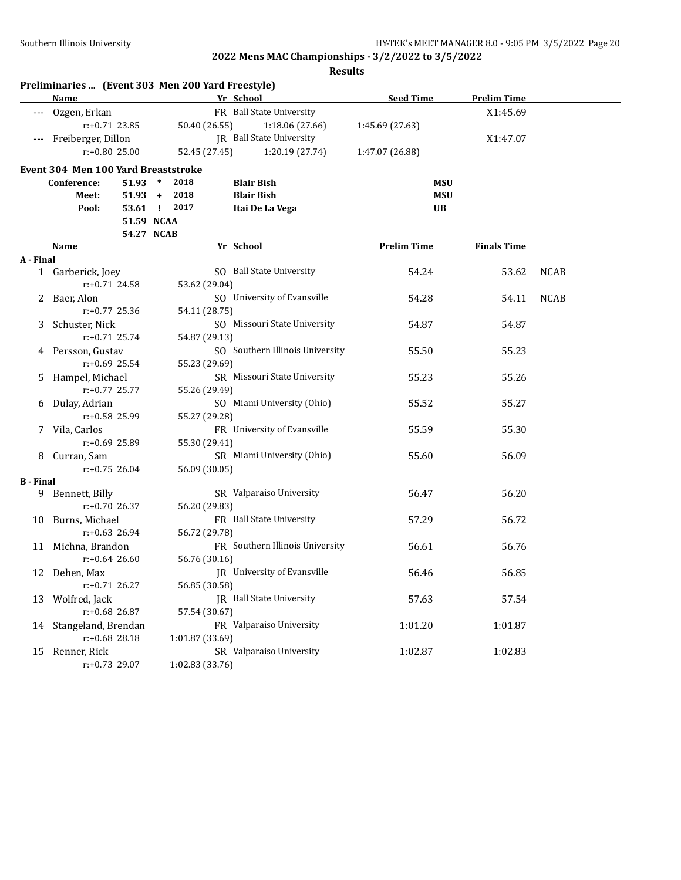## 2022 Mens MAC Championships - 3/2/2022 to 3/5/2022

**Results**

### Preliminaries ... (Event 303 Men 200 Yard Freestyle)

| | Name | Yr | School | Seed Time | Prelim Time | |
|---|---|---|---|---|---|---|
| --- | Ozgen, Erkan | FR | Ball State University | | X1:45.69 | |
| | r:+0.71 23.85 | 50.40 (26.55) | 1:18.06 (27.66) | 1:45.69 (27.63) | | |
| --- | Freiberger, Dillon | JR | Ball State University | | X1:47.07 | |
| | r:+0.80 25.00 | 52.45 (27.45) | 1:20.19 (27.74) | 1:47.07 (26.88) | | |

### Event 304 Men 100 Yard Breaststroke

| | | | | | |
|---|---|---|---|---|---|
| Conference: | 51.93 | * | 2018 | Blair Bish | MSU |
| Meet: | 51.93 | + | 2018 | Blair Bish | MSU |
| Pool: | 53.61 | ! | 2017 | Itai De La Vega | UB |
| | 51.59 | NCAA | | | |
| | 54.27 | NCAB | | | |

| | Name | Yr | School | Prelim Time | Finals Time | |
|---|---|---|---|---|---|---|
| **A - Final** | | | | | | |
| 1 | Garberick, Joey | SO | Ball State University | 54.24 | 53.62 | NCAB |
| | r:+0.71 24.58 | 53.62 (29.04) | | | | |
| 2 | Baer, Alon | SO | University of Evansville | 54.28 | 54.11 | NCAB |
| | r:+0.77 25.36 | 54.11 (28.75) | | | | |
| 3 | Schuster, Nick | SO | Missouri State University | 54.87 | 54.87 | |
| | r:+0.71 25.74 | 54.87 (29.13) | | | | |
| 4 | Persson, Gustav | SO | Southern Illinois University | 55.50 | 55.23 | |
| | r:+0.69 25.54 | 55.23 (29.69) | | | | |
| 5 | Hampel, Michael | SR | Missouri State University | 55.23 | 55.26 | |
| | r:+0.77 25.77 | 55.26 (29.49) | | | | |
| 6 | Dulay, Adrian | SO | Miami University (Ohio) | 55.52 | 55.27 | |
| | r:+0.58 25.99 | 55.27 (29.28) | | | | |
| 7 | Vila, Carlos | FR | University of Evansville | 55.59 | 55.30 | |
| | r:+0.69 25.89 | 55.30 (29.41) | | | | |
| 8 | Curran, Sam | SR | Miami University (Ohio) | 55.60 | 56.09 | |
| | r:+0.75 26.04 | 56.09 (30.05) | | | | |
| **B - Final** | | | | | | |
| 9 | Bennett, Billy | SR | Valparaiso University | 56.47 | 56.20 | |
| | r:+0.70 26.37 | 56.20 (29.83) | | | | |
| 10 | Burns, Michael | FR | Ball State University | 57.29 | 56.72 | |
| | r:+0.63 26.94 | 56.72 (29.78) | | | | |
| 11 | Michna, Brandon | FR | Southern Illinois University | 56.61 | 56.76 | |
| | r:+0.64 26.60 | 56.76 (30.16) | | | | |
| 12 | Dehen, Max | JR | University of Evansville | 56.46 | 56.85 | |
| | r:+0.71 26.27 | 56.85 (30.58) | | | | |
| 13 | Wolfred, Jack | JR | Ball State University | 57.63 | 57.54 | |
| | r:+0.68 26.87 | 57.54 (30.67) | | | | |
| 14 | Stangeland, Brendan | FR | Valparaiso University | 1:01.20 | 1:01.87 | |
| | r:+0.68 28.18 | 1:01.87 (33.69) | | | | |
| 15 | Renner, Rick | SR | Valparaiso University | 1:02.87 | 1:02.83 | |
| | r:+0.73 29.07 | 1:02.83 (33.76) | | | | |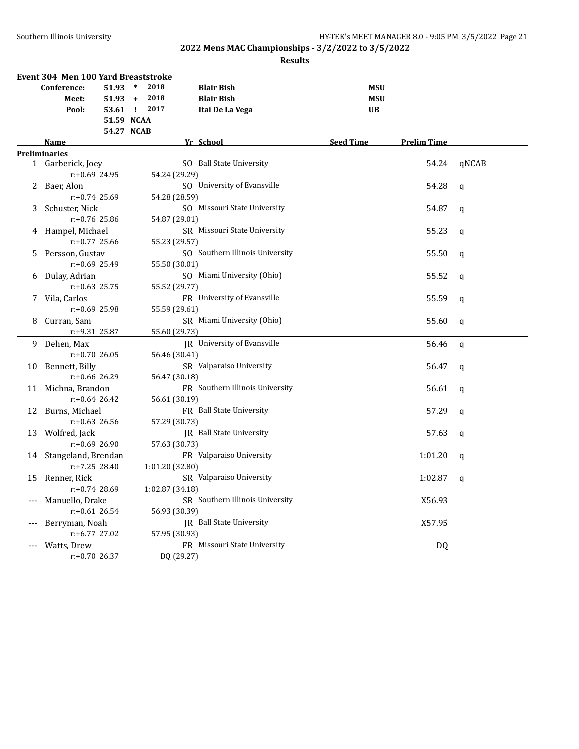## 2022 Mens MAC Championships - 3/2/2022 to 3/5/2022

### Results

**Event 304 Men 100 Yard Breaststroke**

| | | | | | |
|---|---|---|---|---|---|
| **Conference:** | **51.93** | * | 2018 | **Blair Bish** | **MSU** |
| **Meet:** | **51.93** | + | 2018 | **Blair Bish** | **MSU** |
| **Pool:** | **53.61** | ! | 2017 | **Itai De La Vega** | **UB** |
| | **51.59** | **NCAA** | | | |
| | **54.27** | **NCAB** | | | |

| | Name | Yr | School | Seed Time | Prelim Time | |
|---|---|---|---|---|---|---|
| **Preliminaries** | | | | | | |
| 1 | Garberick, Joey | SO | Ball State University | | 54.24 | qNCAB |
| | r:+0.69 24.95 | | 54.24 (29.29) | | | |
| 2 | Baer, Alon | SO | University of Evansville | | 54.28 | q |
| | r:+0.74 25.69 | | 54.28 (28.59) | | | |
| 3 | Schuster, Nick | SO | Missouri State University | | 54.87 | q |
| | r:+0.76 25.86 | | 54.87 (29.01) | | | |
| 4 | Hampel, Michael | SR | Missouri State University | | 55.23 | q |
| | r:+0.77 25.66 | | 55.23 (29.57) | | | |
| 5 | Persson, Gustav | SO | Southern Illinois University | | 55.50 | q |
| | r:+0.69 25.49 | | 55.50 (30.01) | | | |
| 6 | Dulay, Adrian | SO | Miami University (Ohio) | | 55.52 | q |
| | r:+0.63 25.75 | | 55.52 (29.77) | | | |
| 7 | Vila, Carlos | FR | University of Evansville | | 55.59 | q |
| | r:+0.69 25.98 | | 55.59 (29.61) | | | |
| 8 | Curran, Sam | SR | Miami University (Ohio) | | 55.60 | q |
| | r:+9.31 25.87 | | 55.60 (29.73) | | | |
| 9 | Dehen, Max | JR | University of Evansville | | 56.46 | q |
| | r:+0.70 26.05 | | 56.46 (30.41) | | | |
| 10 | Bennett, Billy | SR | Valparaiso University | | 56.47 | q |
| | r:+0.66 26.29 | | 56.47 (30.18) | | | |
| 11 | Michna, Brandon | FR | Southern Illinois University | | 56.61 | q |
| | r:+0.64 26.42 | | 56.61 (30.19) | | | |
| 12 | Burns, Michael | FR | Ball State University | | 57.29 | q |
| | r:+0.63 26.56 | | 57.29 (30.73) | | | |
| 13 | Wolfred, Jack | JR | Ball State University | | 57.63 | q |
| | r:+0.69 26.90 | | 57.63 (30.73) | | | |
| 14 | Stangeland, Brendan | FR | Valparaiso University | | 1:01.20 | q |
| | r:+7.25 28.40 | | 1:01.20 (32.80) | | | |
| 15 | Renner, Rick | SR | Valparaiso University | | 1:02.87 | q |
| | r:+0.74 28.69 | | 1:02.87 (34.18) | | | |
| --- | Manuello, Drake | SR | Southern Illinois University | | X56.93 | |
| | r:+0.61 26.54 | | 56.93 (30.39) | | | |
| --- | Berryman, Noah | JR | Ball State University | | X57.95 | |
| | r:+6.77 27.02 | | 57.95 (30.93) | | | |
| --- | Watts, Drew | FR | Missouri State University | | DQ | |
| | r:+0.70 26.37 | | DQ (29.27) | | | |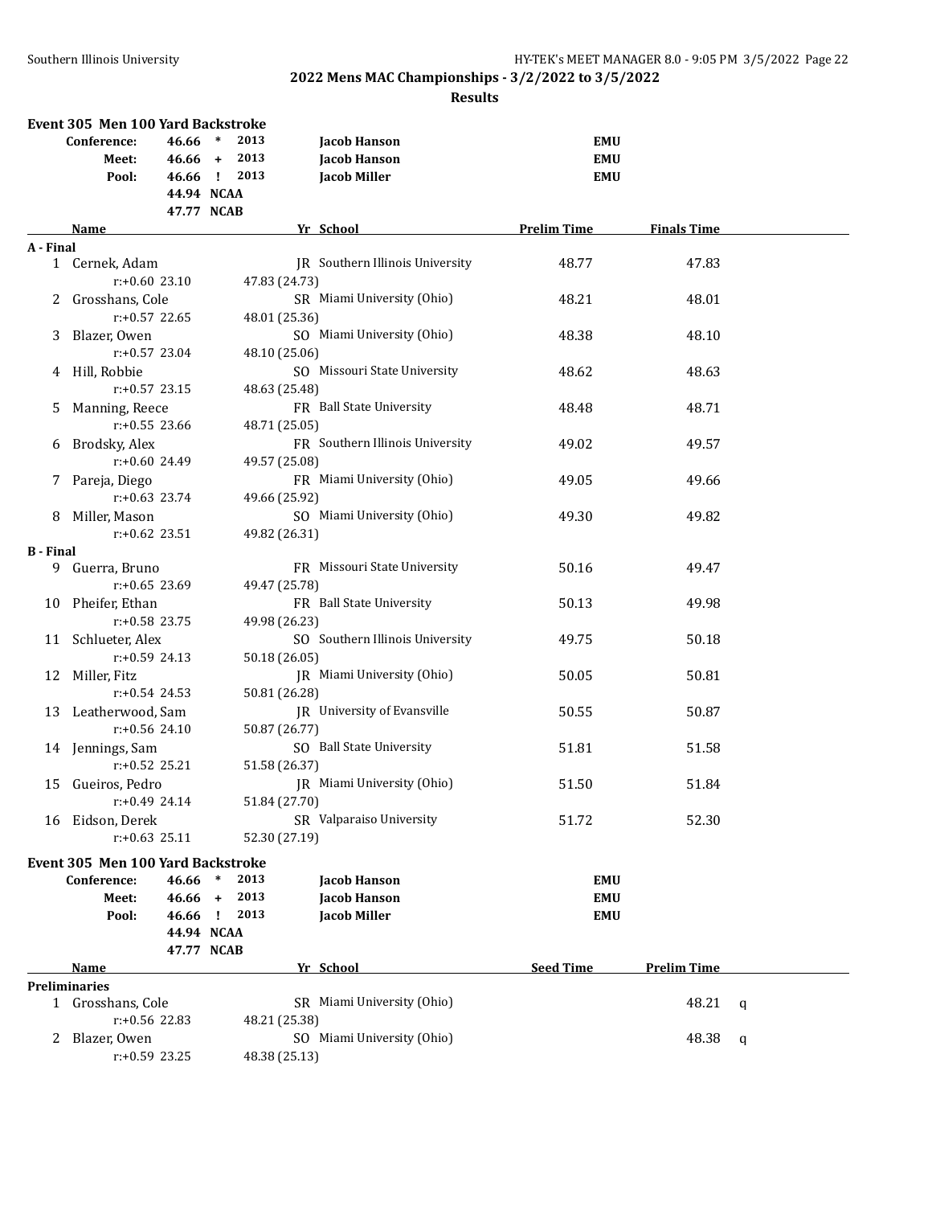## 2022 Mens MAC Championships - 3/2/2022 to 3/5/2022

### Results

#### Event 305 Men 100 Yard Backstroke

| | | | | |
|---|---|---|---|---|
| Conference: | 46.66 * | 2013 | Jacob Hanson | EMU |
| Meet: | 46.66 + | 2013 | Jacob Hanson | EMU |
| Pool: | 46.66 ! | 2013 | Jacob Miller | EMU |
| | 44.94 NCAA | | | |
| | 47.77 NCAB | | | |

| | Name | Yr | School | Prelim Time | Finals Time |
|---|---|---|---|---|---|
| **A - Final** | | | | | |
| 1 | Cernek, Adam | JR | Southern Illinois University | 48.77 | 47.83 |
| | r:+0.60 23.10 | 47.83 (24.73) | | | |
| 2 | Grosshans, Cole | SR | Miami University (Ohio) | 48.21 | 48.01 |
| | r:+0.57 22.65 | 48.01 (25.36) | | | |
| 3 | Blazer, Owen | SO | Miami University (Ohio) | 48.38 | 48.10 |
| | r:+0.57 23.04 | 48.10 (25.06) | | | |
| 4 | Hill, Robbie | SO | Missouri State University | 48.62 | 48.63 |
| | r:+0.57 23.15 | 48.63 (25.48) | | | |
| 5 | Manning, Reece | FR | Ball State University | 48.48 | 48.71 |
| | r:+0.55 23.66 | 48.71 (25.05) | | | |
| 6 | Brodsky, Alex | FR | Southern Illinois University | 49.02 | 49.57 |
| | r:+0.60 24.49 | 49.57 (25.08) | | | |
| 7 | Pareja, Diego | FR | Miami University (Ohio) | 49.05 | 49.66 |
| | r:+0.63 23.74 | 49.66 (25.92) | | | |
| 8 | Miller, Mason | SO | Miami University (Ohio) | 49.30 | 49.82 |
| | r:+0.62 23.51 | 49.82 (26.31) | | | |
| **B - Final** | | | | | |
| 9 | Guerra, Bruno | FR | Missouri State University | 50.16 | 49.47 |
| | r:+0.65 23.69 | 49.47 (25.78) | | | |
| 10 | Pheifer, Ethan | FR | Ball State University | 50.13 | 49.98 |
| | r:+0.58 23.75 | 49.98 (26.23) | | | |
| 11 | Schlueter, Alex | SO | Southern Illinois University | 49.75 | 50.18 |
| | r:+0.59 24.13 | 50.18 (26.05) | | | |
| 12 | Miller, Fitz | JR | Miami University (Ohio) | 50.05 | 50.81 |
| | r:+0.54 24.53 | 50.81 (26.28) | | | |
| 13 | Leatherwood, Sam | JR | University of Evansville | 50.55 | 50.87 |
| | r:+0.56 24.10 | 50.87 (26.77) | | | |
| 14 | Jennings, Sam | SO | Ball State University | 51.81 | 51.58 |
| | r:+0.52 25.21 | 51.58 (26.37) | | | |
| 15 | Gueiros, Pedro | JR | Miami University (Ohio) | 51.50 | 51.84 |
| | r:+0.49 24.14 | 51.84 (27.70) | | | |
| 16 | Eidson, Derek | SR | Valparaiso University | 51.72 | 52.30 |
| | r:+0.63 25.11 | 52.30 (27.19) | | | |

#### Event 305 Men 100 Yard Backstroke

| | | | | |
|---|---|---|---|---|
| Conference: | 46.66 * | 2013 | Jacob Hanson | EMU |
| Meet: | 46.66 + | 2013 | Jacob Hanson | EMU |
| Pool: | 46.66 ! | 2013 | Jacob Miller | EMU |
| | 44.94 NCAA | | | |
| | 47.77 NCAB | | | |

| | Name | Yr | School | Seed Time | Prelim Time | |
|---|---|---|---|---|---|---|
| **Preliminaries** | | | | | | |
| 1 | Grosshans, Cole | SR | Miami University (Ohio) | | 48.21 | q |
| | r:+0.56 22.83 | 48.21 (25.38) | | | | |
| 2 | Blazer, Owen | SO | Miami University (Ohio) | | 48.38 | q |
| | r:+0.59 23.25 | 48.38 (25.13) | | | | |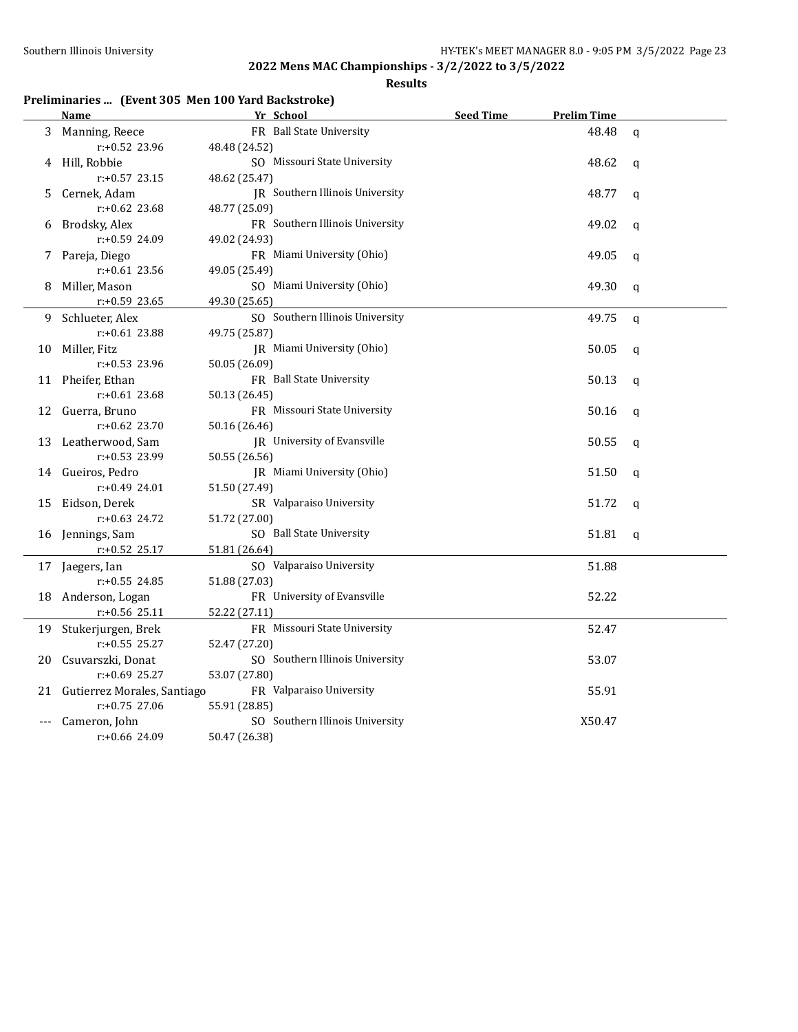## 2022 Mens MAC Championships - 3/2/2022 to 3/5/2022

### Results

**Preliminaries ... (Event 305 Men 100 Yard Backstroke)**

| | Name | Yr | School | Seed Time | Prelim Time | |
|---|---|---|---|---|---|---|
| 3 | Manning, Reece | FR | Ball State University | | 48.48 | q |
| | r:+0.52 23.96 | 48.48 (24.52) | | | | |
| 4 | Hill, Robbie | SO | Missouri State University | | 48.62 | q |
| | r:+0.57 23.15 | 48.62 (25.47) | | | | |
| 5 | Cernek, Adam | JR | Southern Illinois University | | 48.77 | q |
| | r:+0.62 23.68 | 48.77 (25.09) | | | | |
| 6 | Brodsky, Alex | FR | Southern Illinois University | | 49.02 | q |
| | r:+0.59 24.09 | 49.02 (24.93) | | | | |
| 7 | Pareja, Diego | FR | Miami University (Ohio) | | 49.05 | q |
| | r:+0.61 23.56 | 49.05 (25.49) | | | | |
| 8 | Miller, Mason | SO | Miami University (Ohio) | | 49.30 | q |
| | r:+0.59 23.65 | 49.30 (25.65) | | | | |
| 9 | Schlueter, Alex | SO | Southern Illinois University | | 49.75 | q |
| | r:+0.61 23.88 | 49.75 (25.87) | | | | |
| 10 | Miller, Fitz | JR | Miami University (Ohio) | | 50.05 | q |
| | r:+0.53 23.96 | 50.05 (26.09) | | | | |
| 11 | Pheifer, Ethan | FR | Ball State University | | 50.13 | q |
| | r:+0.61 23.68 | 50.13 (26.45) | | | | |
| 12 | Guerra, Bruno | FR | Missouri State University | | 50.16 | q |
| | r:+0.62 23.70 | 50.16 (26.46) | | | | |
| 13 | Leatherwood, Sam | JR | University of Evansville | | 50.55 | q |
| | r:+0.53 23.99 | 50.55 (26.56) | | | | |
| 14 | Gueiros, Pedro | JR | Miami University (Ohio) | | 51.50 | q |
| | r:+0.49 24.01 | 51.50 (27.49) | | | | |
| 15 | Eidson, Derek | SR | Valparaiso University | | 51.72 | q |
| | r:+0.63 24.72 | 51.72 (27.00) | | | | |
| 16 | Jennings, Sam | SO | Ball State University | | 51.81 | q |
| | r:+0.52 25.17 | 51.81 (26.64) | | | | |
| 17 | Jaegers, Ian | SO | Valparaiso University | | 51.88 | |
| | r:+0.55 24.85 | 51.88 (27.03) | | | | |
| 18 | Anderson, Logan | FR | University of Evansville | | 52.22 | |
| | r:+0.56 25.11 | 52.22 (27.11) | | | | |
| 19 | Stukerjurgen, Brek | FR | Missouri State University | | 52.47 | |
| | r:+0.55 25.27 | 52.47 (27.20) | | | | |
| 20 | Csuvarszki, Donat | SO | Southern Illinois University | | 53.07 | |
| | r:+0.69 25.27 | 53.07 (27.80) | | | | |
| 21 | Gutierrez Morales, Santiago | FR | Valparaiso University | | 55.91 | |
| | r:+0.75 27.06 | 55.91 (28.85) | | | | |
| --- | Cameron, John | SO | Southern Illinois University | | X50.47 | |
| | r:+0.66 24.09 | 50.47 (26.38) | | | | |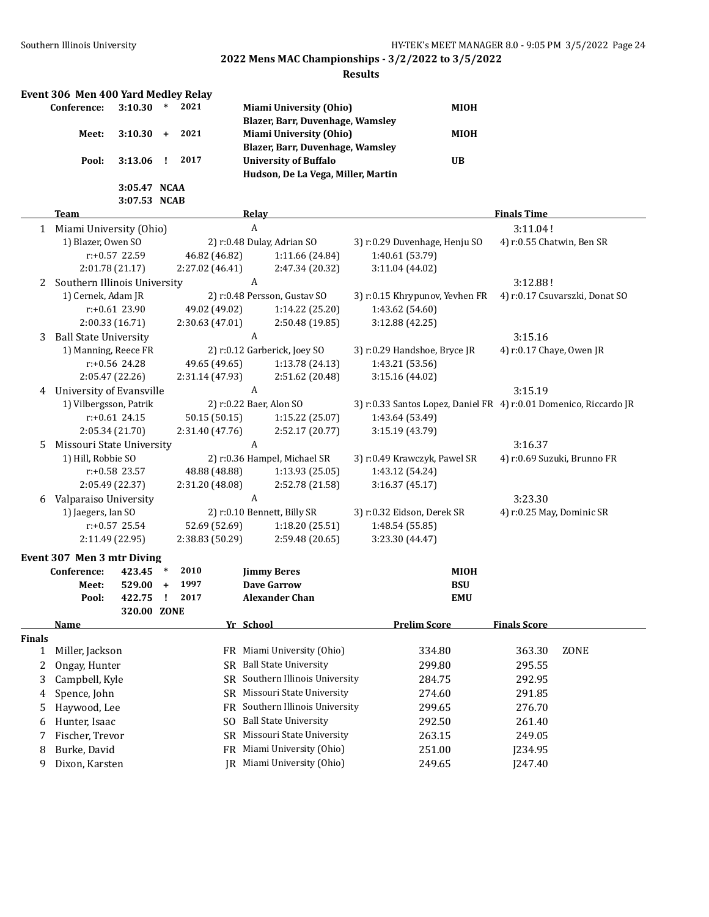## 2022 Mens MAC Championships - 3/2/2022 to 3/5/2022

### Results

### Event 306 Men 400 Yard Medley Relay

| | | | | | |
|---|---|---|---|---|---|
| **Conference:** | **3:10.30** | * | **2021** | **Miami University (Ohio)** Blazer, Barr, Duvenhage, Wamsley | **MIOH** |
| **Meet:** | **3:10.30** | + | **2021** | **Miami University (Ohio)** Blazer, Barr, Duvenhage, Wamsley | **MIOH** |
| **Pool:** | **3:13.06** | ! | **2017** | **University of Buffalo** Hudson, De La Vega, Miller, Martin | **UB** |
| | **3:05.47** | **NCAA** | | | |
| | **3:07.53** | **NCAB** | | | |

| | Team | Relay | | | Finals Time |
|---|---|---|---|---|---|
| 1 | Miami University (Ohio) | A | | | 3:11.04 ! |
| | 1) Blazer, Owen SO | 2) r:0.48 Dulay, Adrian SO | 3) r:0.29 Duvenhage, Henju SO | 4) r:0.55 Chatwin, Ben SR | |
| | r:+0.57 22.59 | 46.82 (46.82) | 1:11.66 (24.84) | 1:40.61 (53.79) | |
| | 2:01.78 (21.17) | 2:27.02 (46.41) | 2:47.34 (20.32) | 3:11.04 (44.02) | |
| 2 | Southern Illinois University | A | | | 3:12.88 ! |
| | 1) Cernek, Adam JR | 2) r:0.48 Persson, Gustav SO | 3) r:0.15 Khrypunov, Yevhen FR | 4) r:0.17 Csuvarszki, Donat SO | |
| | r:+0.61 23.90 | 49.02 (49.02) | 1:14.22 (25.20) | 1:43.62 (54.60) | |
| | 2:00.33 (16.71) | 2:30.63 (47.01) | 2:50.48 (19.85) | 3:12.88 (42.25) | |
| 3 | Ball State University | A | | | 3:15.16 |
| | 1) Manning, Reece FR | 2) r:0.12 Garberick, Joey SO | 3) r:0.29 Handshoe, Bryce JR | 4) r:0.17 Chaye, Owen JR | |
| | r:+0.56 24.28 | 49.65 (49.65) | 1:13.78 (24.13) | 1:43.21 (53.56) | |
| | 2:05.47 (22.26) | 2:31.14 (47.93) | 2:51.62 (20.48) | 3:15.16 (44.02) | |
| 4 | University of Evansville | A | | | 3:15.19 |
| | 1) Vilbergsson, Patrik | 2) r:0.22 Baer, Alon SO | 3) r:0.33 Santos Lopez, Daniel FR | 4) r:0.01 Domenico, Riccardo JR | |
| | r:+0.61 24.15 | 50.15 (50.15) | 1:15.22 (25.07) | 1:43.64 (53.49) | |
| | 2:05.34 (21.70) | 2:31.40 (47.76) | 2:52.17 (20.77) | 3:15.19 (43.79) | |
| 5 | Missouri State University | A | | | 3:16.37 |
| | 1) Hill, Robbie SO | 2) r:0.36 Hampel, Michael SR | 3) r:0.49 Krawczyk, Pawel SR | 4) r:0.69 Suzuki, Brunno FR | |
| | r:+0.58 23.57 | 48.88 (48.88) | 1:13.93 (25.05) | 1:43.12 (54.24) | |
| | 2:05.49 (22.37) | 2:31.20 (48.08) | 2:52.78 (21.58) | 3:16.37 (45.17) | |
| 6 | Valparaiso University | A | | | 3:23.30 |
| | 1) Jaegers, Ian SO | 2) r:0.10 Bennett, Billy SR | 3) r:0.32 Eidson, Derek SR | 4) r:0.25 May, Dominic SR | |
| | r:+0.57 25.54 | 52.69 (52.69) | 1:18.20 (25.51) | 1:48.54 (55.85) | |
| | 2:11.49 (22.95) | 2:38.83 (50.29) | 2:59.48 (20.65) | 3:23.30 (44.47) | |

### Event 307 Men 3 mtr Diving

| | | | | | |
|---|---|---|---|---|---|
| **Conference:** | **423.45** | * | **2010** | **Jimmy Beres** | **MIOH** |
| **Meet:** | **529.00** | + | **1997** | **Dave Garrow** | **BSU** |
| **Pool:** | **422.75** | ! | **2017** | **Alexander Chan** | **EMU** |
| | **320.00** | **ZONE** | | | |

| | Name | Yr | School | Prelim Score | Finals Score | |
|---|---|---|---|---|---|---|
| **Finals** | | | | | | |
| 1 | Miller, Jackson | FR | Miami University (Ohio) | 334.80 | 363.30 | ZONE |
| 2 | Ongay, Hunter | SR | Ball State University | 299.80 | 295.55 | |
| 3 | Campbell, Kyle | SR | Southern Illinois University | 284.75 | 292.95 | |
| 4 | Spence, John | SR | Missouri State University | 274.60 | 291.85 | |
| 5 | Haywood, Lee | FR | Southern Illinois University | 299.65 | 276.70 | |
| 6 | Hunter, Isaac | SO | Ball State University | 292.50 | 261.40 | |
| 7 | Fischer, Trevor | SR | Missouri State University | 263.15 | 249.05 | |
| 8 | Burke, David | FR | Miami University (Ohio) | 251.00 | J234.95 | |
| 9 | Dixon, Karsten | JR | Miami University (Ohio) | 249.65 | J247.40 | |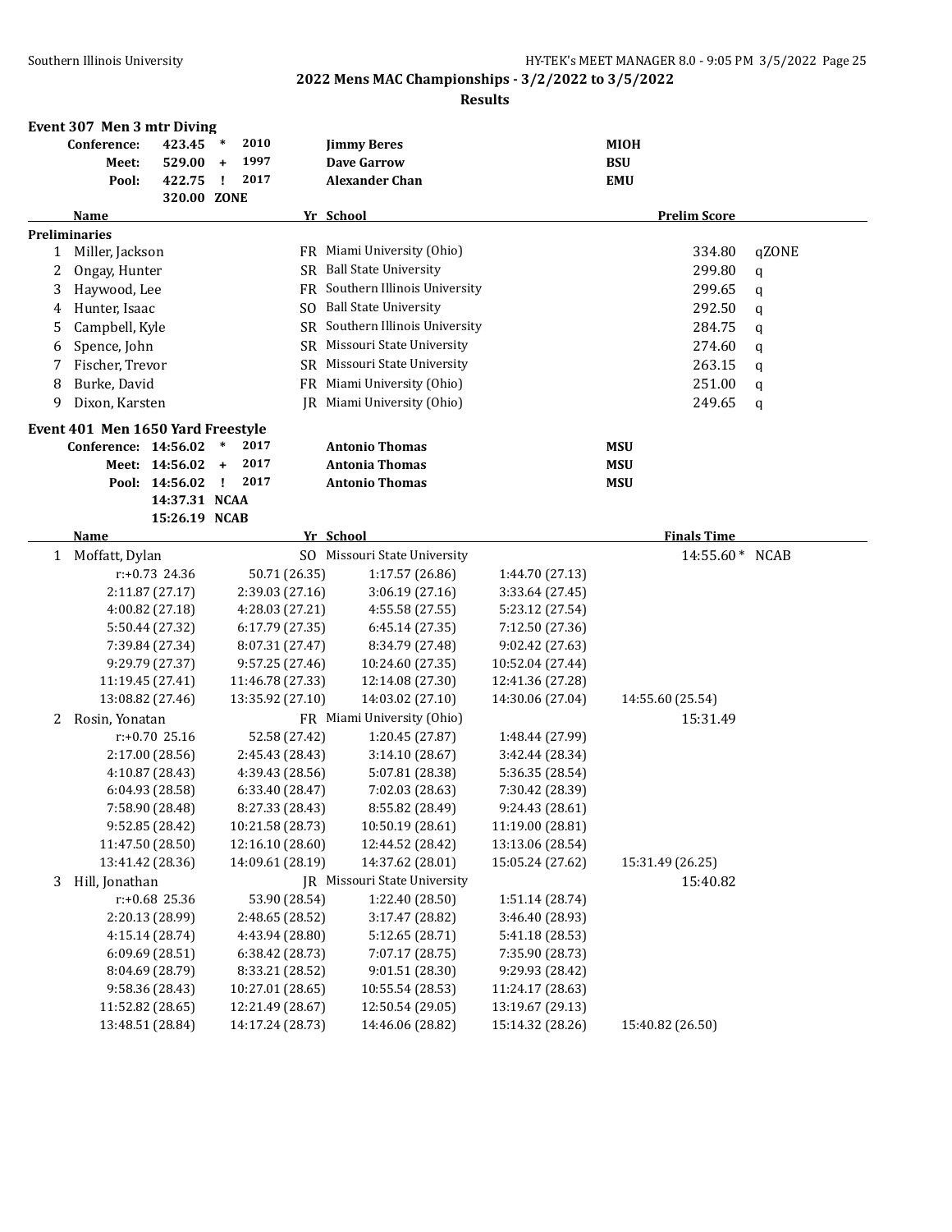**2022 Mens MAC Championships - 3/2/2022 to 3/5/2022**

**Results**

## Event 307 Men 3 mtr Diving

| | | | | | |
|---|---|---|---|---|---|
| Conference: | 423.45 | * | 2010 | Jimmy Beres | MIOH |
| Meet: | 529.00 | + | 1997 | Dave Garrow | BSU |
| Pool: | 422.75 | ! | 2017 | Alexander Chan | EMU |
| | 320.00 | ZONE | | | |

| | Name | Yr | School | Prelim Score | |
|---|---|---|---|---|---|
| **Preliminaries** | | | | | |
| 1 | Miller, Jackson | FR | Miami University (Ohio) | 334.80 | qZONE |
| 2 | Ongay, Hunter | SR | Ball State University | 299.80 | q |
| 3 | Haywood, Lee | FR | Southern Illinois University | 299.65 | q |
| 4 | Hunter, Isaac | SO | Ball State University | 292.50 | q |
| 5 | Campbell, Kyle | SR | Southern Illinois University | 284.75 | q |
| 6 | Spence, John | SR | Missouri State University | 274.60 | q |
| 7 | Fischer, Trevor | SR | Missouri State University | 263.15 | q |
| 8 | Burke, David | FR | Miami University (Ohio) | 251.00 | q |
| 9 | Dixon, Karsten | JR | Miami University (Ohio) | 249.65 | q |

## Event 401 Men 1650 Yard Freestyle

| | | | | | |
|---|---|---|---|---|---|
| Conference: | 14:56.02 | * | 2017 | Antonio Thomas | MSU |
| Meet: | 14:56.02 | + | 2017 | Antonia Thomas | MSU |
| Pool: | 14:56.02 | ! | 2017 | Antonio Thomas | MSU |
| | 14:37.31 | NCAA | | | |
| | 15:26.19 | NCAB | | | |

| | Name | Yr | School | Finals Time | |
|---|---|---|---|---|---|
| 1 | Moffatt, Dylan | SO | Missouri State University | 14:55.60 * | NCAB |

| | | | | |
|---|---|---|---|---|
| r:+0.73 24.36 | 50.71 (26.35) | 1:17.57 (26.86) | 1:44.70 (27.13) | |
| 2:11.87 (27.17) | 2:39.03 (27.16) | 3:06.19 (27.16) | 3:33.64 (27.45) | |
| 4:00.82 (27.18) | 4:28.03 (27.21) | 4:55.58 (27.55) | 5:23.12 (27.54) | |
| 5:50.44 (27.32) | 6:17.79 (27.35) | 6:45.14 (27.35) | 7:12.50 (27.36) | |
| 7:39.84 (27.34) | 8:07.31 (27.47) | 8:34.79 (27.48) | 9:02.42 (27.63) | |
| 9:29.79 (27.37) | 9:57.25 (27.46) | 10:24.60 (27.35) | 10:52.04 (27.44) | |
| 11:19.45 (27.41) | 11:46.78 (27.33) | 12:14.08 (27.30) | 12:41.36 (27.28) | |
| 13:08.82 (27.46) | 13:35.92 (27.10) | 14:03.02 (27.10) | 14:30.06 (27.04) | 14:55.60 (25.54) |

| | Name | Yr | School | Finals Time |
|---|---|---|---|---|
| 2 | Rosin, Yonatan | FR | Miami University (Ohio) | 15:31.49 |

| | | | | |
|---|---|---|---|---|
| r:+0.70 25.16 | 52.58 (27.42) | 1:20.45 (27.87) | 1:48.44 (27.99) | |
| 2:17.00 (28.56) | 2:45.43 (28.43) | 3:14.10 (28.67) | 3:42.44 (28.34) | |
| 4:10.87 (28.43) | 4:39.43 (28.56) | 5:07.81 (28.38) | 5:36.35 (28.54) | |
| 6:04.93 (28.58) | 6:33.40 (28.47) | 7:02.03 (28.63) | 7:30.42 (28.39) | |
| 7:58.90 (28.48) | 8:27.33 (28.43) | 8:55.82 (28.49) | 9:24.43 (28.61) | |
| 9:52.85 (28.42) | 10:21.58 (28.73) | 10:50.19 (28.61) | 11:19.00 (28.81) | |
| 11:47.50 (28.50) | 12:16.10 (28.60) | 12:44.52 (28.42) | 13:13.06 (28.54) | |
| 13:41.42 (28.36) | 14:09.61 (28.19) | 14:37.62 (28.01) | 15:05.24 (27.62) | 15:31.49 (26.25) |

| | Name | Yr | School | Finals Time |
|---|---|---|---|---|
| 3 | Hill, Jonathan | JR | Missouri State University | 15:40.82 |

| | | | | |
|---|---|---|---|---|
| r:+0.68 25.36 | 53.90 (28.54) | 1:22.40 (28.50) | 1:51.14 (28.74) | |
| 2:20.13 (28.99) | 2:48.65 (28.52) | 3:17.47 (28.82) | 3:46.40 (28.93) | |
| 4:15.14 (28.74) | 4:43.94 (28.80) | 5:12.65 (28.71) | 5:41.18 (28.53) | |
| 6:09.69 (28.51) | 6:38.42 (28.73) | 7:07.17 (28.75) | 7:35.90 (28.73) | |
| 8:04.69 (28.79) | 8:33.21 (28.52) | 9:01.51 (28.30) | 9:29.93 (28.42) | |
| 9:58.36 (28.43) | 10:27.01 (28.65) | 10:55.54 (28.53) | 11:24.17 (28.63) | |
| 11:52.82 (28.65) | 12:21.49 (28.67) | 12:50.54 (29.05) | 13:19.67 (29.13) | |
| 13:48.51 (28.84) | 14:17.24 (28.73) | 14:46.06 (28.82) | 15:14.32 (28.26) | 15:40.82 (26.50) |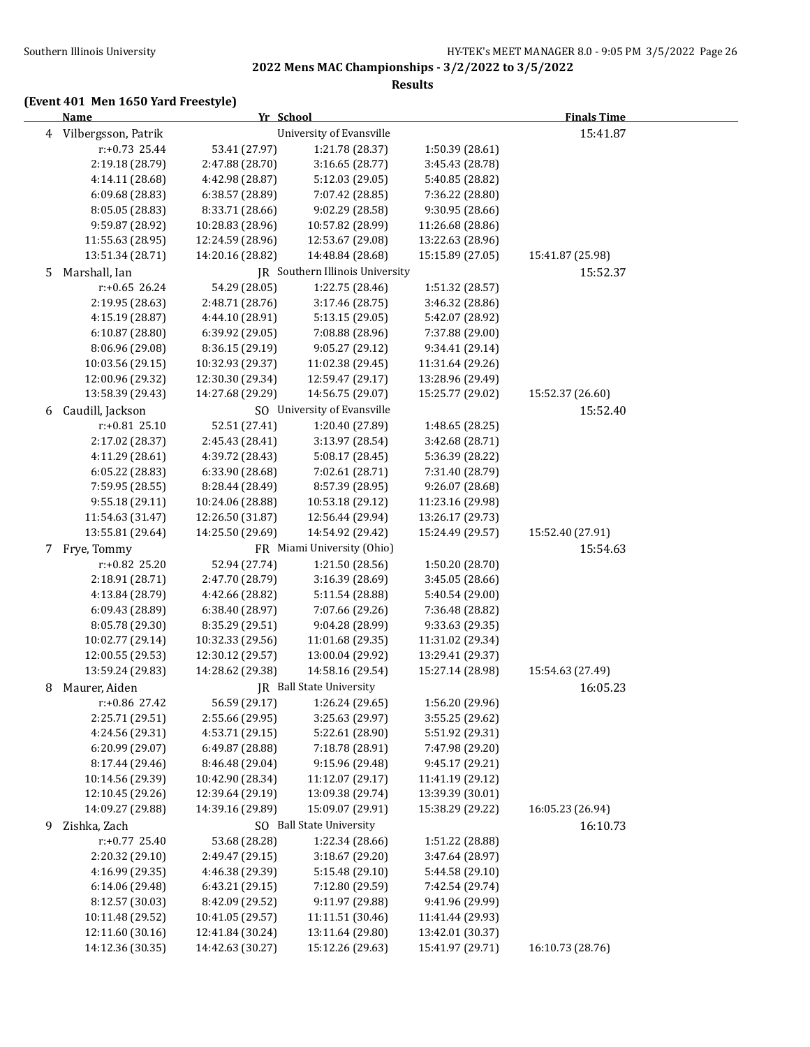## 2022 Mens MAC Championships - 3/2/2022 to 3/5/2022

### Results

**(Event 401 Men 1650 Yard Freestyle)**

| | Name | Yr | School | | Finals Time |
|---|---|---|---|---|---|
| 4 | Vilbergsson, Patrik | | University of Evansville | | 15:41.87 |
| | r:+0.73 25.44 | 53.41 (27.97) | 1:21.78 (28.37) | 1:50.39 (28.61) | |
| | 2:19.18 (28.79) | 2:47.88 (28.70) | 3:16.65 (28.77) | 3:45.43 (28.78) | |
| | 4:14.11 (28.68) | 4:42.98 (28.87) | 5:12.03 (29.05) | 5:40.85 (28.82) | |
| | 6:09.68 (28.83) | 6:38.57 (28.89) | 7:07.42 (28.85) | 7:36.22 (28.80) | |
| | 8:05.05 (28.83) | 8:33.71 (28.66) | 9:02.29 (28.58) | 9:30.95 (28.66) | |
| | 9:59.87 (28.92) | 10:28.83 (28.96) | 10:57.82 (28.99) | 11:26.68 (28.86) | |
| | 11:55.63 (28.95) | 12:24.59 (28.96) | 12:53.67 (29.08) | 13:22.63 (28.96) | |
| | 13:51.34 (28.71) | 14:20.16 (28.82) | 14:48.84 (28.68) | 15:15.89 (27.05) | 15:41.87 (25.98) |
| 5 | Marshall, Ian | JR | Southern Illinois University | | 15:52.37 |
| | r:+0.65 26.24 | 54.29 (28.05) | 1:22.75 (28.46) | 1:51.32 (28.57) | |
| | 2:19.95 (28.63) | 2:48.71 (28.76) | 3:17.46 (28.75) | 3:46.32 (28.86) | |
| | 4:15.19 (28.87) | 4:44.10 (28.91) | 5:13.15 (29.05) | 5:42.07 (28.92) | |
| | 6:10.87 (28.80) | 6:39.92 (29.05) | 7:08.88 (28.96) | 7:37.88 (29.00) | |
| | 8:06.96 (29.08) | 8:36.15 (29.19) | 9:05.27 (29.12) | 9:34.41 (29.14) | |
| | 10:03.56 (29.15) | 10:32.93 (29.37) | 11:02.38 (29.45) | 11:31.64 (29.26) | |
| | 12:00.96 (29.32) | 12:30.30 (29.34) | 12:59.47 (29.17) | 13:28.96 (29.49) | |
| | 13:58.39 (29.43) | 14:27.68 (29.29) | 14:56.75 (29.07) | 15:25.77 (29.02) | 15:52.37 (26.60) |
| 6 | Caudill, Jackson | SO | University of Evansville | | 15:52.40 |
| | r:+0.81 25.10 | 52.51 (27.41) | 1:20.40 (27.89) | 1:48.65 (28.25) | |
| | 2:17.02 (28.37) | 2:45.43 (28.41) | 3:13.97 (28.54) | 3:42.68 (28.71) | |
| | 4:11.29 (28.61) | 4:39.72 (28.43) | 5:08.17 (28.45) | 5:36.39 (28.22) | |
| | 6:05.22 (28.83) | 6:33.90 (28.68) | 7:02.61 (28.71) | 7:31.40 (28.79) | |
| | 7:59.95 (28.55) | 8:28.44 (28.49) | 8:57.39 (28.95) | 9:26.07 (28.68) | |
| | 9:55.18 (29.11) | 10:24.06 (28.88) | 10:53.18 (29.12) | 11:23.16 (29.98) | |
| | 11:54.63 (31.47) | 12:26.50 (31.87) | 12:56.44 (29.94) | 13:26.17 (29.73) | |
| | 13:55.81 (29.64) | 14:25.50 (29.69) | 14:54.92 (29.42) | 15:24.49 (29.57) | 15:52.40 (27.91) |
| 7 | Frye, Tommy | FR | Miami University (Ohio) | | 15:54.63 |
| | r:+0.82 25.20 | 52.94 (27.74) | 1:21.50 (28.56) | 1:50.20 (28.70) | |
| | 2:18.91 (28.71) | 2:47.70 (28.79) | 3:16.39 (28.69) | 3:45.05 (28.66) | |
| | 4:13.84 (28.79) | 4:42.66 (28.82) | 5:11.54 (28.88) | 5:40.54 (29.00) | |
| | 6:09.43 (28.89) | 6:38.40 (28.97) | 7:07.66 (29.26) | 7:36.48 (28.82) | |
| | 8:05.78 (29.30) | 8:35.29 (29.51) | 9:04.28 (28.99) | 9:33.63 (29.35) | |
| | 10:02.77 (29.14) | 10:32.33 (29.56) | 11:01.68 (29.35) | 11:31.02 (29.34) | |
| | 12:00.55 (29.53) | 12:30.12 (29.57) | 13:00.04 (29.92) | 13:29.41 (29.37) | |
| | 13:59.24 (29.83) | 14:28.62 (29.38) | 14:58.16 (29.54) | 15:27.14 (28.98) | 15:54.63 (27.49) |
| 8 | Maurer, Aiden | JR | Ball State University | | 16:05.23 |
| | r:+0.86 27.42 | 56.59 (29.17) | 1:26.24 (29.65) | 1:56.20 (29.96) | |
| | 2:25.71 (29.51) | 2:55.66 (29.95) | 3:25.63 (29.97) | 3:55.25 (29.62) | |
| | 4:24.56 (29.31) | 4:53.71 (29.15) | 5:22.61 (28.90) | 5:51.92 (29.31) | |
| | 6:20.99 (29.07) | 6:49.87 (28.88) | 7:18.78 (28.91) | 7:47.98 (29.20) | |
| | 8:17.44 (29.46) | 8:46.48 (29.04) | 9:15.96 (29.48) | 9:45.17 (29.21) | |
| | 10:14.56 (29.39) | 10:42.90 (28.34) | 11:12.07 (29.17) | 11:41.19 (29.12) | |
| | 12:10.45 (29.26) | 12:39.64 (29.19) | 13:09.38 (29.74) | 13:39.39 (30.01) | |
| | 14:09.27 (29.88) | 14:39.16 (29.89) | 15:09.07 (29.91) | 15:38.29 (29.22) | 16:05.23 (26.94) |
| 9 | Zishka, Zach | SO | Ball State University | | 16:10.73 |
| | r:+0.77 25.40 | 53.68 (28.28) | 1:22.34 (28.66) | 1:51.22 (28.88) | |
| | 2:20.32 (29.10) | 2:49.47 (29.15) | 3:18.67 (29.20) | 3:47.64 (28.97) | |
| | 4:16.99 (29.35) | 4:46.38 (29.39) | 5:15.48 (29.10) | 5:44.58 (29.10) | |
| | 6:14.06 (29.48) | 6:43.21 (29.15) | 7:12.80 (29.59) | 7:42.54 (29.74) | |
| | 8:12.57 (30.03) | 8:42.09 (29.52) | 9:11.97 (29.88) | 9:41.96 (29.99) | |
| | 10:11.48 (29.52) | 10:41.05 (29.57) | 11:11.51 (30.46) | 11:41.44 (29.93) | |
| | 12:11.60 (30.16) | 12:41.84 (30.24) | 13:11.64 (29.80) | 13:42.01 (30.37) | |
| | 14:12.36 (30.35) | 14:42.63 (30.27) | 15:12.26 (29.63) | 15:41.97 (29.71) | 16:10.73 (28.76) |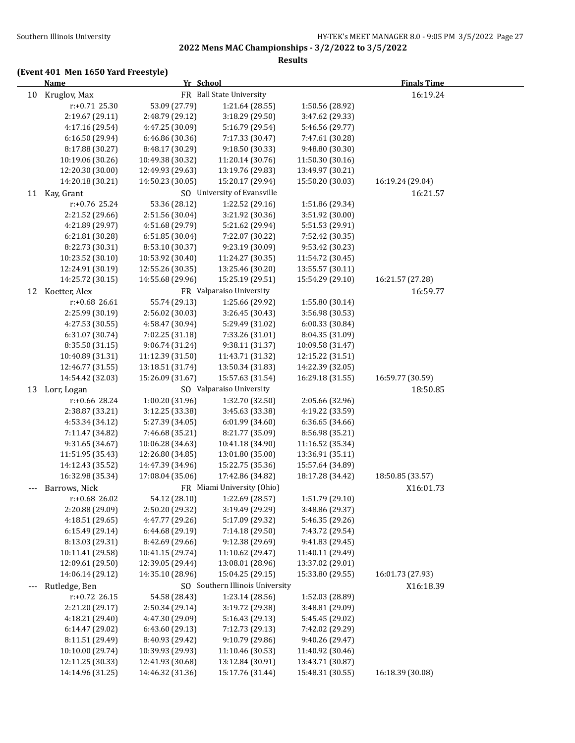## 2022 Mens MAC Championships - 3/2/2022 to 3/5/2022

### Results

**(Event 401 Men 1650 Yard Freestyle)**

| | Name | Yr | School | | Finals Time |
|---|---|---|---|---|---|
| 10 | Kruglov, Max | FR | Ball State University | | 16:19.24 |
| | r:+0.71 25.30 | 53.09 (27.79) | 1:21.64 (28.55) | 1:50.56 (28.92) | |
| | 2:19.67 (29.11) | 2:48.79 (29.12) | 3:18.29 (29.50) | 3:47.62 (29.33) | |
| | 4:17.16 (29.54) | 4:47.25 (30.09) | 5:16.79 (29.54) | 5:46.56 (29.77) | |
| | 6:16.50 (29.94) | 6:46.86 (30.36) | 7:17.33 (30.47) | 7:47.61 (30.28) | |
| | 8:17.88 (30.27) | 8:48.17 (30.29) | 9:18.50 (30.33) | 9:48.80 (30.30) | |
| | 10:19.06 (30.26) | 10:49.38 (30.32) | 11:20.14 (30.76) | 11:50.30 (30.16) | |
| | 12:20.30 (30.00) | 12:49.93 (29.63) | 13:19.76 (29.83) | 13:49.97 (30.21) | |
| | 14:20.18 (30.21) | 14:50.23 (30.05) | 15:20.17 (29.94) | 15:50.20 (30.03) | 16:19.24 (29.04) |
| 11 | Kay, Grant | SO | University of Evansville | | 16:21.57 |
| | r:+0.76 25.24 | 53.36 (28.12) | 1:22.52 (29.16) | 1:51.86 (29.34) | |
| | 2:21.52 (29.66) | 2:51.56 (30.04) | 3:21.92 (30.36) | 3:51.92 (30.00) | |
| | 4:21.89 (29.97) | 4:51.68 (29.79) | 5:21.62 (29.94) | 5:51.53 (29.91) | |
| | 6:21.81 (30.28) | 6:51.85 (30.04) | 7:22.07 (30.22) | 7:52.42 (30.35) | |
| | 8:22.73 (30.31) | 8:53.10 (30.37) | 9:23.19 (30.09) | 9:53.42 (30.23) | |
| | 10:23.52 (30.10) | 10:53.92 (30.40) | 11:24.27 (30.35) | 11:54.72 (30.45) | |
| | 12:24.91 (30.19) | 12:55.26 (30.35) | 13:25.46 (30.20) | 13:55.57 (30.11) | |
| | 14:25.72 (30.15) | 14:55.68 (29.96) | 15:25.19 (29.51) | 15:54.29 (29.10) | 16:21.57 (27.28) |
| 12 | Koetter, Alex | FR | Valparaiso University | | 16:59.77 |
| | r:+0.68 26.61 | 55.74 (29.13) | 1:25.66 (29.92) | 1:55.80 (30.14) | |
| | 2:25.99 (30.19) | 2:56.02 (30.03) | 3:26.45 (30.43) | 3:56.98 (30.53) | |
| | 4:27.53 (30.55) | 4:58.47 (30.94) | 5:29.49 (31.02) | 6:00.33 (30.84) | |
| | 6:31.07 (30.74) | 7:02.25 (31.18) | 7:33.26 (31.01) | 8:04.35 (31.09) | |
| | 8:35.50 (31.15) | 9:06.74 (31.24) | 9:38.11 (31.37) | 10:09.58 (31.47) | |
| | 10:40.89 (31.31) | 11:12.39 (31.50) | 11:43.71 (31.32) | 12:15.22 (31.51) | |
| | 12:46.77 (31.55) | 13:18.51 (31.74) | 13:50.34 (31.83) | 14:22.39 (32.05) | |
| | 14:54.42 (32.03) | 15:26.09 (31.67) | 15:57.63 (31.54) | 16:29.18 (31.55) | 16:59.77 (30.59) |
| 13 | Lorr, Logan | SO | Valparaiso University | | 18:50.85 |
| | r:+0.66 28.24 | 1:00.20 (31.96) | 1:32.70 (32.50) | 2:05.66 (32.96) | |
| | 2:38.87 (33.21) | 3:12.25 (33.38) | 3:45.63 (33.38) | 4:19.22 (33.59) | |
| | 4:53.34 (34.12) | 5:27.39 (34.05) | 6:01.99 (34.60) | 6:36.65 (34.66) | |
| | 7:11.47 (34.82) | 7:46.68 (35.21) | 8:21.77 (35.09) | 8:56.98 (35.21) | |
| | 9:31.65 (34.67) | 10:06.28 (34.63) | 10:41.18 (34.90) | 11:16.52 (35.34) | |
| | 11:51.95 (35.43) | 12:26.80 (34.85) | 13:01.80 (35.00) | 13:36.91 (35.11) | |
| | 14:12.43 (35.52) | 14:47.39 (34.96) | 15:22.75 (35.36) | 15:57.64 (34.89) | |
| | 16:32.98 (35.34) | 17:08.04 (35.06) | 17:42.86 (34.82) | 18:17.28 (34.42) | 18:50.85 (33.57) |
| --- | Barrows, Nick | FR | Miami University (Ohio) | | X16:01.73 |
| | r:+0.68 26.02 | 54.12 (28.10) | 1:22.69 (28.57) | 1:51.79 (29.10) | |
| | 2:20.88 (29.09) | 2:50.20 (29.32) | 3:19.49 (29.29) | 3:48.86 (29.37) | |
| | 4:18.51 (29.65) | 4:47.77 (29.26) | 5:17.09 (29.32) | 5:46.35 (29.26) | |
| | 6:15.49 (29.14) | 6:44.68 (29.19) | 7:14.18 (29.50) | 7:43.72 (29.54) | |
| | 8:13.03 (29.31) | 8:42.69 (29.66) | 9:12.38 (29.69) | 9:41.83 (29.45) | |
| | 10:11.41 (29.58) | 10:41.15 (29.74) | 11:10.62 (29.47) | 11:40.11 (29.49) | |
| | 12:09.61 (29.50) | 12:39.05 (29.44) | 13:08.01 (28.96) | 13:37.02 (29.01) | |
| | 14:06.14 (29.12) | 14:35.10 (28.96) | 15:04.25 (29.15) | 15:33.80 (29.55) | 16:01.73 (27.93) |
| --- | Rutledge, Ben | SO | Southern Illinois University | | X16:18.39 |
| | r:+0.72 26.15 | 54.58 (28.43) | 1:23.14 (28.56) | 1:52.03 (28.89) | |
| | 2:21.20 (29.17) | 2:50.34 (29.14) | 3:19.72 (29.38) | 3:48.81 (29.09) | |
| | 4:18.21 (29.40) | 4:47.30 (29.09) | 5:16.43 (29.13) | 5:45.45 (29.02) | |
| | 6:14.47 (29.02) | 6:43.60 (29.13) | 7:12.73 (29.13) | 7:42.02 (29.29) | |
| | 8:11.51 (29.49) | 8:40.93 (29.42) | 9:10.79 (29.86) | 9:40.26 (29.47) | |
| | 10:10.00 (29.74) | 10:39.93 (29.93) | 11:10.46 (30.53) | 11:40.92 (30.46) | |
| | 12:11.25 (30.33) | 12:41.93 (30.68) | 13:12.84 (30.91) | 13:43.71 (30.87) | |
| | 14:14.96 (31.25) | 14:46.32 (31.36) | 15:17.76 (31.44) | 15:48.31 (30.55) | 16:18.39 (30.08) |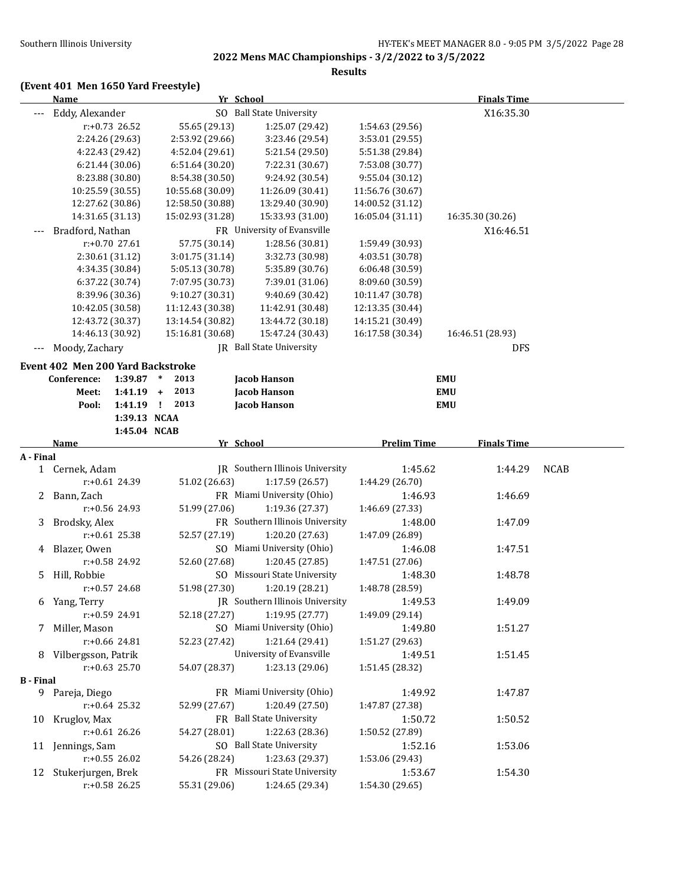**2022 Mens MAC Championships - 3/2/2022 to 3/5/2022**

**Results**

### (Event 401 Men 1650 Yard Freestyle)

| | Name | Yr | School | | Finals Time |
|---|---|---|---|---|---|
| --- | Eddy, Alexander | SO | Ball State University | | X16:35.30 |
| | r:+0.73 26.52 | 55.65 (29.13) | 1:25.07 (29.42) | 1:54.63 (29.56) | |
| | 2:24.26 (29.63) | 2:53.92 (29.66) | 3:23.46 (29.54) | 3:53.01 (29.55) | |
| | 4:22.43 (29.42) | 4:52.04 (29.61) | 5:21.54 (29.50) | 5:51.38 (29.84) | |
| | 6:21.44 (30.06) | 6:51.64 (30.20) | 7:22.31 (30.67) | 7:53.08 (30.77) | |
| | 8:23.88 (30.80) | 8:54.38 (30.50) | 9:24.92 (30.54) | 9:55.04 (30.12) | |
| | 10:25.59 (30.55) | 10:55.68 (30.09) | 11:26.09 (30.41) | 11:56.76 (30.67) | |
| | 12:27.62 (30.86) | 12:58.50 (30.88) | 13:29.40 (30.90) | 14:00.52 (31.12) | |
| | 14:31.65 (31.13) | 15:02.93 (31.28) | 15:33.93 (31.00) | 16:05.04 (31.11) | 16:35.30 (30.26) |
| --- | Bradford, Nathan | FR | University of Evansville | | X16:46.51 |
| | r:+0.70 27.61 | 57.75 (30.14) | 1:28.56 (30.81) | 1:59.49 (30.93) | |
| | 2:30.61 (31.12) | 3:01.75 (31.14) | 3:32.73 (30.98) | 4:03.51 (30.78) | |
| | 4:34.35 (30.84) | 5:05.13 (30.78) | 5:35.89 (30.76) | 6:06.48 (30.59) | |
| | 6:37.22 (30.74) | 7:07.95 (30.73) | 7:39.01 (31.06) | 8:09.60 (30.59) | |
| | 8:39.96 (30.36) | 9:10.27 (30.31) | 9:40.69 (30.42) | 10:11.47 (30.78) | |
| | 10:42.05 (30.58) | 11:12.43 (30.38) | 11:42.91 (30.48) | 12:13.35 (30.44) | |
| | 12:43.72 (30.37) | 13:14.54 (30.82) | 13:44.72 (30.18) | 14:15.21 (30.49) | |
| | 14:46.13 (30.92) | 15:16.81 (30.68) | 15:47.24 (30.43) | 16:17.58 (30.34) | 16:46.51 (28.93) |
| --- | Moody, Zachary | JR | Ball State University | | DFS |

### Event 402 Men 200 Yard Backstroke

| | | | | | |
|---|---|---|---|---|---|
| Conference: | 1:39.87 | * | 2013 | Jacob Hanson | EMU |
| Meet: | 1:41.19 | + | 2013 | Jacob Hanson | EMU |
| Pool: | 1:41.19 | ! | 2013 | Jacob Hanson | EMU |
| | 1:39.13 | NCAA | | | |
| | 1:45.04 | NCAB | | | |

| | Name | Yr | School | Prelim Time | Finals Time | |
|---|---|---|---|---|---|---|
| **A - Final** | | | | | | |
| 1 | Cernek, Adam | JR | Southern Illinois University | 1:45.62 | 1:44.29 | NCAB |
| | r:+0.61 24.39 | 51.02 (26.63) | 1:17.59 (26.57) | 1:44.29 (26.70) | | |
| 2 | Bann, Zach | FR | Miami University (Ohio) | 1:46.93 | 1:46.69 | |
| | r:+0.56 24.93 | 51.99 (27.06) | 1:19.36 (27.37) | 1:46.69 (27.33) | | |
| 3 | Brodsky, Alex | FR | Southern Illinois University | 1:48.00 | 1:47.09 | |
| | r:+0.61 25.38 | 52.57 (27.19) | 1:20.20 (27.63) | 1:47.09 (26.89) | | |
| 4 | Blazer, Owen | SO | Miami University (Ohio) | 1:46.08 | 1:47.51 | |
| | r:+0.58 24.92 | 52.60 (27.68) | 1:20.45 (27.85) | 1:47.51 (27.06) | | |
| 5 | Hill, Robbie | SO | Missouri State University | 1:48.30 | 1:48.78 | |
| | r:+0.57 24.68 | 51.98 (27.30) | 1:20.19 (28.21) | 1:48.78 (28.59) | | |
| 6 | Yang, Terry | JR | Southern Illinois University | 1:49.53 | 1:49.09 | |
| | r:+0.59 24.91 | 52.18 (27.27) | 1:19.95 (27.77) | 1:49.09 (29.14) | | |
| 7 | Miller, Mason | SO | Miami University (Ohio) | 1:49.80 | 1:51.27 | |
| | r:+0.66 24.81 | 52.23 (27.42) | 1:21.64 (29.41) | 1:51.27 (29.63) | | |
| 8 | Vilbergsson, Patrik | | University of Evansville | 1:49.51 | 1:51.45 | |
| | r:+0.63 25.70 | 54.07 (28.37) | 1:23.13 (29.06) | 1:51.45 (28.32) | | |
| **B - Final** | | | | | | |
| 9 | Pareja, Diego | FR | Miami University (Ohio) | 1:49.92 | 1:47.87 | |
| | r:+0.64 25.32 | 52.99 (27.67) | 1:20.49 (27.50) | 1:47.87 (27.38) | | |
| 10 | Kruglov, Max | FR | Ball State University | 1:50.72 | 1:50.52 | |
| | r:+0.61 26.26 | 54.27 (28.01) | 1:22.63 (28.36) | 1:50.52 (27.89) | | |
| 11 | Jennings, Sam | SO | Ball State University | 1:52.16 | 1:53.06 | |
| | r:+0.55 26.02 | 54.26 (28.24) | 1:23.63 (29.37) | 1:53.06 (29.43) | | |
| 12 | Stukerjurgen, Brek | FR | Missouri State University | 1:53.67 | 1:54.30 | |
| | r:+0.58 26.25 | 55.31 (29.06) | 1:24.65 (29.34) | 1:54.30 (29.65) | | |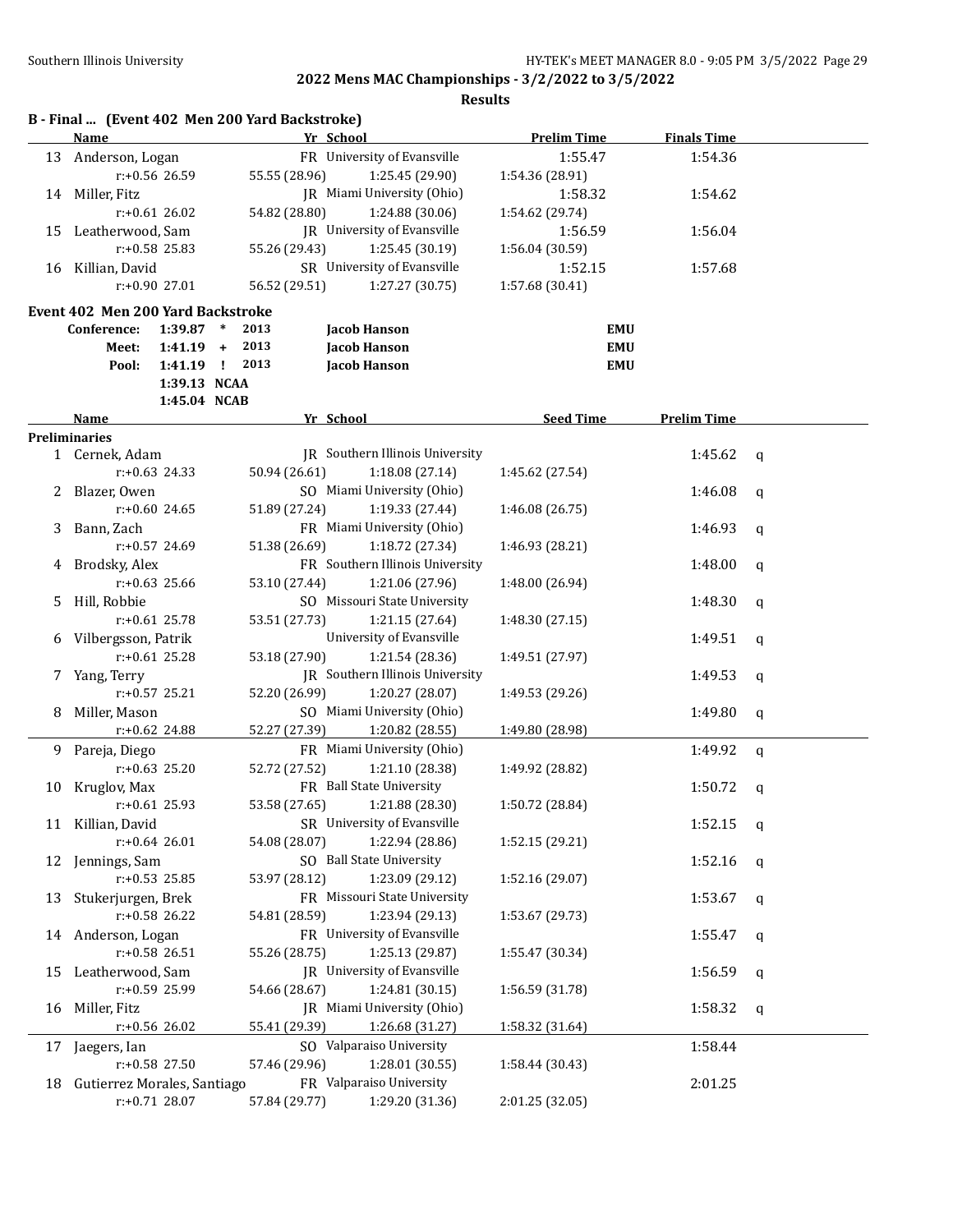**2022 Mens MAC Championships - 3/2/2022 to 3/5/2022**

**Results**

### B - Final ... (Event 402 Men 200 Yard Backstroke)

| | Name | Yr | School | Prelim Time | Finals Time |
|---|---|---|---|---|---|
| 13 | Anderson, Logan | FR | University of Evansville | 1:55.47 | 1:54.36 |
| | r:+0.56 26.59 | 55.55 (28.96) | 1:25.45 (29.90) | 1:54.36 (28.91) | |
| 14 | Miller, Fitz | JR | Miami University (Ohio) | 1:58.32 | 1:54.62 |
| | r:+0.61 26.02 | 54.82 (28.80) | 1:24.88 (30.06) | 1:54.62 (29.74) | |
| 15 | Leatherwood, Sam | JR | University of Evansville | 1:56.59 | 1:56.04 |
| | r:+0.58 25.83 | 55.26 (29.43) | 1:25.45 (30.19) | 1:56.04 (30.59) | |
| 16 | Killian, David | SR | University of Evansville | 1:52.15 | 1:57.68 |
| | r:+0.90 27.01 | 56.52 (29.51) | 1:27.27 (30.75) | 1:57.68 (30.41) | |

### Event 402 Men 200 Yard Backstroke

| | | | | | |
|---|---|---|---|---|---|
| Conference: | 1:39.87 | * | 2013 | Jacob Hanson | EMU |
| Meet: | 1:41.19 | + | 2013 | Jacob Hanson | EMU |
| Pool: | 1:41.19 | ! | 2013 | Jacob Hanson | EMU |
| | 1:39.13 | NCAA | | | |
| | 1:45.04 | NCAB | | | |

**Preliminaries**

| | Name | Yr | School | Seed Time | Prelim Time | |
|---|---|---|---|---|---|---|
| 1 | Cernek, Adam | JR | Southern Illinois University | | 1:45.62 | q |
| | r:+0.63 24.33 | 50.94 (26.61) | 1:18.08 (27.14) | 1:45.62 (27.54) | | |
| 2 | Blazer, Owen | SO | Miami University (Ohio) | | 1:46.08 | q |
| | r:+0.60 24.65 | 51.89 (27.24) | 1:19.33 (27.44) | 1:46.08 (26.75) | | |
| 3 | Bann, Zach | FR | Miami University (Ohio) | | 1:46.93 | q |
| | r:+0.57 24.69 | 51.38 (26.69) | 1:18.72 (27.34) | 1:46.93 (28.21) | | |
| 4 | Brodsky, Alex | FR | Southern Illinois University | | 1:48.00 | q |
| | r:+0.63 25.66 | 53.10 (27.44) | 1:21.06 (27.96) | 1:48.00 (26.94) | | |
| 5 | Hill, Robbie | SO | Missouri State University | | 1:48.30 | q |
| | r:+0.61 25.78 | 53.51 (27.73) | 1:21.15 (27.64) | 1:48.30 (27.15) | | |
| 6 | Vilbergsson, Patrik | | University of Evansville | | 1:49.51 | q |
| | r:+0.61 25.28 | 53.18 (27.90) | 1:21.54 (28.36) | 1:49.51 (27.97) | | |
| 7 | Yang, Terry | JR | Southern Illinois University | | 1:49.53 | q |
| | r:+0.57 25.21 | 52.20 (26.99) | 1:20.27 (28.07) | 1:49.53 (29.26) | | |
| 8 | Miller, Mason | SO | Miami University (Ohio) | | 1:49.80 | q |
| | r:+0.62 24.88 | 52.27 (27.39) | 1:20.82 (28.55) | 1:49.80 (28.98) | | |
| 9 | Pareja, Diego | FR | Miami University (Ohio) | | 1:49.92 | q |
| | r:+0.63 25.20 | 52.72 (27.52) | 1:21.10 (28.38) | 1:49.92 (28.82) | | |
| 10 | Kruglov, Max | FR | Ball State University | | 1:50.72 | q |
| | r:+0.61 25.93 | 53.58 (27.65) | 1:21.88 (28.30) | 1:50.72 (28.84) | | |
| 11 | Killian, David | SR | University of Evansville | | 1:52.15 | q |
| | r:+0.64 26.01 | 54.08 (28.07) | 1:22.94 (28.86) | 1:52.15 (29.21) | | |
| 12 | Jennings, Sam | SO | Ball State University | | 1:52.16 | q |
| | r:+0.53 25.85 | 53.97 (28.12) | 1:23.09 (29.12) | 1:52.16 (29.07) | | |
| 13 | Stukerjurgen, Brek | FR | Missouri State University | | 1:53.67 | q |
| | r:+0.58 26.22 | 54.81 (28.59) | 1:23.94 (29.13) | 1:53.67 (29.73) | | |
| 14 | Anderson, Logan | FR | University of Evansville | | 1:55.47 | q |
| | r:+0.58 26.51 | 55.26 (28.75) | 1:25.13 (29.87) | 1:55.47 (30.34) | | |
| 15 | Leatherwood, Sam | JR | University of Evansville | | 1:56.59 | q |
| | r:+0.59 25.99 | 54.66 (28.67) | 1:24.81 (30.15) | 1:56.59 (31.78) | | |
| 16 | Miller, Fitz | JR | Miami University (Ohio) | | 1:58.32 | q |
| | r:+0.56 26.02 | 55.41 (29.39) | 1:26.68 (31.27) | 1:58.32 (31.64) | | |
| 17 | Jaegers, Ian | SO | Valparaiso University | | 1:58.44 | |
| | r:+0.58 27.50 | 57.46 (29.96) | 1:28.01 (30.55) | 1:58.44 (30.43) | | |
| 18 | Gutierrez Morales, Santiago | FR | Valparaiso University | | 2:01.25 | |
| | r:+0.71 28.07 | 57.84 (29.77) | 1:29.20 (31.36) | 2:01.25 (32.05) | | |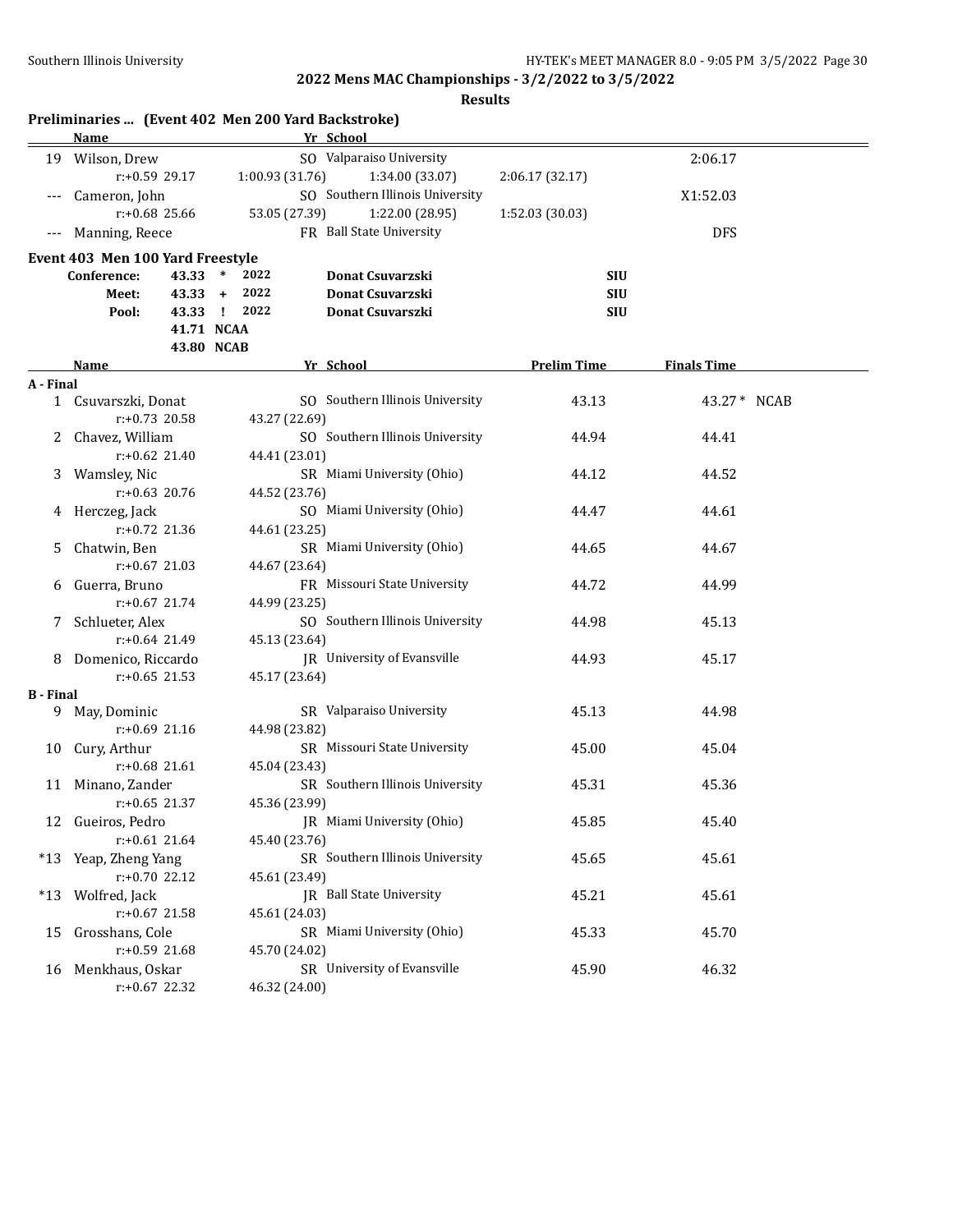## 2022 Mens MAC Championships - 3/2/2022 to 3/5/2022

### Results

**Preliminaries ... (Event 402 Men 200 Yard Backstroke)**

| | Name | Yr | School | | Prelim Time |
|---|---|---|---|---|---|
| 19 | Wilson, Drew | SO | Valparaiso University | | 2:06.17 |
| | r:+0.59 29.17 | 1:00.93 (31.76) | 1:34.00 (33.07) | 2:06.17 (32.17) | |
| --- | Cameron, John | SO | Southern Illinois University | | X1:52.03 |
| | r:+0.68 25.66 | 53.05 (27.39) | 1:22.00 (28.95) | 1:52.03 (30.03) | |
| --- | Manning, Reece | FR | Ball State University | | DFS |

**Event 403 Men 100 Yard Freestyle**

| | | | | |
|---|---|---|---|---|
| Conference: | 43.33 * | 2022 | Donat Csuvarzski | SIU |
| Meet: | 43.33 + | 2022 | Donat Csuvarzski | SIU |
| Pool: | 43.33 ! | 2022 | Donat Csuvarzski | SIU |
| | 41.71 NCAA | | | |
| | 43.80 NCAB | | | |

| | Name | Yr | School | Prelim Time | Finals Time |
|---|---|---|---|---|---|
| **A - Final** | | | | | |
| 1 | Csuvarszki, Donat | SO | Southern Illinois University | 43.13 | 43.27 * NCAB |
| | r:+0.73 20.58 | 43.27 (22.69) | | | |
| 2 | Chavez, William | SO | Southern Illinois University | 44.94 | 44.41 |
| | r:+0.62 21.40 | 44.41 (23.01) | | | |
| 3 | Wamsley, Nic | SR | Miami University (Ohio) | 44.12 | 44.52 |
| | r:+0.63 20.76 | 44.52 (23.76) | | | |
| 4 | Herczeg, Jack | SO | Miami University (Ohio) | 44.47 | 44.61 |
| | r:+0.72 21.36 | 44.61 (23.25) | | | |
| 5 | Chatwin, Ben | SR | Miami University (Ohio) | 44.65 | 44.67 |
| | r:+0.67 21.03 | 44.67 (23.64) | | | |
| 6 | Guerra, Bruno | FR | Missouri State University | 44.72 | 44.99 |
| | r:+0.67 21.74 | 44.99 (23.25) | | | |
| 7 | Schlueter, Alex | SO | Southern Illinois University | 44.98 | 45.13 |
| | r:+0.64 21.49 | 45.13 (23.64) | | | |
| 8 | Domenico, Riccardo | JR | University of Evansville | 44.93 | 45.17 |
| | r:+0.65 21.53 | 45.17 (23.64) | | | |
| **B - Final** | | | | | |
| 9 | May, Dominic | SR | Valparaiso University | 45.13 | 44.98 |
| | r:+0.69 21.16 | 44.98 (23.82) | | | |
| 10 | Cury, Arthur | SR | Missouri State University | 45.00 | 45.04 |
| | r:+0.68 21.61 | 45.04 (23.43) | | | |
| 11 | Minano, Zander | SR | Southern Illinois University | 45.31 | 45.36 |
| | r:+0.65 21.37 | 45.36 (23.99) | | | |
| 12 | Gueiros, Pedro | JR | Miami University (Ohio) | 45.85 | 45.40 |
| | r:+0.61 21.64 | 45.40 (23.76) | | | |
| *13 | Yeap, Zheng Yang | SR | Southern Illinois University | 45.65 | 45.61 |
| | r:+0.70 22.12 | 45.61 (23.49) | | | |
| *13 | Wolfred, Jack | JR | Ball State University | 45.21 | 45.61 |
| | r:+0.67 21.58 | 45.61 (24.03) | | | |
| 15 | Grosshans, Cole | SR | Miami University (Ohio) | 45.33 | 45.70 |
| | r:+0.59 21.68 | 45.70 (24.02) | | | |
| 16 | Menkhaus, Oskar | SR | University of Evansville | 45.90 | 46.32 |
| | r:+0.67 22.32 | 46.32 (24.00) | | | |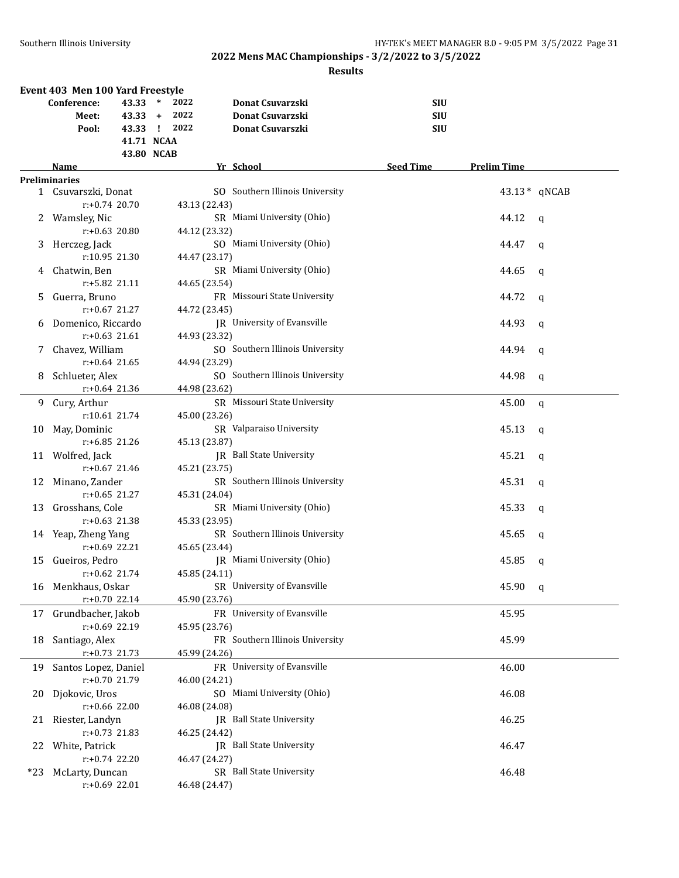## 2022 Mens MAC Championships - 3/2/2022 to 3/5/2022

**Results**

### Event 403 Men 100 Yard Freestyle

| | | | | |
|---|---|---|---|---|
| Conference: | 43.33 * | 2022 | Donat Csuvarszki | SIU |
| Meet: | 43.33 + | 2022 | Donat Csuvarszki | SIU |
| Pool: | 43.33 ! | 2022 | Donat Csuvarszki | SIU |
| | 41.71 NCAA | | | |
| | 43.80 NCAB | | | |

| | Name | Yr | School | Seed Time | Prelim Time | |
|---|---|---|---|---|---|---|
| **Preliminaries** | | | | | | |
| 1 | Csuvarszki, Donat | SO | Southern Illinois University | | 43.13 * | qNCAB |
| | r:+0.74 20.70 43.13 (22.43) | | | | | |
| 2 | Wamsley, Nic | SR | Miami University (Ohio) | | 44.12 | q |
| | r:+0.63 20.80 44.12 (23.32) | | | | | |
| 3 | Herczeg, Jack | SO | Miami University (Ohio) | | 44.47 | q |
| | r:10.95 21.30 44.47 (23.17) | | | | | |
| 4 | Chatwin, Ben | SR | Miami University (Ohio) | | 44.65 | q |
| | r:+5.82 21.11 44.65 (23.54) | | | | | |
| 5 | Guerra, Bruno | FR | Missouri State University | | 44.72 | q |
| | r:+0.67 21.27 44.72 (23.45) | | | | | |
| 6 | Domenico, Riccardo | JR | University of Evansville | | 44.93 | q |
| | r:+0.63 21.61 44.93 (23.32) | | | | | |
| 7 | Chavez, William | SO | Southern Illinois University | | 44.94 | q |
| | r:+0.64 21.65 44.94 (23.29) | | | | | |
| 8 | Schlueter, Alex | SO | Southern Illinois University | | 44.98 | q |
| | r:+0.64 21.36 44.98 (23.62) | | | | | |
| 9 | Cury, Arthur | SR | Missouri State University | | 45.00 | q |
| | r:10.61 21.74 45.00 (23.26) | | | | | |
| 10 | May, Dominic | SR | Valparaiso University | | 45.13 | q |
| | r:+6.85 21.26 45.13 (23.87) | | | | | |
| 11 | Wolfred, Jack | JR | Ball State University | | 45.21 | q |
| | r:+0.67 21.46 45.21 (23.75) | | | | | |
| 12 | Minano, Zander | SR | Southern Illinois University | | 45.31 | q |
| | r:+0.65 21.27 45.31 (24.04) | | | | | |
| 13 | Grosshans, Cole | SR | Miami University (Ohio) | | 45.33 | q |
| | r:+0.63 21.38 45.33 (23.95) | | | | | |
| 14 | Yeap, Zheng Yang | SR | Southern Illinois University | | 45.65 | q |
| | r:+0.69 22.21 45.65 (23.44) | | | | | |
| 15 | Gueiros, Pedro | JR | Miami University (Ohio) | | 45.85 | q |
| | r:+0.62 21.74 45.85 (24.11) | | | | | |
| 16 | Menkhaus, Oskar | SR | University of Evansville | | 45.90 | q |
| | r:+0.70 22.14 45.90 (23.76) | | | | | |
| 17 | Grundbacher, Jakob | FR | University of Evansville | | 45.95 | |
| | r:+0.69 22.19 45.95 (23.76) | | | | | |
| 18 | Santiago, Alex | FR | Southern Illinois University | | 45.99 | |
| | r:+0.73 21.73 45.99 (24.26) | | | | | |
| 19 | Santos Lopez, Daniel | FR | University of Evansville | | 46.00 | |
| | r:+0.70 21.79 46.00 (24.21) | | | | | |
| 20 | Djokovic, Uros | SO | Miami University (Ohio) | | 46.08 | |
| | r:+0.66 22.00 46.08 (24.08) | | | | | |
| 21 | Riester, Landyn | JR | Ball State University | | 46.25 | |
| | r:+0.73 21.83 46.25 (24.42) | | | | | |
| 22 | White, Patrick | JR | Ball State University | | 46.47 | |
| | r:+0.74 22.20 46.47 (24.27) | | | | | |
| *23 | McLarty, Duncan | SR | Ball State University | | 46.48 | |
| | r:+0.69 22.01 46.48 (24.47) | | | | | |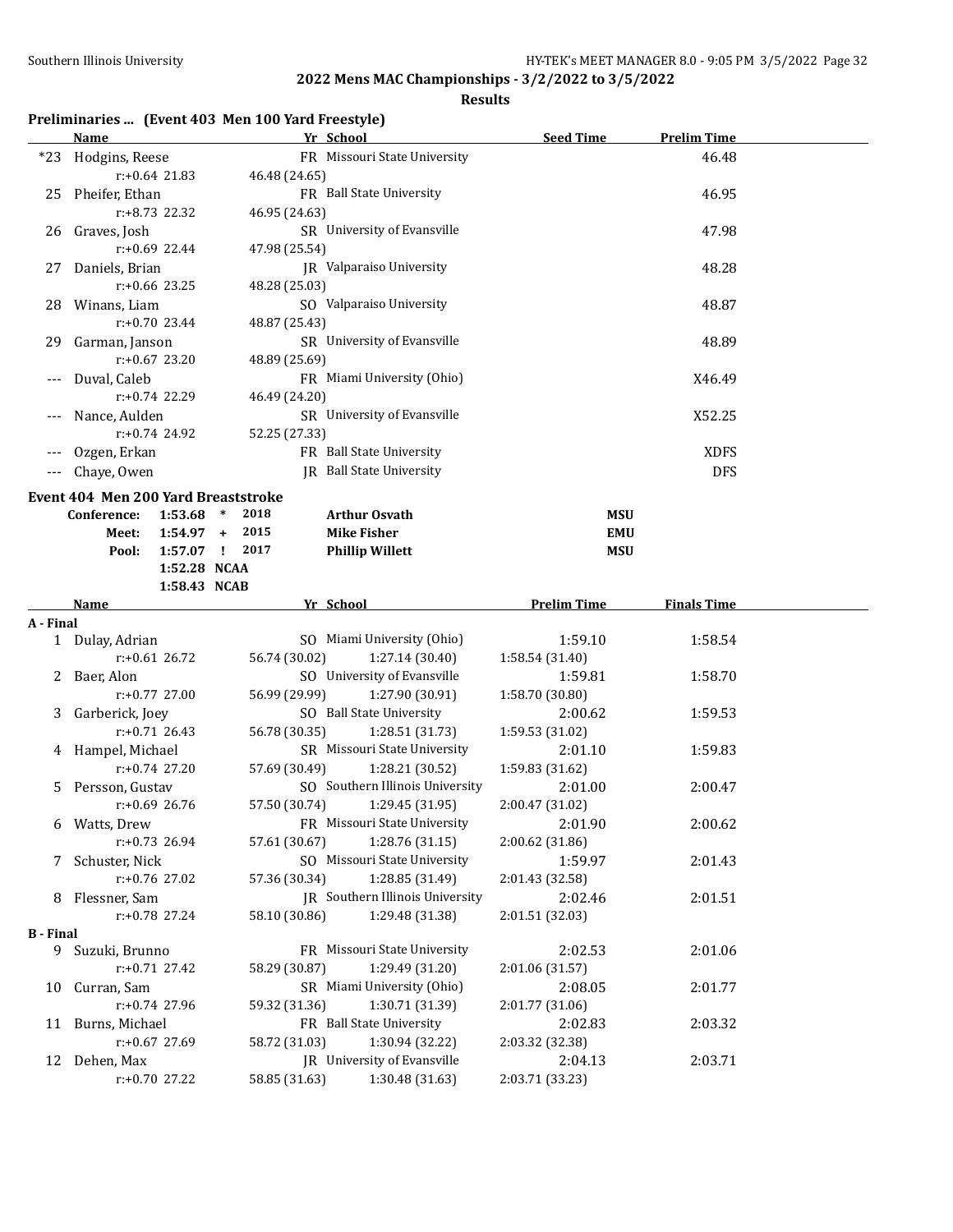## 2022 Mens MAC Championships - 3/2/2022 to 3/5/2022

**Results**

### Preliminaries ... (Event 403 Men 100 Yard Freestyle)

| | Name | Yr | School | Seed Time | Prelim Time |
|---|---|---|---|---|---|
| *23 | Hodgins, Reese | FR | Missouri State University | | 46.48 |
| | r:+0.64 21.83 | 46.48 (24.65) | | | |
| 25 | Pheifer, Ethan | FR | Ball State University | | 46.95 |
| | r:+8.73 22.32 | 46.95 (24.63) | | | |
| 26 | Graves, Josh | SR | University of Evansville | | 47.98 |
| | r:+0.69 22.44 | 47.98 (25.54) | | | |
| 27 | Daniels, Brian | JR | Valparaiso University | | 48.28 |
| | r:+0.66 23.25 | 48.28 (25.03) | | | |
| 28 | Winans, Liam | SO | Valparaiso University | | 48.87 |
| | r:+0.70 23.44 | 48.87 (25.43) | | | |
| 29 | Garman, Janson | SR | University of Evansville | | 48.89 |
| | r:+0.67 23.20 | 48.89 (25.69) | | | |
| --- | Duval, Caleb | FR | Miami University (Ohio) | | X46.49 |
| | r:+0.74 22.29 | 46.49 (24.20) | | | |
| --- | Nance, Aulden | SR | University of Evansville | | X52.25 |
| | r:+0.74 24.92 | 52.25 (27.33) | | | |
| --- | Ozgen, Erkan | FR | Ball State University | | XDFS |
| --- | Chaye, Owen | JR | Ball State University | | DFS |

### Event 404 Men 200 Yard Breaststroke

| | | | | | |
|---|---|---|---|---|---|
| Conference: | 1:53.68 | * | 2018 | Arthur Osvath | MSU |
| Meet: | 1:54.97 | + | 2015 | Mike Fisher | EMU |
| Pool: | 1:57.07 | ! | 2017 | Phillip Willett | MSU |
| | 1:52.28 | NCAA | | | |
| | 1:58.43 | NCAB | | | |

| | Name | Yr | School | | Prelim Time | Finals Time |
|---|---|---|---|---|---|---|
| **A - Final** | | | | | | |
| 1 | Dulay, Adrian | SO | Miami University (Ohio) | | 1:59.10 | 1:58.54 |
| | r:+0.61 26.72 | 56.74 (30.02) | | 1:27.14 (30.40) | 1:58.54 (31.40) | |
| 2 | Baer, Alon | SO | University of Evansville | | 1:59.81 | 1:58.70 |
| | r:+0.77 27.00 | 56.99 (29.99) | | 1:27.90 (30.91) | 1:58.70 (30.80) | |
| 3 | Garberick, Joey | SO | Ball State University | | 2:00.62 | 1:59.53 |
| | r:+0.71 26.43 | 56.78 (30.35) | | 1:28.51 (31.73) | 1:59.53 (31.02) | |
| 4 | Hampel, Michael | SR | Missouri State University | | 2:01.10 | 1:59.83 |
| | r:+0.74 27.20 | 57.69 (30.49) | | 1:28.21 (30.52) | 1:59.83 (31.62) | |
| 5 | Persson, Gustav | SO | Southern Illinois University | | 2:01.00 | 2:00.47 |
| | r:+0.69 26.76 | 57.50 (30.74) | | 1:29.45 (31.95) | 2:00.47 (31.02) | |
| 6 | Watts, Drew | FR | Missouri State University | | 2:01.90 | 2:00.62 |
| | r:+0.73 26.94 | 57.61 (30.67) | | 1:28.76 (31.15) | 2:00.62 (31.86) | |
| 7 | Schuster, Nick | SO | Missouri State University | | 1:59.97 | 2:01.43 |
| | r:+0.76 27.02 | 57.36 (30.34) | | 1:28.85 (31.49) | 2:01.43 (32.58) | |
| 8 | Flessner, Sam | JR | Southern Illinois University | | 2:02.46 | 2:01.51 |
| | r:+0.78 27.24 | 58.10 (30.86) | | 1:29.48 (31.38) | 2:01.51 (32.03) | |
| **B - Final** | | | | | | |
| 9 | Suzuki, Brunno | FR | Missouri State University | | 2:02.53 | 2:01.06 |
| | r:+0.71 27.42 | 58.29 (30.87) | | 1:29.49 (31.20) | 2:01.06 (31.57) | |
| 10 | Curran, Sam | SR | Miami University (Ohio) | | 2:08.05 | 2:01.77 |
| | r:+0.74 27.96 | 59.32 (31.36) | | 1:30.71 (31.39) | 2:01.77 (31.06) | |
| 11 | Burns, Michael | FR | Ball State University | | 2:02.83 | 2:03.32 |
| | r:+0.67 27.69 | 58.72 (31.03) | | 1:30.94 (32.22) | 2:03.32 (32.38) | |
| 12 | Dehen, Max | JR | University of Evansville | | 2:04.13 | 2:03.71 |
| | r:+0.70 27.22 | 58.85 (31.63) | | 1:30.48 (31.63) | 2:03.71 (33.23) | |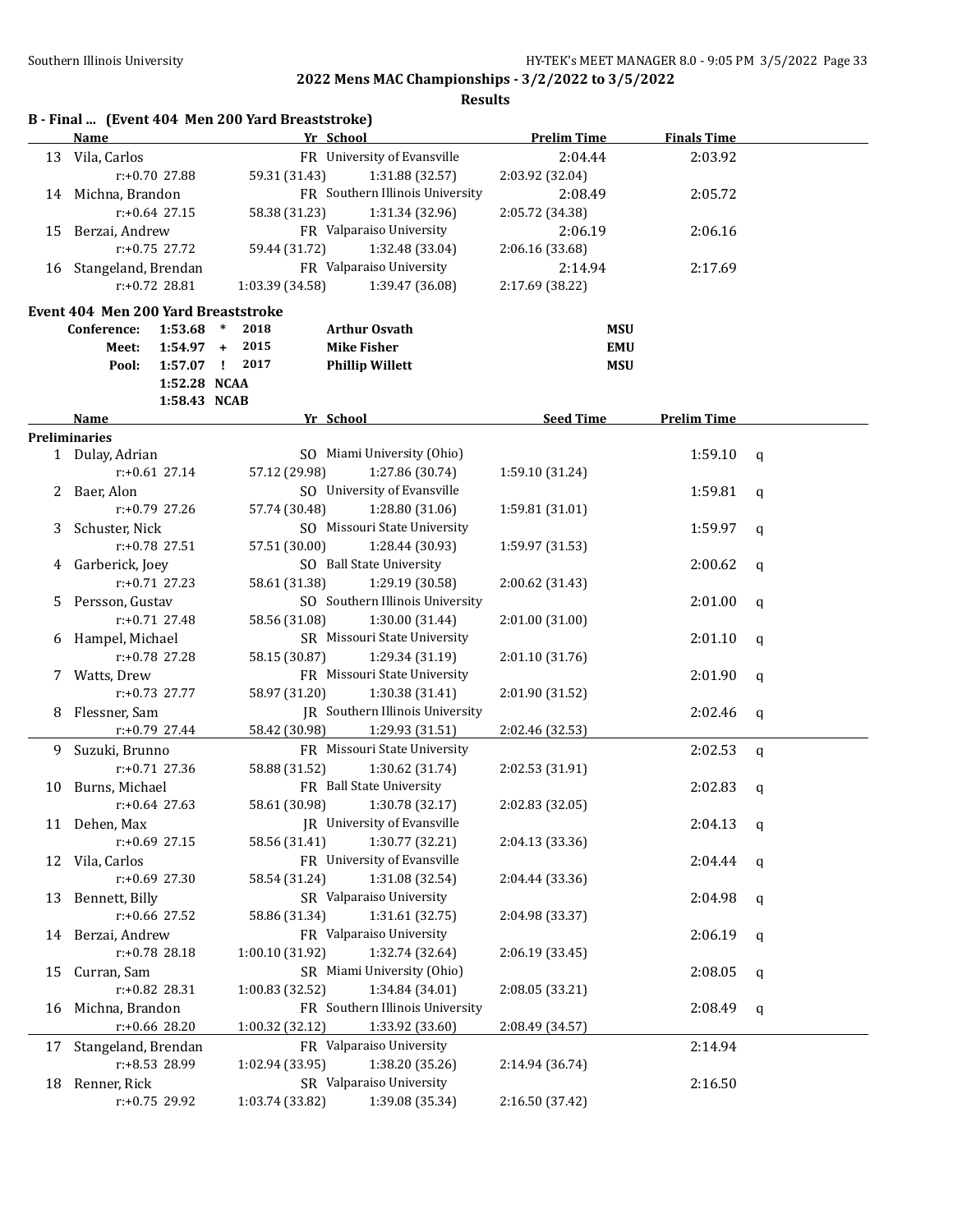## 2022 Mens MAC Championships - 3/2/2022 to 3/5/2022

### Results

**B - Final ... (Event 404 Men 200 Yard Breaststroke)**

| | Name | Yr | School | Prelim Time | Finals Time |
|---|---|---|---|---|---|
| 13 | Vila, Carlos | FR | University of Evansville | 2:04.44 | 2:03.92 |
| | r:+0.70 27.88 | 59.31 (31.43) | 1:31.88 (32.57) | 2:03.92 (32.04) | |
| 14 | Michna, Brandon | FR | Southern Illinois University | 2:08.49 | 2:05.72 |
| | r:+0.64 27.15 | 58.38 (31.23) | 1:31.34 (32.96) | 2:05.72 (34.38) | |
| 15 | Berzai, Andrew | FR | Valparaiso University | 2:06.19 | 2:06.16 |
| | r:+0.75 27.72 | 59.44 (31.72) | 1:32.48 (33.04) | 2:06.16 (33.68) | |
| 16 | Stangeland, Brendan | FR | Valparaiso University | 2:14.94 | 2:17.69 |
| | r:+0.72 28.81 | 1:03.39 (34.58) | 1:39.47 (36.08) | 2:17.69 (38.22) | |

**Event 404 Men 200 Yard Breaststroke**

| | Time | | Year | Name | School |
|---|---|---|---|---|---|
| Conference: | 1:53.68 | * | 2018 | Arthur Osvath | MSU |
| Meet: | 1:54.97 | + | 2015 | Mike Fisher | EMU |
| Pool: | 1:57.07 | ! | 2017 | Phillip Willett | MSU |
| | 1:52.28 | NCAA | | | |
| | 1:58.43 | NCAB | | | |

**Preliminaries**

| | Name | Yr | School | Seed Time | Prelim Time | |
|---|---|---|---|---|---|---|
| 1 | Dulay, Adrian | SO | Miami University (Ohio) | | 1:59.10 | q |
| | r:+0.61 27.14 | 57.12 (29.98) | 1:27.86 (30.74) | 1:59.10 (31.24) | | |
| 2 | Baer, Alon | SO | University of Evansville | | 1:59.81 | q |
| | r:+0.79 27.26 | 57.74 (30.48) | 1:28.80 (31.06) | 1:59.81 (31.01) | | |
| 3 | Schuster, Nick | SO | Missouri State University | | 1:59.97 | q |
| | r:+0.78 27.51 | 57.51 (30.00) | 1:28.44 (30.93) | 1:59.97 (31.53) | | |
| 4 | Garberick, Joey | SO | Ball State University | | 2:00.62 | q |
| | r:+0.71 27.23 | 58.61 (31.38) | 1:29.19 (30.58) | 2:00.62 (31.43) | | |
| 5 | Persson, Gustav | SO | Southern Illinois University | | 2:01.00 | q |
| | r:+0.71 27.48 | 58.56 (31.08) | 1:30.00 (31.44) | 2:01.00 (31.00) | | |
| 6 | Hampel, Michael | SR | Missouri State University | | 2:01.10 | q |
| | r:+0.78 27.28 | 58.15 (30.87) | 1:29.34 (31.19) | 2:01.10 (31.76) | | |
| 7 | Watts, Drew | FR | Missouri State University | | 2:01.90 | q |
| | r:+0.73 27.77 | 58.97 (31.20) | 1:30.38 (31.41) | 2:01.90 (31.52) | | |
| 8 | Flessner, Sam | JR | Southern Illinois University | | 2:02.46 | q |
| | r:+0.79 27.44 | 58.42 (30.98) | 1:29.93 (31.51) | 2:02.46 (32.53) | | |
| 9 | Suzuki, Brunno | FR | Missouri State University | | 2:02.53 | q |
| | r:+0.71 27.36 | 58.88 (31.52) | 1:30.62 (31.74) | 2:02.53 (31.91) | | |
| 10 | Burns, Michael | FR | Ball State University | | 2:02.83 | q |
| | r:+0.64 27.63 | 58.61 (30.98) | 1:30.78 (32.17) | 2:02.83 (32.05) | | |
| 11 | Dehen, Max | JR | University of Evansville | | 2:04.13 | q |
| | r:+0.69 27.15 | 58.56 (31.41) | 1:30.77 (32.21) | 2:04.13 (33.36) | | |
| 12 | Vila, Carlos | FR | University of Evansville | | 2:04.44 | q |
| | r:+0.69 27.30 | 58.54 (31.24) | 1:31.08 (32.54) | 2:04.44 (33.36) | | |
| 13 | Bennett, Billy | SR | Valparaiso University | | 2:04.98 | q |
| | r:+0.66 27.52 | 58.86 (31.34) | 1:31.61 (32.75) | 2:04.98 (33.37) | | |
| 14 | Berzai, Andrew | FR | Valparaiso University | | 2:06.19 | q |
| | r:+0.78 28.18 | 1:00.10 (31.92) | 1:32.74 (32.64) | 2:06.19 (33.45) | | |
| 15 | Curran, Sam | SR | Miami University (Ohio) | | 2:08.05 | q |
| | r:+0.82 28.31 | 1:00.83 (32.52) | 1:34.84 (34.01) | 2:08.05 (33.21) | | |
| 16 | Michna, Brandon | FR | Southern Illinois University | | 2:08.49 | q |
| | r:+0.66 28.20 | 1:00.32 (32.12) | 1:33.92 (33.60) | 2:08.49 (34.57) | | |
| 17 | Stangeland, Brendan | FR | Valparaiso University | | 2:14.94 | |
| | r:+8.53 28.99 | 1:02.94 (33.95) | 1:38.20 (35.26) | 2:14.94 (36.74) | | |
| 18 | Renner, Rick | SR | Valparaiso University | | 2:16.50 | |
| | r:+0.75 29.92 | 1:03.74 (33.82) | 1:39.08 (35.34) | 2:16.50 (37.42) | | |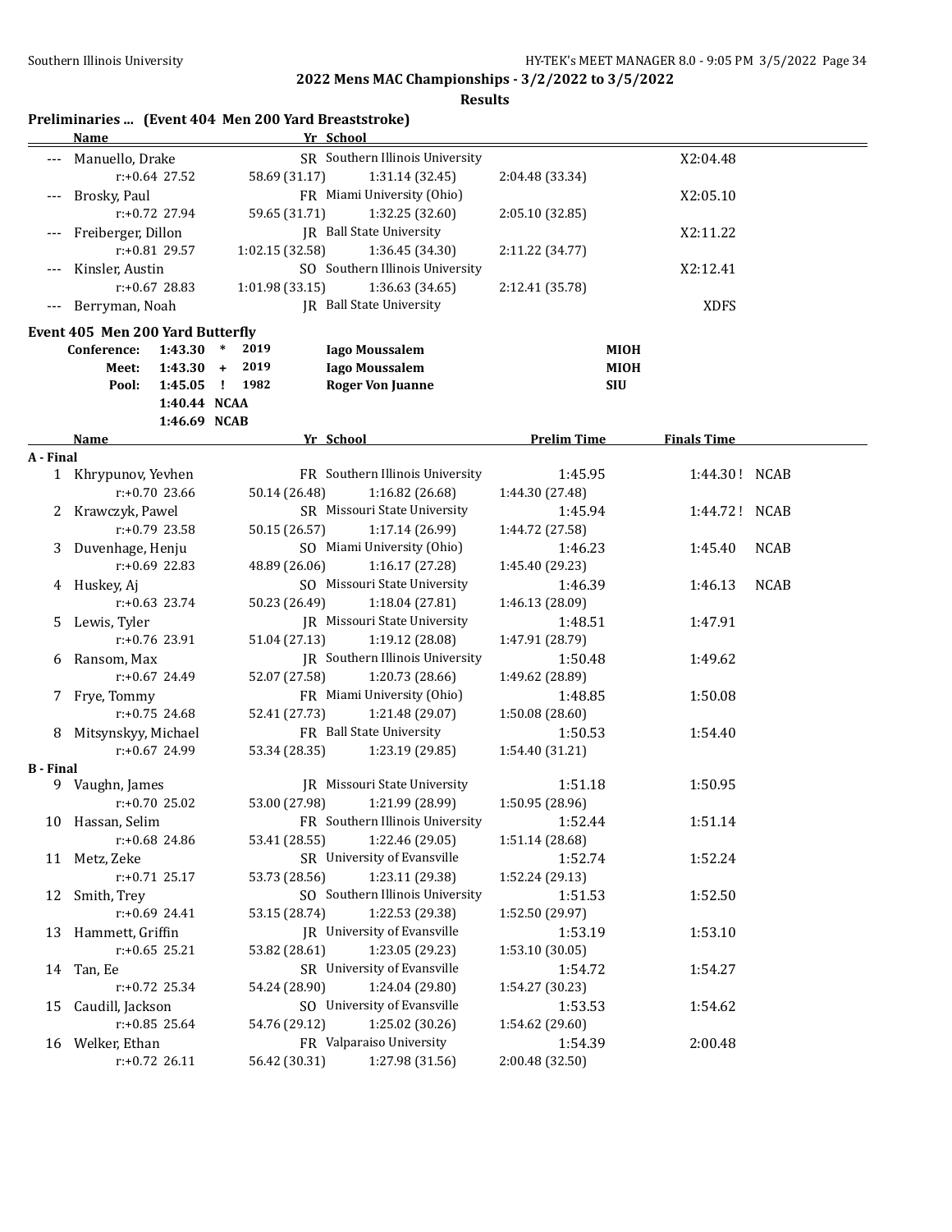## 2022 Mens MAC Championships - 3/2/2022 to 3/5/2022

### Results

### Preliminaries ... (Event 404 Men 200 Yard Breaststroke)

| | Name | Yr | School | | Time |
|---|---|---|---|---|---|
| --- | Manuello, Drake | SR | Southern Illinois University | | X2:04.48 |
| | r:+0.64 27.52 | 58.69 (31.17) | 1:31.14 (32.45) | 2:04.48 (33.34) | |
| --- | Brosky, Paul | FR | Miami University (Ohio) | | X2:05.10 |
| | r:+0.72 27.94 | 59.65 (31.71) | 1:32.25 (32.60) | 2:05.10 (32.85) | |
| --- | Freiberger, Dillon | JR | Ball State University | | X2:11.22 |
| | r:+0.81 29.57 | 1:02.15 (32.58) | 1:36.45 (34.30) | 2:11.22 (34.77) | |
| --- | Kinsler, Austin | SO | Southern Illinois University | | X2:12.41 |
| | r:+0.67 28.83 | 1:01.98 (33.15) | 1:36.63 (34.65) | 2:12.41 (35.78) | |
| --- | Berryman, Noah | JR | Ball State University | | XDFS |

### Event 405 Men 200 Yard Butterfly

| | | | | | |
|---|---|---|---|---|---|
| Conference: | 1:43.30 | * | 2019 | Iago Moussalem | MIOH |
| Meet: | 1:43.30 | + | 2019 | Iago Moussalem | MIOH |
| Pool: | 1:45.05 | ! | 1982 | Roger Von Juanne | SIU |
| | 1:40.44 | NCAA | | | |
| | 1:46.69 | NCAB | | | |

| | Name | Yr | School | Prelim Time | Finals Time | |
|---|---|---|---|---|---|---|
| **A - Final** | | | | | | |
| 1 | Khrypunov, Yevhen | FR | Southern Illinois University | 1:45.95 | 1:44.30 ! | NCAB |
| | r:+0.70 23.66 | 50.14 (26.48) | 1:16.82 (26.68) | 1:44.30 (27.48) | | |
| 2 | Krawczyk, Pawel | SR | Missouri State University | 1:45.94 | 1:44.72 ! | NCAB |
| | r:+0.79 23.58 | 50.15 (26.57) | 1:17.14 (26.99) | 1:44.72 (27.58) | | |
| 3 | Duvenhage, Henju | SO | Miami University (Ohio) | 1:46.23 | 1:45.40 | NCAB |
| | r:+0.69 22.83 | 48.89 (26.06) | 1:16.17 (27.28) | 1:45.40 (29.23) | | |
| 4 | Huskey, Aj | SO | Missouri State University | 1:46.39 | 1:46.13 | NCAB |
| | r:+0.63 23.74 | 50.23 (26.49) | 1:18.04 (27.81) | 1:46.13 (28.09) | | |
| 5 | Lewis, Tyler | JR | Missouri State University | 1:48.51 | 1:47.91 | |
| | r:+0.76 23.91 | 51.04 (27.13) | 1:19.12 (28.08) | 1:47.91 (28.79) | | |
| 6 | Ransom, Max | JR | Southern Illinois University | 1:50.48 | 1:49.62 | |
| | r:+0.67 24.49 | 52.07 (27.58) | 1:20.73 (28.66) | 1:49.62 (28.89) | | |
| 7 | Frye, Tommy | FR | Miami University (Ohio) | 1:48.85 | 1:50.08 | |
| | r:+0.75 24.68 | 52.41 (27.73) | 1:21.48 (29.07) | 1:50.08 (28.60) | | |
| 8 | Mitsynskyy, Michael | FR | Ball State University | 1:50.53 | 1:54.40 | |
| | r:+0.67 24.99 | 53.34 (28.35) | 1:23.19 (29.85) | 1:54.40 (31.21) | | |
| **B - Final** | | | | | | |
| 9 | Vaughn, James | JR | Missouri State University | 1:51.18 | 1:50.95 | |
| | r:+0.70 25.02 | 53.00 (27.98) | 1:21.99 (28.99) | 1:50.95 (28.96) | | |
| 10 | Hassan, Selim | FR | Southern Illinois University | 1:52.44 | 1:51.14 | |
| | r:+0.68 24.86 | 53.41 (28.55) | 1:22.46 (29.05) | 1:51.14 (28.68) | | |
| 11 | Metz, Zeke | SR | University of Evansville | 1:52.74 | 1:52.24 | |
| | r:+0.71 25.17 | 53.73 (28.56) | 1:23.11 (29.38) | 1:52.24 (29.13) | | |
| 12 | Smith, Trey | SO | Southern Illinois University | 1:51.53 | 1:52.50 | |
| | r:+0.69 24.41 | 53.15 (28.74) | 1:22.53 (29.38) | 1:52.50 (29.97) | | |
| 13 | Hammett, Griffin | JR | University of Evansville | 1:53.19 | 1:53.10 | |
| | r:+0.65 25.21 | 53.82 (28.61) | 1:23.05 (29.23) | 1:53.10 (30.05) | | |
| 14 | Tan, Ee | SR | University of Evansville | 1:54.72 | 1:54.27 | |
| | r:+0.72 25.34 | 54.24 (28.90) | 1:24.04 (29.80) | 1:54.27 (30.23) | | |
| 15 | Caudill, Jackson | SO | University of Evansville | 1:53.53 | 1:54.62 | |
| | r:+0.85 25.64 | 54.76 (29.12) | 1:25.02 (30.26) | 1:54.62 (29.60) | | |
| 16 | Welker, Ethan | FR | Valparaiso University | 1:54.39 | 2:00.48 | |
| | r:+0.72 26.11 | 56.42 (30.31) | 1:27.98 (31.56) | 2:00.48 (32.50) | | |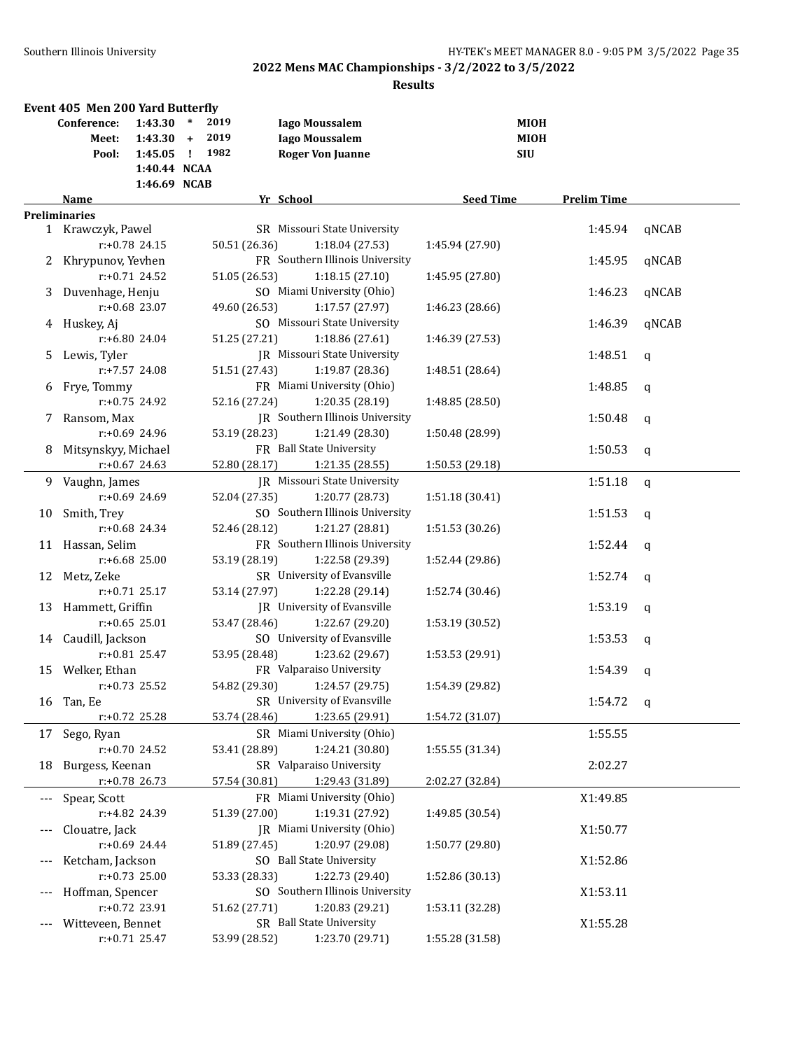## 2022 Mens MAC Championships - 3/2/2022 to 3/5/2022

### Results

**Event 405 Men 200 Yard Butterfly**

| | Time | | Year | Name | School |
|---|---|---|---|---|---|
| Conference: | 1:43.30 | * | 2019 | Iago Moussalem | MIOH |
| Meet: | 1:43.30 | + | 2019 | Iago Moussalem | MIOH |
| Pool: | 1:45.05 | ! | 1982 | Roger Von Juanne | SIU |
| | 1:40.44 | NCAA | | | |
| | 1:46.69 | NCAB | | | |

**Preliminaries**

| | Name | Yr | School | Seed Time | Prelim Time | |
|---|---|---|---|---|---|---|
| 1 | Krawczyk, Pawel | SR | Missouri State University | | 1:45.94 | qNCAB |
| | r:+0.78 24.15 | 50.51 (26.36) | 1:18.04 (27.53) | 1:45.94 (27.90) | | |
| 2 | Khrypunov, Yevhen | FR | Southern Illinois University | | 1:45.95 | qNCAB |
| | r:+0.71 24.52 | 51.05 (26.53) | 1:18.15 (27.10) | 1:45.95 (27.80) | | |
| 3 | Duvenhage, Henju | SO | Miami University (Ohio) | | 1:46.23 | qNCAB |
| | r:+0.68 23.07 | 49.60 (26.53) | 1:17.57 (27.97) | 1:46.23 (28.66) | | |
| 4 | Huskey, Aj | SO | Missouri State University | | 1:46.39 | qNCAB |
| | r:+6.80 24.04 | 51.25 (27.21) | 1:18.86 (27.61) | 1:46.39 (27.53) | | |
| 5 | Lewis, Tyler | JR | Missouri State University | | 1:48.51 | q |
| | r:+7.57 24.08 | 51.51 (27.43) | 1:19.87 (28.36) | 1:48.51 (28.64) | | |
| 6 | Frye, Tommy | FR | Miami University (Ohio) | | 1:48.85 | q |
| | r:+0.75 24.92 | 52.16 (27.24) | 1:20.35 (28.19) | 1:48.85 (28.50) | | |
| 7 | Ransom, Max | JR | Southern Illinois University | | 1:50.48 | q |
| | r:+0.69 24.96 | 53.19 (28.23) | 1:21.49 (28.30) | 1:50.48 (28.99) | | |
| 8 | Mitsynskyy, Michael | FR | Ball State University | | 1:50.53 | q |
| | r:+0.67 24.63 | 52.80 (28.17) | 1:21.35 (28.55) | 1:50.53 (29.18) | | |
| 9 | Vaughn, James | JR | Missouri State University | | 1:51.18 | q |
| | r:+0.69 24.69 | 52.04 (27.35) | 1:20.77 (28.73) | 1:51.18 (30.41) | | |
| 10 | Smith, Trey | SO | Southern Illinois University | | 1:51.53 | q |
| | r:+0.68 24.34 | 52.46 (28.12) | 1:21.27 (28.81) | 1:51.53 (30.26) | | |
| 11 | Hassan, Selim | FR | Southern Illinois University | | 1:52.44 | q |
| | r:+6.68 25.00 | 53.19 (28.19) | 1:22.58 (29.39) | 1:52.44 (29.86) | | |
| 12 | Metz, Zeke | SR | University of Evansville | | 1:52.74 | q |
| | r:+0.71 25.17 | 53.14 (27.97) | 1:22.28 (29.14) | 1:52.74 (30.46) | | |
| 13 | Hammett, Griffin | JR | University of Evansville | | 1:53.19 | q |
| | r:+0.65 25.01 | 53.47 (28.46) | 1:22.67 (29.20) | 1:53.19 (30.52) | | |
| 14 | Caudill, Jackson | SO | University of Evansville | | 1:53.53 | q |
| | r:+0.81 25.47 | 53.95 (28.48) | 1:23.62 (29.67) | 1:53.53 (29.91) | | |
| 15 | Welker, Ethan | FR | Valparaiso University | | 1:54.39 | q |
| | r:+0.73 25.52 | 54.82 (29.30) | 1:24.57 (29.75) | 1:54.39 (29.82) | | |
| 16 | Tan, Ee | SR | University of Evansville | | 1:54.72 | q |
| | r:+0.72 25.28 | 53.74 (28.46) | 1:23.65 (29.91) | 1:54.72 (31.07) | | |
| 17 | Sego, Ryan | SR | Miami University (Ohio) | | 1:55.55 | |
| | r:+0.70 24.52 | 53.41 (28.89) | 1:24.21 (30.80) | 1:55.55 (31.34) | | |
| 18 | Burgess, Keenan | SR | Valparaiso University | | 2:02.27 | |
| | r:+0.78 26.73 | 57.54 (30.81) | 1:29.43 (31.89) | 2:02.27 (32.84) | | |
| --- | Spear, Scott | FR | Miami University (Ohio) | | X1:49.85 | |
| | r:+4.82 24.39 | 51.39 (27.00) | 1:19.31 (27.92) | 1:49.85 (30.54) | | |
| --- | Clouatre, Jack | JR | Miami University (Ohio) | | X1:50.77 | |
| | r:+0.69 24.44 | 51.89 (27.45) | 1:20.97 (29.08) | 1:50.77 (29.80) | | |
| --- | Ketcham, Jackson | SO | Ball State University | | X1:52.86 | |
| | r:+0.73 25.00 | 53.33 (28.33) | 1:22.73 (29.40) | 1:52.86 (30.13) | | |
| --- | Hoffman, Spencer | SO | Southern Illinois University | | X1:53.11 | |
| | r:+0.72 23.91 | 51.62 (27.71) | 1:20.83 (29.21) | 1:53.11 (32.28) | | |
| --- | Witteveen, Bennet | SR | Ball State University | | X1:55.28 | |
| | r:+0.71 25.47 | 53.99 (28.52) | 1:23.70 (29.71) | 1:55.28 (31.58) | | |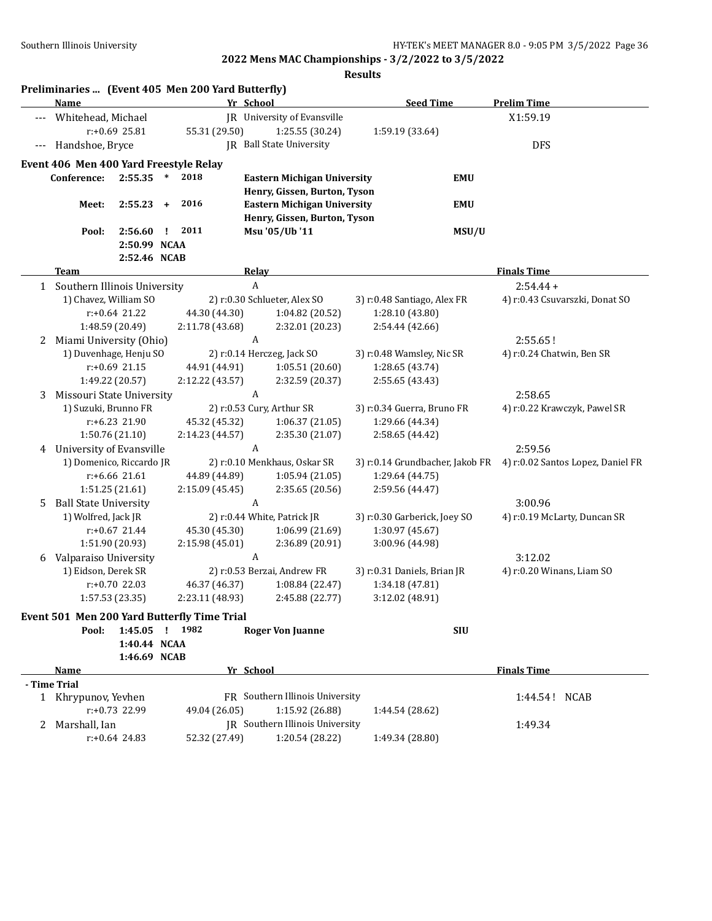**2022 Mens MAC Championships - 3/2/2022 to 3/5/2022**

**Results**

## Preliminaries ... (Event 405 Men 200 Yard Butterfly)

| | Name | Yr | School | Seed Time | Prelim Time |
|---|---|---|---|---|---|
| --- | Whitehead, Michael | JR | University of Evansville | | X1:59.19 |
| | r:+0.69 25.81 | 55.31 (29.50) | 1:25.55 (30.24) | 1:59.19 (33.64) | |
| --- | Handshoe, Bryce | JR | Ball State University | | DFS |

## Event 406 Men 400 Yard Freestyle Relay

| | | | | | |
|---|---|---|---|---|---|
| Conference: | 2:55.35 | * | 2018 | Eastern Michigan University<br>Henry, Gissen, Burton, Tyson | EMU |
| Meet: | 2:55.23 | + | 2016 | Eastern Michigan University<br>Henry, Gissen, Burton, Tyson | EMU |
| Pool: | 2:56.60 | ! | 2011 | Msu '05/Ub '11 | MSU/U |
| | 2:50.99 | NCAA | | | |
| | 2:52.46 | NCAB | | | |

| | Team | Relay | | | Finals Time |
|---|---|---|---|---|---|
| 1 | Southern Illinois University | A | | | 2:54.44 + |
| | 1) Chavez, William SO | 2) r:0.30 Schlueter, Alex SO | 3) r:0.48 Santiago, Alex FR | 4) r:0.43 Csuvarszki, Donat SO | |
| | r:+0.64 21.22 | 44.30 (44.30) | 1:04.82 (20.52) | 1:28.10 (43.80) | |
| | 1:48.59 (20.49) | 2:11.78 (43.68) | 2:32.01 (20.23) | 2:54.44 (42.66) | |
| 2 | Miami University (Ohio) | A | | | 2:55.65 ! |
| | 1) Duvenhage, Henju SO | 2) r:0.14 Herczeg, Jack SO | 3) r:0.48 Wamsley, Nic SR | 4) r:0.24 Chatwin, Ben SR | |
| | r:+0.69 21.15 | 44.91 (44.91) | 1:05.51 (20.60) | 1:28.65 (43.74) | |
| | 1:49.22 (20.57) | 2:12.22 (43.57) | 2:32.59 (20.37) | 2:55.65 (43.43) | |
| 3 | Missouri State University | A | | | 2:58.65 |
| | 1) Suzuki, Brunno FR | 2) r:0.53 Cury, Arthur SR | 3) r:0.34 Guerra, Bruno FR | 4) r:0.22 Krawczyk, Pawel SR | |
| | r:+6.23 21.90 | 45.32 (45.32) | 1:06.37 (21.05) | 1:29.66 (44.34) | |
| | 1:50.76 (21.10) | 2:14.23 (44.57) | 2:35.30 (21.07) | 2:58.65 (44.42) | |
| 4 | University of Evansville | A | | | 2:59.56 |
| | 1) Domenico, Riccardo JR | 2) r:0.10 Menkhaus, Oskar SR | 3) r:0.14 Grundbacher, Jakob FR | 4) r:0.02 Santos Lopez, Daniel FR | |
| | r:+6.66 21.61 | 44.89 (44.89) | 1:05.94 (21.05) | 1:29.64 (44.75) | |
| | 1:51.25 (21.61) | 2:15.09 (45.45) | 2:35.65 (20.56) | 2:59.56 (44.47) | |
| 5 | Ball State University | A | | | 3:00.96 |
| | 1) Wolfred, Jack JR | 2) r:0.44 White, Patrick JR | 3) r:0.30 Garberick, Joey SO | 4) r:0.19 McLarty, Duncan SR | |
| | r:+0.67 21.44 | 45.30 (45.30) | 1:06.99 (21.69) | 1:30.97 (45.67) | |
| | 1:51.90 (20.93) | 2:15.98 (45.01) | 2:36.89 (20.91) | 3:00.96 (44.98) | |
| 6 | Valparaiso University | A | | | 3:12.02 |
| | 1) Eidson, Derek SR | 2) r:0.53 Berzai, Andrew FR | 3) r:0.31 Daniels, Brian JR | 4) r:0.20 Winans, Liam SO | |
| | r:+0.70 22.03 | 46.37 (46.37) | 1:08.84 (22.47) | 1:34.18 (47.81) | |
| | 1:57.53 (23.35) | 2:23.11 (48.93) | 2:45.88 (22.77) | 3:12.02 (48.91) | |

## Event 501 Men 200 Yard Butterfly Time Trial

| | | | | | |
|---|---|---|---|---|---|
| Pool: | 1:45.05 | ! | 1982 | Roger Von Juanne | SIU |
| | 1:40.44 | NCAA | | | |
| | 1:46.69 | NCAB | | | |

| | Name | Yr | School | | Finals Time |
|---|---|---|---|---|---|
| **- Time Trial** | | | | | |
| 1 | Khrypunov, Yevhen | FR | Southern Illinois University | | 1:44.54 ! NCAB |
| | r:+0.73 22.99 | 49.04 (26.05) | 1:15.92 (26.88) | 1:44.54 (28.62) | |
| 2 | Marshall, Ian | JR | Southern Illinois University | | 1:49.34 |
| | r:+0.64 24.83 | 52.32 (27.49) | 1:20.54 (28.22) | 1:49.34 (28.80) | |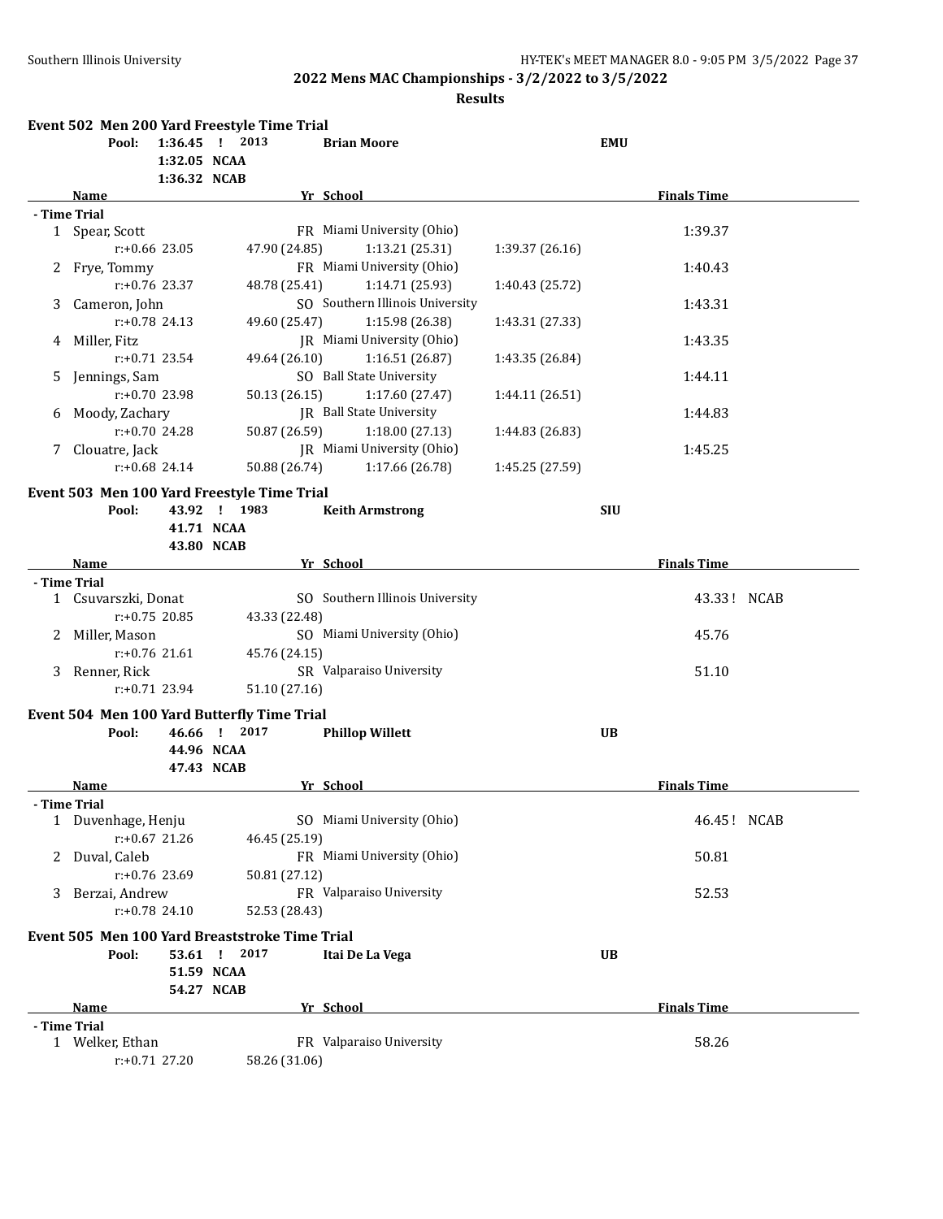## 2022 Mens MAC Championships - 3/2/2022 to 3/5/2022

**Results**

### Event 502 Men 200 Yard Freestyle Time Trial

Pool: 1:36.45 ! 2013 Brian Moore EMU
1:32.05 NCAA
1:36.32 NCAB

| | Name | Yr | School | | | | Finals Time |
|---|---|---|---|---|---|---|---|
| **- Time Trial** | | | | | | | |
| 1 | Spear, Scott | FR | Miami University (Ohio) | | | | 1:39.37 |
| | r:+0.66 23.05 | | 47.90 (24.85) | 1:13.21 (25.31) | 1:39.37 (26.16) | | |
| 2 | Frye, Tommy | FR | Miami University (Ohio) | | | | 1:40.43 |
| | r:+0.76 23.37 | | 48.78 (25.41) | 1:14.71 (25.93) | 1:40.43 (25.72) | | |
| 3 | Cameron, John | SO | Southern Illinois University | | | | 1:43.31 |
| | r:+0.78 24.13 | | 49.60 (25.47) | 1:15.98 (26.38) | 1:43.31 (27.33) | | |
| 4 | Miller, Fitz | JR | Miami University (Ohio) | | | | 1:43.35 |
| | r:+0.71 23.54 | | 49.64 (26.10) | 1:16.51 (26.87) | 1:43.35 (26.84) | | |
| 5 | Jennings, Sam | SO | Ball State University | | | | 1:44.11 |
| | r:+0.70 23.98 | | 50.13 (26.15) | 1:17.60 (27.47) | 1:44.11 (26.51) | | |
| 6 | Moody, Zachary | JR | Ball State University | | | | 1:44.83 |
| | r:+0.70 24.28 | | 50.87 (26.59) | 1:18.00 (27.13) | 1:44.83 (26.83) | | |
| 7 | Clouatre, Jack | JR | Miami University (Ohio) | | | | 1:45.25 |
| | r:+0.68 24.14 | | 50.88 (26.74) | 1:17.66 (26.78) | 1:45.25 (27.59) | | |

### Event 503 Men 100 Yard Freestyle Time Trial

Pool: 43.92 ! 1983 Keith Armstrong SIU
41.71 NCAA
43.80 NCAB

| | Name | Yr | School | | Finals Time |
|---|---|---|---|---|---|
| **- Time Trial** | | | | | |
| 1 | Csuvarszki, Donat | SO | Southern Illinois University | | 43.33 ! NCAB |
| | r:+0.75 20.85 | | 43.33 (22.48) | | |
| 2 | Miller, Mason | SO | Miami University (Ohio) | | 45.76 |
| | r:+0.76 21.61 | | 45.76 (24.15) | | |
| 3 | Renner, Rick | SR | Valparaiso University | | 51.10 |
| | r:+0.71 23.94 | | 51.10 (27.16) | | |

### Event 504 Men 100 Yard Butterfly Time Trial

Pool: 46.66 ! 2017 Phillop Willett UB
44.96 NCAA
47.43 NCAB

| | Name | Yr | School | | Finals Time |
|---|---|---|---|---|---|
| **- Time Trial** | | | | | |
| 1 | Duvenhage, Henju | SO | Miami University (Ohio) | | 46.45 ! NCAB |
| | r:+0.67 21.26 | | 46.45 (25.19) | | |
| 2 | Duval, Caleb | FR | Miami University (Ohio) | | 50.81 |
| | r:+0.76 23.69 | | 50.81 (27.12) | | |
| 3 | Berzai, Andrew | FR | Valparaiso University | | 52.53 |
| | r:+0.78 24.10 | | 52.53 (28.43) | | |

### Event 505 Men 100 Yard Breaststroke Time Trial

Pool: 53.61 ! 2017 Itai De La Vega UB
51.59 NCAA
54.27 NCAB

| | Name | Yr | School | | Finals Time |
|---|---|---|---|---|---|
| **- Time Trial** | | | | | |
| 1 | Welker, Ethan | FR | Valparaiso University | | 58.26 |
| | r:+0.71 27.20 | | 58.26 (31.06) | | |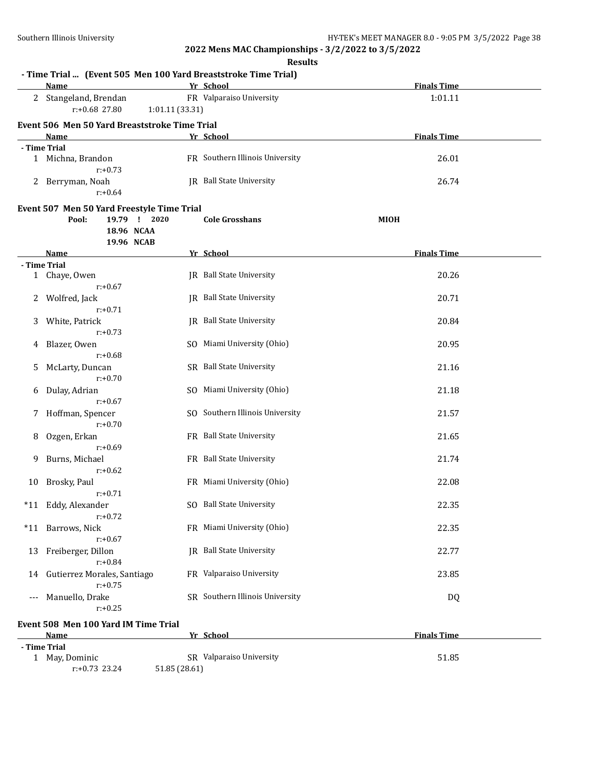## 2022 Mens MAC Championships - 3/2/2022 to 3/5/2022

### Results

**- Time Trial ... (Event 505 Men 100 Yard Breaststroke Time Trial)**

| | Name | Yr | School | Finals Time |
|---|---|---|---|---|
| 2 | Stangeland, Brendan | FR | Valparaiso University | 1:01.11 |
| | r:+0.68 27.80 1:01.11 (33.31) | | | |

### Event 506 Men 50 Yard Breaststroke Time Trial

| | Name | Yr | School | Finals Time |
|---|---|---|---|---|
| **- Time Trial** | | | | |
| 1 | Michna, Brandon | FR | Southern Illinois University | 26.01 |
| | r:+0.73 | | | |
| 2 | Berryman, Noah | JR | Ball State University | 26.74 |
| | r:+0.64 | | | |

### Event 507 Men 50 Yard Freestyle Time Trial

**Pool:** 19.79 ! 2020 **Cole Grosshans** **MIOH**
18.96 **NCAA**
19.96 **NCAB**

| | Name | Yr | School | Finals Time |
|---|---|---|---|---|
| **- Time Trial** | | | | |
| 1 | Chaye, Owen | JR | Ball State University | 20.26 |
| | r:+0.67 | | | |
| 2 | Wolfred, Jack | JR | Ball State University | 20.71 |
| | r:+0.71 | | | |
| 3 | White, Patrick | JR | Ball State University | 20.84 |
| | r:+0.73 | | | |
| 4 | Blazer, Owen | SO | Miami University (Ohio) | 20.95 |
| | r:+0.68 | | | |
| 5 | McLarty, Duncan | SR | Ball State University | 21.16 |
| | r:+0.70 | | | |
| 6 | Dulay, Adrian | SO | Miami University (Ohio) | 21.18 |
| | r:+0.67 | | | |
| 7 | Hoffman, Spencer | SO | Southern Illinois University | 21.57 |
| | r:+0.70 | | | |
| 8 | Ozgen, Erkan | FR | Ball State University | 21.65 |
| | r:+0.69 | | | |
| 9 | Burns, Michael | FR | Ball State University | 21.74 |
| | r:+0.62 | | | |
| 10 | Brosky, Paul | FR | Miami University (Ohio) | 22.08 |
| | r:+0.71 | | | |
| *11 | Eddy, Alexander | SO | Ball State University | 22.35 |
| | r:+0.72 | | | |
| *11 | Barrows, Nick | FR | Miami University (Ohio) | 22.35 |
| | r:+0.67 | | | |
| 13 | Freiberger, Dillon | JR | Ball State University | 22.77 |
| | r:+0.84 | | | |
| 14 | Gutierrez Morales, Santiago | FR | Valparaiso University | 23.85 |
| | r:+0.75 | | | |
| --- | Manuello, Drake | SR | Southern Illinois University | DQ |
| | r:+0.25 | | | |

### Event 508 Men 100 Yard IM Time Trial

| | Name | Yr | School | Finals Time |
|---|---|---|---|---|
| **- Time Trial** | | | | |
| 1 | May, Dominic | SR | Valparaiso University | 51.85 |
| | r:+0.73 23.24 51.85 (28.61) | | | |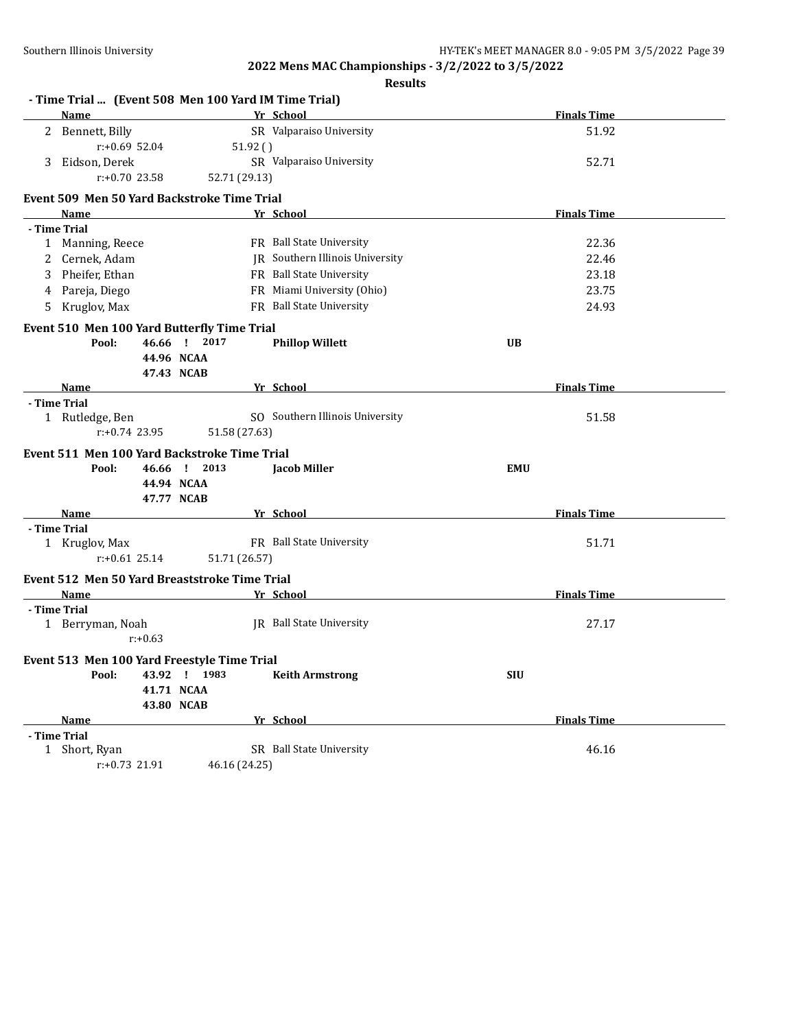**2022 Mens MAC Championships - 3/2/2022 to 3/5/2022**

**Results**

### - Time Trial ... (Event 508 Men 100 Yard IM Time Trial)

| | Name | Yr | School | Finals Time |
|---|---|---|---|---|
| 2 | Bennett, Billy | SR | Valparaiso University | 51.92 |
| | r:+0.69 52.04 | 51.92 ( ) | | |
| 3 | Eidson, Derek | SR | Valparaiso University | 52.71 |
| | r:+0.70 23.58 | 52.71 (29.13) | | |

### Event 509 Men 50 Yard Backstroke Time Trial

| | Name | Yr | School | Finals Time |
|---|---|---|---|---|
| **- Time Trial** | | | | |
| 1 | Manning, Reece | FR | Ball State University | 22.36 |
| 2 | Cernek, Adam | JR | Southern Illinois University | 22.46 |
| 3 | Pheifer, Ethan | FR | Ball State University | 23.18 |
| 4 | Pareja, Diego | FR | Miami University (Ohio) | 23.75 |
| 5 | Kruglov, Max | FR | Ball State University | 24.93 |

### Event 510 Men 100 Yard Butterfly Time Trial

**Pool: 46.66 ! 2017 Phillop Willett UB**
**44.96 NCAA**
**47.43 NCAB**

| | Name | Yr | School | Finals Time |
|---|---|---|---|---|
| **- Time Trial** | | | | |
| 1 | Rutledge, Ben | SO | Southern Illinois University | 51.58 |
| | r:+0.74 23.95 | 51.58 (27.63) | | |

### Event 511 Men 100 Yard Backstroke Time Trial

**Pool: 46.66 ! 2013 Jacob Miller EMU**
**44.94 NCAA**
**47.77 NCAB**

| | Name | Yr | School | Finals Time |
|---|---|---|---|---|
| **- Time Trial** | | | | |
| 1 | Kruglov, Max | FR | Ball State University | 51.71 |
| | r:+0.61 25.14 | 51.71 (26.57) | | |

### Event 512 Men 50 Yard Breaststroke Time Trial

| | Name | Yr | School | Finals Time |
|---|---|---|---|---|
| **- Time Trial** | | | | |
| 1 | Berryman, Noah | JR | Ball State University | 27.17 |
| | r:+0.63 | | | |

### Event 513 Men 100 Yard Freestyle Time Trial

**Pool: 43.92 ! 1983 Keith Armstrong SIU**
**41.71 NCAA**
**43.80 NCAB**

| | Name | Yr | School | Finals Time |
|---|---|---|---|---|
| **- Time Trial** | | | | |
| 1 | Short, Ryan | SR | Ball State University | 46.16 |
| | r:+0.73 21.91 | 46.16 (24.25) | | |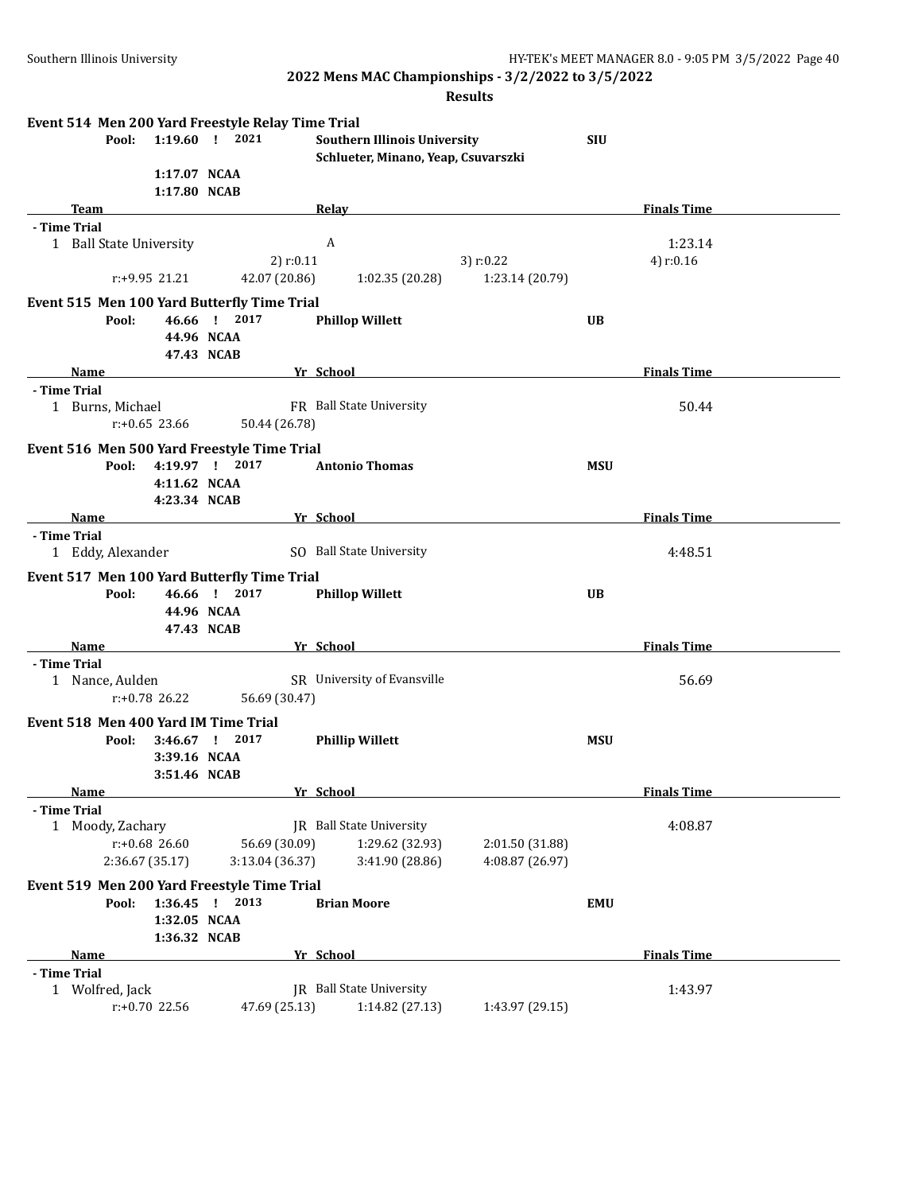## 2022 Mens MAC Championships - 3/2/2022 to 3/5/2022

### Results

**Event 514 Men 200 Yard Freestyle Relay Time Trial**

Pool: 1:19.60 ! 2021 **Southern Illinois University** SIU
Schlueter, Minano, Yeap, Csuvarszki
1:17.07 NCAA
1:17.80 NCAB

| Team | Relay | Finals Time |
|---|---|---|
| **- Time Trial** | | |
| 1 Ball State University | A | 1:23.14 |

2) r:0.11 3) r:0.22 4) r:0.16
r:+9.95 21.21 42.07 (20.86) 1:02.35 (20.28) 1:23.14 (20.79)

**Event 515 Men 100 Yard Butterfly Time Trial**

Pool: 46.66 ! 2017 **Phillop Willett** UB
44.96 NCAA
47.43 NCAB

| Name | Yr | School | Finals Time |
|---|---|---|---|
| **- Time Trial** | | | |
| 1 Burns, Michael | FR | Ball State University | 50.44 |

r:+0.65 23.66 50.44 (26.78)

**Event 516 Men 500 Yard Freestyle Time Trial**

Pool: 4:19.97 ! 2017 **Antonio Thomas** MSU
4:11.62 NCAA
4:23.34 NCAB

| Name | Yr | School | Finals Time |
|---|---|---|---|
| **- Time Trial** | | | |
| 1 Eddy, Alexander | SO | Ball State University | 4:48.51 |

**Event 517 Men 100 Yard Butterfly Time Trial**

Pool: 46.66 ! 2017 **Phillop Willett** UB
44.96 NCAA
47.43 NCAB

| Name | Yr | School | Finals Time |
|---|---|---|---|
| **- Time Trial** | | | |
| 1 Nance, Aulden | SR | University of Evansville | 56.69 |

r:+0.78 26.22 56.69 (30.47)

**Event 518 Men 400 Yard IM Time Trial**

Pool: 3:46.67 ! 2017 **Phillip Willett** MSU
3:39.16 NCAA
3:51.46 NCAB

| Name | Yr | School | Finals Time |
|---|---|---|---|
| **- Time Trial** | | | |
| 1 Moody, Zachary | JR | Ball State University | 4:08.87 |

r:+0.68 26.60 56.69 (30.09) 1:29.62 (32.93) 2:01.50 (31.88)
2:36.67 (35.17) 3:13.04 (36.37) 3:41.90 (28.86) 4:08.87 (26.97)

**Event 519 Men 200 Yard Freestyle Time Trial**

Pool: 1:36.45 ! 2013 **Brian Moore** EMU
1:32.05 NCAA
1:36.32 NCAB

| Name | Yr | School | Finals Time |
|---|---|---|---|
| **- Time Trial** | | | |
| 1 Wolfred, Jack | JR | Ball State University | 1:43.97 |

r:+0.70 22.56 47.69 (25.13) 1:14.82 (27.13) 1:43.97 (29.15)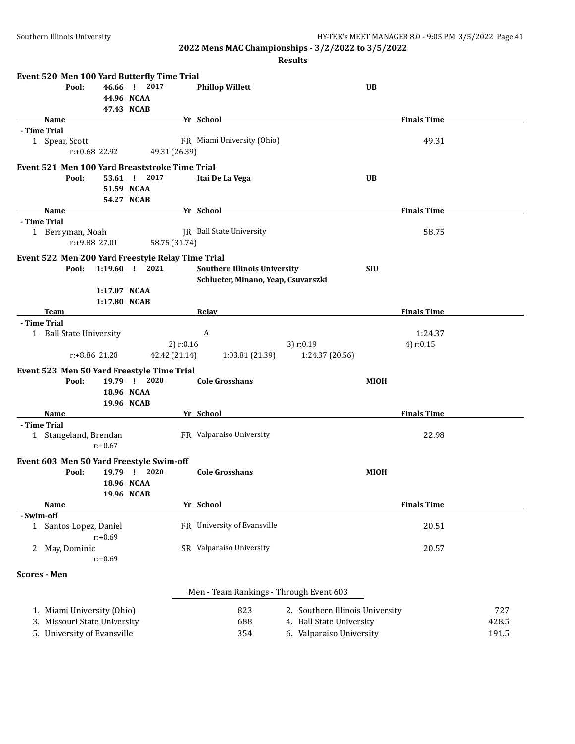## 2022 Mens MAC Championships - 3/2/2022 to 3/5/2022

### Results

**Event 520 Men 100 Yard Butterfly Time Trial**

Pool: 46.66 ! 2017 Phillop Willett UB
44.96 NCAA
47.43 NCAB

| Name | Yr | School | Finals Time |
|---|---|---|---|
| **- Time Trial** | | | |
| 1 Spear, Scott | FR | Miami University (Ohio) | 49.31 |
| r:+0.68 22.92 49.31 (26.39) | | | |

**Event 521 Men 100 Yard Breaststroke Time Trial**

Pool: 53.61 ! 2017 Itai De La Vega UB
51.59 NCAA
54.27 NCAB

| Name | Yr | School | Finals Time |
|---|---|---|---|
| **- Time Trial** | | | |
| 1 Berryman, Noah | JR | Ball State University | 58.75 |
| r:+9.88 27.01 58.75 (31.74) | | | |

**Event 522 Men 200 Yard Freestyle Relay Time Trial**

Pool: 1:19.60 ! 2021 Southern Illinois University SIU
Schlueter, Minano, Yeap, Csuvarszki
1:17.07 NCAA
1:17.80 NCAB

| Team | Relay | Finals Time |
|---|---|---|
| **- Time Trial** | | |
| 1 Ball State University | A | 1:24.37 |
| 2) r:0.16 3) r:0.19 4) r:0.15 | | |
| r:+8.86 21.28 42.42 (21.14) 1:03.81 (21.39) 1:24.37 (20.56) | | |

**Event 523 Men 50 Yard Freestyle Time Trial**

Pool: 19.79 ! 2020 Cole Grosshans MIOH
18.96 NCAA
19.96 NCAB

| Name | Yr | School | Finals Time |
|---|---|---|---|
| **- Time Trial** | | | |
| 1 Stangeland, Brendan | FR | Valparaiso University | 22.98 |
| r:+0.67 | | | |

**Event 603 Men 50 Yard Freestyle Swim-off**

Pool: 19.79 ! 2020 Cole Grosshans MIOH
18.96 NCAA
19.96 NCAB

| Name | Yr | School | Finals Time |
|---|---|---|---|
| **- Swim-off** | | | |
| 1 Santos Lopez, Daniel | FR | University of Evansville | 20.51 |
| r:+0.69 | | | |
| 2 May, Dominic | SR | Valparaiso University | 20.57 |
| r:+0.69 | | | |

**Scores - Men**

Men - Team Rankings - Through Event 603

| | | | |
|---|---|---|---|
| 1. Miami University (Ohio) | 823 | 2. Southern Illinois University | 727 |
| 3. Missouri State University | 688 | 4. Ball State University | 428.5 |
| 5. University of Evansville | 354 | 6. Valparaiso University | 191.5 |